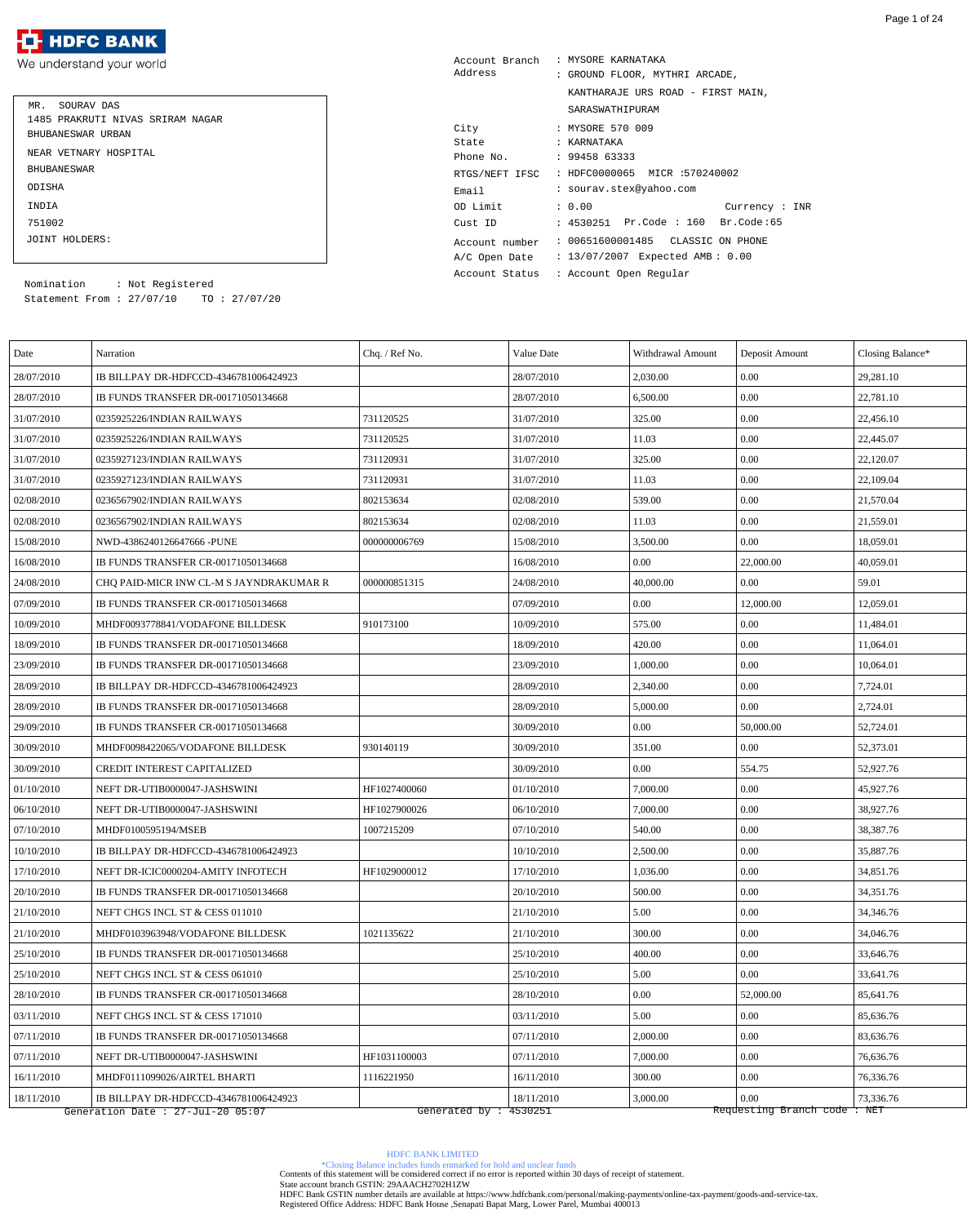**HDFC BANK**
We understand your world

MR. SOUROV DAS
1485 PRAKRUTI NIVAS SRIRAM NAGAR
BHUBANESWAR URBAN
NEAR VETNARY HOSPITAL
BHUBANESWAR
ODISHA
INDIA
751002
JOINT HOLDERS:

Nomination : Not Registered
Statement From : 27/07/10 TO : 27/07/20

Account Branch : MYSORE KARNATAKA
Address : GROUND FLOOR, MYTHRI ARCADE,
KANTHARAJE URS ROAD - FIRST MAIN,
SARASWATHIPURAM
City : MYSORE 570 009
State : KARNATAKA
Phone No. : 99458 63333
RTGS/NEFT IFSC : HDFC0000065 MICR :570240002
Email : sourav.stex@yahoo.com
OD Limit : 0.00 Currency : INR
Cust ID : 4530251 Pr.Code : 160 Br.Code:65
Account number : 00651600001485 CLASSIC ON PHONE
A/C Open Date : 13/07/2007 Expected AMB : 0.00
Account Status : Account Open Regular

| Date | Narration | Chq. / Ref No. | Value Date | Withdrawal Amount | Deposit Amount | Closing Balance* |
|---|---|---|---|---|---|---|
| 28/07/2010 | IB BILLPAY DR-HDFCCD-4346781006424923 | | 28/07/2010 | 2,030.00 | 0.00 | 29,281.10 |
| 28/07/2010 | IB FUNDS TRANSFER DR-00171050134668 | | 28/07/2010 | 6,500.00 | 0.00 | 22,781.10 |
| 31/07/2010 | 0235925226/INDIAN RAILWAYS | 731120525 | 31/07/2010 | 325.00 | 0.00 | 22,456.10 |
| 31/07/2010 | 0235925226/INDIAN RAILWAYS | 731120525 | 31/07/2010 | 11.03 | 0.00 | 22,445.07 |
| 31/07/2010 | 0235927123/INDIAN RAILWAYS | 731120931 | 31/07/2010 | 325.00 | 0.00 | 22,120.07 |
| 31/07/2010 | 0235927123/INDIAN RAILWAYS | 731120931 | 31/07/2010 | 11.03 | 0.00 | 22,109.04 |
| 02/08/2010 | 0236567902/INDIAN RAILWAYS | 802153634 | 02/08/2010 | 539.00 | 0.00 | 21,570.04 |
| 02/08/2010 | 0236567902/INDIAN RAILWAYS | 802153634 | 02/08/2010 | 11.03 | 0.00 | 21,559.01 |
| 15/08/2010 | NWD-4386240126647666 -PUNE | 000000006769 | 15/08/2010 | 3,500.00 | 0.00 | 18,059.01 |
| 16/08/2010 | IB FUNDS TRANSFER CR-00171050134668 | | 16/08/2010 | 0.00 | 22,000.00 | 40,059.01 |
| 24/08/2010 | CHQ PAID-MICR INW CL-M S JAYNDRAKUMAR R | 000000851315 | 24/08/2010 | 40,000.00 | 0.00 | 59.01 |
| 07/09/2010 | IB FUNDS TRANSFER CR-00171050134668 | | 07/09/2010 | 0.00 | 12,000.00 | 12,059.01 |
| 10/09/2010 | MHDF0093778841/VODAFONE BILLDESK | 910173100 | 10/09/2010 | 575.00 | 0.00 | 11,484.01 |
| 18/09/2010 | IB FUNDS TRANSFER DR-00171050134668 | | 18/09/2010 | 420.00 | 0.00 | 11,064.01 |
| 23/09/2010 | IB FUNDS TRANSFER DR-00171050134668 | | 23/09/2010 | 1,000.00 | 0.00 | 10,064.01 |
| 28/09/2010 | IB BILLPAY DR-HDFCCD-4346781006424923 | | 28/09/2010 | 2,340.00 | 0.00 | 7,724.01 |
| 28/09/2010 | IB FUNDS TRANSFER DR-00171050134668 | | 28/09/2010 | 5,000.00 | 0.00 | 2,724.01 |
| 29/09/2010 | IB FUNDS TRANSFER CR-00171050134668 | | 30/09/2010 | 0.00 | 50,000.00 | 52,724.01 |
| 30/09/2010 | MHDF0098422065/VODAFONE BILLDESK | 930140119 | 30/09/2010 | 351.00 | 0.00 | 52,373.01 |
| 30/09/2010 | CREDIT INTEREST CAPITALIZED | | 30/09/2010 | 0.00 | 554.75 | 52,927.76 |
| 01/10/2010 | NEFT DR-UTIB0000047-JASHSWINI | HF1027400060 | 01/10/2010 | 7,000.00 | 0.00 | 45,927.76 |
| 06/10/2010 | NEFT DR-UTIB0000047-JASHSWINI | HF1027900026 | 06/10/2010 | 7,000.00 | 0.00 | 38,927.76 |
| 07/10/2010 | MHDF0100595194/MSEB | 1007215209 | 07/10/2010 | 540.00 | 0.00 | 38,387.76 |
| 10/10/2010 | IB BILLPAY DR-HDFCCD-4346781006424923 | | 10/10/2010 | 2,500.00 | 0.00 | 35,887.76 |
| 17/10/2010 | NEFT DR-ICIC0000204-AMITY INFOTECH | HF1029000012 | 17/10/2010 | 1,036.00 | 0.00 | 34,851.76 |
| 20/10/2010 | IB FUNDS TRANSFER DR-00171050134668 | | 20/10/2010 | 500.00 | 0.00 | 34,351.76 |
| 21/10/2010 | NEFT CHGS INCL ST & CESS 011010 | | 21/10/2010 | 5.00 | 0.00 | 34,346.76 |
| 21/10/2010 | MHDF0103963948/VODAFONE BILLDESK | 1021135622 | 21/10/2010 | 300.00 | 0.00 | 34,046.76 |
| 25/10/2010 | IB FUNDS TRANSFER DR-00171050134668 | | 25/10/2010 | 400.00 | 0.00 | 33,646.76 |
| 25/10/2010 | NEFT CHGS INCL ST & CESS 061010 | | 25/10/2010 | 5.00 | 0.00 | 33,641.76 |
| 28/10/2010 | IB FUNDS TRANSFER CR-00171050134668 | | 28/10/2010 | 0.00 | 52,000.00 | 85,641.76 |
| 03/11/2010 | NEFT CHGS INCL ST & CESS 171010 | | 03/11/2010 | 5.00 | 0.00 | 85,636.76 |
| 07/11/2010 | IB FUNDS TRANSFER DR-00171050134668 | | 07/11/2010 | 2,000.00 | 0.00 | 83,636.76 |
| 07/11/2010 | NEFT DR-UTIB0000047-JASHSWINI | HF1031100003 | 07/11/2010 | 7,000.00 | 0.00 | 76,636.76 |
| 16/11/2010 | MHDF0111099026/AIRTEL BHARTI | 1116221950 | 16/11/2010 | 300.00 | 0.00 | 76,336.76 |
| 18/11/2010 | IB BILLPAY DR-HDFCCD-4346781006424923 | | 18/11/2010 | 3,000.00 | 0.00 | 73,336.76 |

Generation Date : 27-Jul-20 05:07 Generated by : 4530251 Requesting Branch code : NET

HDFC BANK LIMITED
*Closing Balance includes funds earmarked for hold and unclear funds
Contents of this statement will be considered correct if no error is reported within 30 days of receipt of statement.
State account branch GSTIN: 29AAACH2702H1ZW
HDFC Bank GSTIN number details are available at https://www.hdfcbank.com/personal/making-payments/online-tax-payment/goods-and-service-tax.
Registered Office Address: HDFC Bank House ,Senapati Bapat Marg, Lower Parel, Mumbai 400013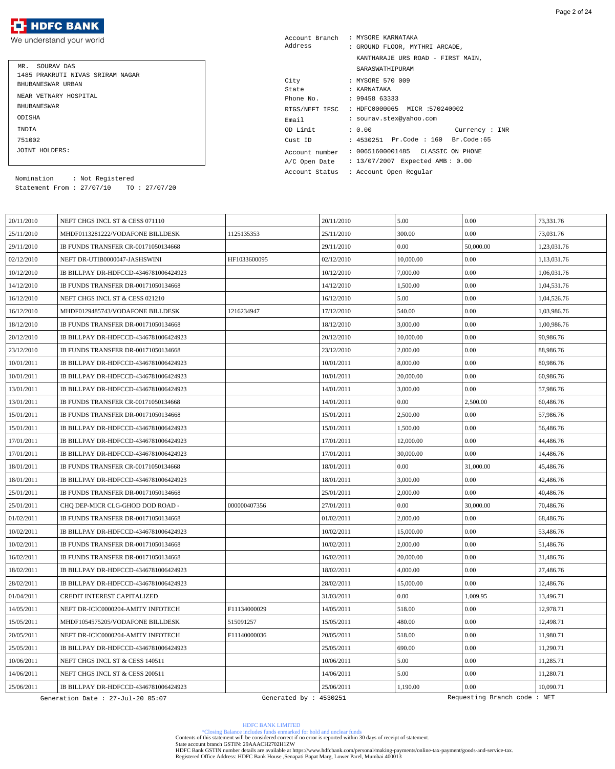**HDFC BANK**

We understand your world

MR. SOURAV DAS
1485 PRAKRUTI NIVAS SRIRAM NAGAR
BHUBANESWAR URBAN
NEAR VETNARY HOSPITAL
BHUBANESWAR
ODISHA
INDIA
751002
JOINT HOLDERS:

Nomination : Not Registered
Statement From : 27/07/10 TO : 27/07/20

Account Branch : MYSORE KARNATAKA
Address : GROUND FLOOR, MYTHRI ARCADE,
KANTHARAJE URS ROAD - FIRST MAIN,
SARASWATHIPURAM
City : MYSORE 570 009
State : KARNATAKA
Phone No. : 99458 63333
RTGS/NEFT IFSC : HDFC0000065 MICR :570240002
Email : sourav.stex@yahoo.com
OD Limit : 0.00 Currency : INR
Cust ID : 4530251 Pr.Code : 160 Br.Code:65
Account number : 00651600001485 CLASSIC ON PHONE
A/C Open Date : 13/07/2007 Expected AMB : 0.00
Account Status : Account Open Regular

| | | | | | | |
|---|---|---|---|---|---|---|
| 20/11/2010 | NEFT CHGS INCL ST & CESS 071110 | | 20/11/2010 | 5.00 | 0.00 | 73,331.76 |
| 25/11/2010 | MHDF0113281222/VODAFONE BILLDESK | 1125135353 | 25/11/2010 | 300.00 | 0.00 | 73,031.76 |
| 29/11/2010 | IB FUNDS TRANSFER CR-00171050134668 | | 29/11/2010 | 0.00 | 50,000.00 | 1,23,031.76 |
| 02/12/2010 | NEFT DR-UTIB0000047-JASHSWINI | HF1033600095 | 02/12/2010 | 10,000.00 | 0.00 | 1,13,031.76 |
| 10/12/2010 | IB BILLPAY DR-HDFCCD-4346781006424923 | | 10/12/2010 | 7,000.00 | 0.00 | 1,06,031.76 |
| 14/12/2010 | IB FUNDS TRANSFER DR-00171050134668 | | 14/12/2010 | 1,500.00 | 0.00 | 1,04,531.76 |
| 16/12/2010 | NEFT CHGS INCL ST & CESS 021210 | | 16/12/2010 | 5.00 | 0.00 | 1,04,526.76 |
| 16/12/2010 | MHDF0129485743/VODAFONE BILLDESK | 1216234947 | 17/12/2010 | 540.00 | 0.00 | 1,03,986.76 |
| 18/12/2010 | IB FUNDS TRANSFER DR-00171050134668 | | 18/12/2010 | 3,000.00 | 0.00 | 1,00,986.76 |
| 20/12/2010 | IB BILLPAY DR-HDFCCD-4346781006424923 | | 20/12/2010 | 10,000.00 | 0.00 | 90,986.76 |
| 23/12/2010 | IB FUNDS TRANSFER DR-00171050134668 | | 23/12/2010 | 2,000.00 | 0.00 | 88,986.76 |
| 10/01/2011 | IB BILLPAY DR-HDFCCD-4346781006424923 | | 10/01/2011 | 8,000.00 | 0.00 | 80,986.76 |
| 10/01/2011 | IB BILLPAY DR-HDFCCD-4346781006424923 | | 10/01/2011 | 20,000.00 | 0.00 | 60,986.76 |
| 13/01/2011 | IB BILLPAY DR-HDFCCD-4346781006424923 | | 14/01/2011 | 3,000.00 | 0.00 | 57,986.76 |
| 13/01/2011 | IB FUNDS TRANSFER CR-00171050134668 | | 14/01/2011 | 0.00 | 2,500.00 | 60,486.76 |
| 15/01/2011 | IB FUNDS TRANSFER DR-00171050134668 | | 15/01/2011 | 2,500.00 | 0.00 | 57,986.76 |
| 15/01/2011 | IB BILLPAY DR-HDFCCD-4346781006424923 | | 15/01/2011 | 1,500.00 | 0.00 | 56,486.76 |
| 17/01/2011 | IB BILLPAY DR-HDFCCD-4346781006424923 | | 17/01/2011 | 12,000.00 | 0.00 | 44,486.76 |
| 17/01/2011 | IB BILLPAY DR-HDFCCD-4346781006424923 | | 17/01/2011 | 30,000.00 | 0.00 | 14,486.76 |
| 18/01/2011 | IB FUNDS TRANSFER CR-00171050134668 | | 18/01/2011 | 0.00 | 31,000.00 | 45,486.76 |
| 18/01/2011 | IB BILLPAY DR-HDFCCD-4346781006424923 | | 18/01/2011 | 3,000.00 | 0.00 | 42,486.76 |
| 25/01/2011 | IB FUNDS TRANSFER DR-00171050134668 | | 25/01/2011 | 2,000.00 | 0.00 | 40,486.76 |
| 25/01/2011 | CHQ DEP-MICR CLG-GHOD DOD ROAD - | 000000407356 | 27/01/2011 | 0.00 | 30,000.00 | 70,486.76 |
| 01/02/2011 | IB FUNDS TRANSFER DR-00171050134668 | | 01/02/2011 | 2,000.00 | 0.00 | 68,486.76 |
| 10/02/2011 | IB BILLPAY DR-HDFCCD-4346781006424923 | | 10/02/2011 | 15,000.00 | 0.00 | 53,486.76 |
| 10/02/2011 | IB FUNDS TRANSFER DR-00171050134668 | | 10/02/2011 | 2,000.00 | 0.00 | 51,486.76 |
| 16/02/2011 | IB FUNDS TRANSFER DR-00171050134668 | | 16/02/2011 | 20,000.00 | 0.00 | 31,486.76 |
| 18/02/2011 | IB BILLPAY DR-HDFCCD-4346781006424923 | | 18/02/2011 | 4,000.00 | 0.00 | 27,486.76 |
| 28/02/2011 | IB BILLPAY DR-HDFCCD-4346781006424923 | | 28/02/2011 | 15,000.00 | 0.00 | 12,486.76 |
| 01/04/2011 | CREDIT INTEREST CAPITALIZED | | 31/03/2011 | 0.00 | 1,009.95 | 13,496.71 |
| 14/05/2011 | NEFT DR-ICIC0000204-AMITY INFOTECH | F11134000029 | 14/05/2011 | 518.00 | 0.00 | 12,978.71 |
| 15/05/2011 | MHDF1054575205/VODAFONE BILLDESK | 515091257 | 15/05/2011 | 480.00 | 0.00 | 12,498.71 |
| 20/05/2011 | NEFT DR-ICIC0000204-AMITY INFOTECH | F11140000036 | 20/05/2011 | 518.00 | 0.00 | 11,980.71 |
| 25/05/2011 | IB BILLPAY DR-HDFCCD-4346781006424923 | | 25/05/2011 | 690.00 | 0.00 | 11,290.71 |
| 10/06/2011 | NEFT CHGS INCL ST & CESS 140511 | | 10/06/2011 | 5.00 | 0.00 | 11,285.71 |
| 14/06/2011 | NEFT CHGS INCL ST & CESS 200511 | | 14/06/2011 | 5.00 | 0.00 | 11,280.71 |
| 25/06/2011 | IB BILLPAY DR-HDFCCD-4346781006424923 | | 25/06/2011 | 1,190.00 | 0.00 | 10,090.71 |

Generation Date : 27-Jul-20 05:07 Generated by : 4530251 Requesting Branch code : NET

HDFC BANK LIMITED
*Closing Balance includes funds earmarked for hold and unclear funds
Contents of this statement will be considered correct if no error is reported within 30 days of receipt of statement.
State account branch GSTIN: 29AAACH2702H1ZW
HDFC Bank GSTIN number details are available at https://www.hdfcbank.com/personal/making-payments/online-tax-payment/goods-and-service-tax.
Registered Office Address: HDFC Bank House ,Senapati Bapat Marg, Lower Parel, Mumbai 400013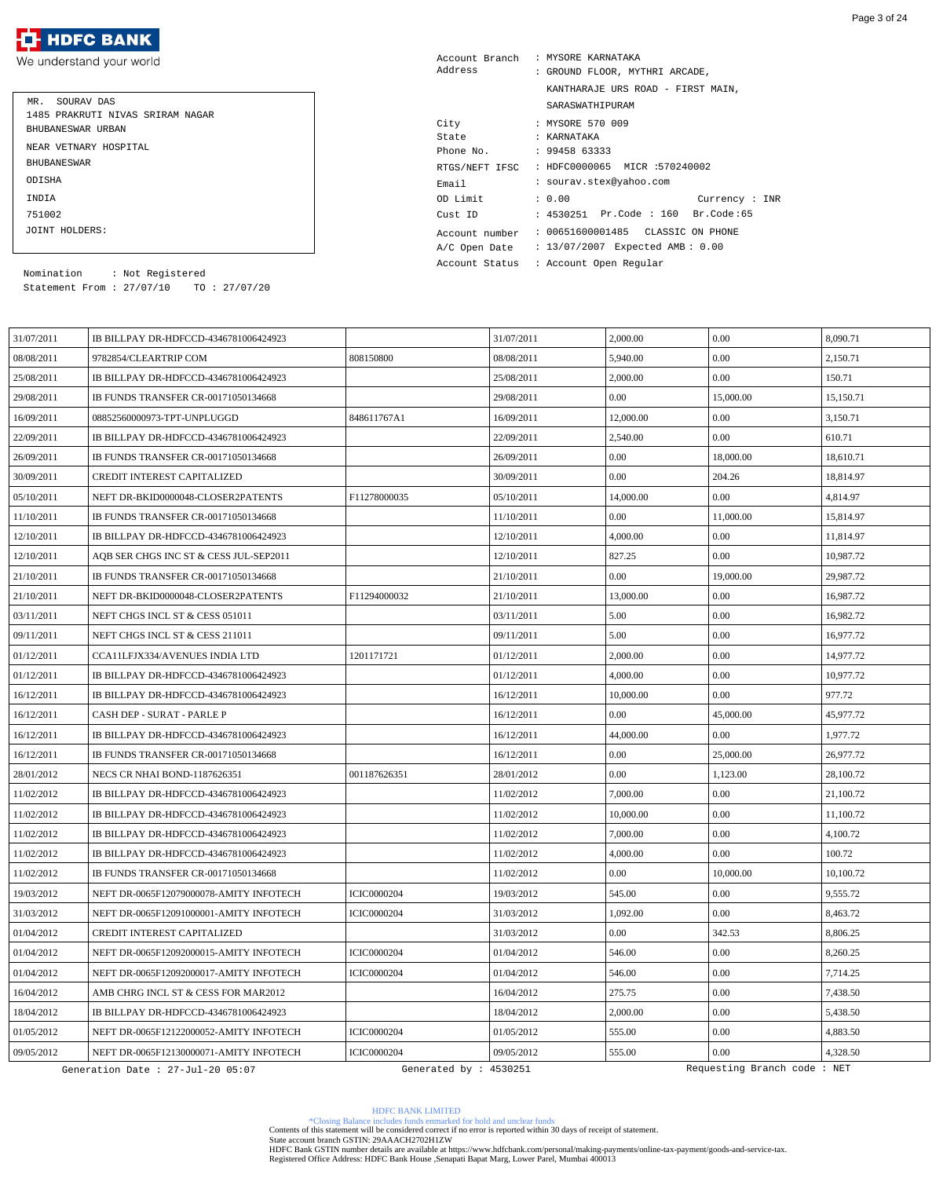**HDFC BANK**
We understand your world

| | |
|---|---|
| Account Branch | : MYSORE KARNATAKA |
| Address | : GROUND FLOOR, MYTHRI ARCADE, KANTHARAJE URS ROAD - FIRST MAIN, SARASWATHIPURAM |
| City | : MYSORE 570 009 |
| State | : KARNATAKA |
| Phone No. | : 99458 63333 |
| RTGS/NEFT IFSC | : HDFC0000065 MICR :570240002 |
| Email | : sourav.stex@yahoo.com |
| OD Limit | : 0.00 Currency : INR |
| Cust ID | : 4530251 Pr.Code : 160 Br.Code:65 |
| Account number | : 00651600001485 CLASSIC ON PHONE |
| A/C Open Date | : 13/07/2007 Expected AMB : 0.00 |
| Account Status | : Account Open Regular |

MR. SOURAV DAS
1485 PRAKRUTI NIVAS SRIRAM NAGAR
BHUBANESWAR URBAN
NEAR VETNARY HOSPITAL
BHUBANESWAR
ODISHA
INDIA
751002
JOINT HOLDERS:

Nomination : Not Registered
Statement From : 27/07/10 TO : 27/07/20

| | | | | | | |
|---|---|---|---|---|---|---|
| 31/07/2011 | IB BILLPAY DR-HDFCCD-4346781006424923 | | 31/07/2011 | 2,000.00 | 0.00 | 8,090.71 |
| 08/08/2011 | 9782854/CLEARTRIP COM | 808150800 | 08/08/2011 | 5,940.00 | 0.00 | 2,150.71 |
| 25/08/2011 | IB BILLPAY DR-HDFCCD-4346781006424923 | | 25/08/2011 | 2,000.00 | 0.00 | 150.71 |
| 29/08/2011 | IB FUNDS TRANSFER CR-00171050134668 | | 29/08/2011 | 0.00 | 15,000.00 | 15,150.71 |
| 16/09/2011 | 08852560000973-TPT-UNPLUGGD | 848611767A1 | 16/09/2011 | 12,000.00 | 0.00 | 3,150.71 |
| 22/09/2011 | IB BILLPAY DR-HDFCCD-4346781006424923 | | 22/09/2011 | 2,540.00 | 0.00 | 610.71 |
| 26/09/2011 | IB FUNDS TRANSFER CR-00171050134668 | | 26/09/2011 | 0.00 | 18,000.00 | 18,610.71 |
| 30/09/2011 | CREDIT INTEREST CAPITALIZED | | 30/09/2011 | 0.00 | 204.26 | 18,814.97 |
| 05/10/2011 | NEFT DR-BKID0000048-CLOSER2PATENTS | F11278000035 | 05/10/2011 | 14,000.00 | 0.00 | 4,814.97 |
| 11/10/2011 | IB FUNDS TRANSFER CR-00171050134668 | | 11/10/2011 | 0.00 | 11,000.00 | 15,814.97 |
| 12/10/2011 | IB BILLPAY DR-HDFCCD-4346781006424923 | | 12/10/2011 | 4,000.00 | 0.00 | 11,814.97 |
| 12/10/2011 | AQB SER CHGS INC ST & CESS JUL-SEP2011 | | 12/10/2011 | 827.25 | 0.00 | 10,987.72 |
| 21/10/2011 | IB FUNDS TRANSFER CR-00171050134668 | | 21/10/2011 | 0.00 | 19,000.00 | 29,987.72 |
| 21/10/2011 | NEFT DR-BKID0000048-CLOSER2PATENTS | F11294000032 | 21/10/2011 | 13,000.00 | 0.00 | 16,987.72 |
| 03/11/2011 | NEFT CHGS INCL ST & CESS 051011 | | 03/11/2011 | 5.00 | 0.00 | 16,982.72 |
| 09/11/2011 | NEFT CHGS INCL ST & CESS 211011 | | 09/11/2011 | 5.00 | 0.00 | 16,977.72 |
| 01/12/2011 | CCA11LFJX334/AVENUES INDIA LTD | 1201171721 | 01/12/2011 | 2,000.00 | 0.00 | 14,977.72 |
| 01/12/2011 | IB BILLPAY DR-HDFCCD-4346781006424923 | | 01/12/2011 | 4,000.00 | 0.00 | 10,977.72 |
| 16/12/2011 | IB BILLPAY DR-HDFCCD-4346781006424923 | | 16/12/2011 | 10,000.00 | 0.00 | 977.72 |
| 16/12/2011 | CASH DEP - SURAT - PARLE P | | 16/12/2011 | 0.00 | 45,000.00 | 45,977.72 |
| 16/12/2011 | IB BILLPAY DR-HDFCCD-4346781006424923 | | 16/12/2011 | 44,000.00 | 0.00 | 1,977.72 |
| 16/12/2011 | IB FUNDS TRANSFER CR-00171050134668 | | 16/12/2011 | 0.00 | 25,000.00 | 26,977.72 |
| 28/01/2012 | NECS CR NHAI BOND-1187626351 | 001187626351 | 28/01/2012 | 0.00 | 1,123.00 | 28,100.72 |
| 11/02/2012 | IB BILLPAY DR-HDFCCD-4346781006424923 | | 11/02/2012 | 7,000.00 | 0.00 | 21,100.72 |
| 11/02/2012 | IB BILLPAY DR-HDFCCD-4346781006424923 | | 11/02/2012 | 10,000.00 | 0.00 | 11,100.72 |
| 11/02/2012 | IB BILLPAY DR-HDFCCD-4346781006424923 | | 11/02/2012 | 7,000.00 | 0.00 | 4,100.72 |
| 11/02/2012 | IB BILLPAY DR-HDFCCD-4346781006424923 | | 11/02/2012 | 4,000.00 | 0.00 | 100.72 |
| 11/02/2012 | IB FUNDS TRANSFER CR-00171050134668 | | 11/02/2012 | 0.00 | 10,000.00 | 10,100.72 |
| 19/03/2012 | NEFT DR-0065F12079000078-AMITY INFOTECH | ICIC0000204 | 19/03/2012 | 545.00 | 0.00 | 9,555.72 |
| 31/03/2012 | NEFT DR-0065F12091000001-AMITY INFOTECH | ICIC0000204 | 31/03/2012 | 1,092.00 | 0.00 | 8,463.72 |
| 01/04/2012 | CREDIT INTEREST CAPITALIZED | | 31/03/2012 | 0.00 | 342.53 | 8,806.25 |
| 01/04/2012 | NEFT DR-0065F12092000015-AMITY INFOTECH | ICIC0000204 | 01/04/2012 | 546.00 | 0.00 | 8,260.25 |
| 01/04/2012 | NEFT DR-0065F12092000017-AMITY INFOTECH | ICIC0000204 | 01/04/2012 | 546.00 | 0.00 | 7,714.25 |
| 16/04/2012 | AMB CHRG INCL ST & CESS FOR MAR2012 | | 16/04/2012 | 275.75 | 0.00 | 7,438.50 |
| 18/04/2012 | IB BILLPAY DR-HDFCCD-4346781006424923 | | 18/04/2012 | 2,000.00 | 0.00 | 5,438.50 |
| 01/05/2012 | NEFT DR-0065F12122000052-AMITY INFOTECH | ICIC0000204 | 01/05/2012 | 555.00 | 0.00 | 4,883.50 |
| 09/05/2012 | NEFT DR-0065F12130000071-AMITY INFOTECH | ICIC0000204 | 09/05/2012 | 555.00 | 0.00 | 4,328.50 |

Generation Date : 27-Jul-20 05:07 Generated by : 4530251 Requesting Branch code : NET

HDFC BANK LIMITED
*Closing Balance includes funds earmarked for hold and unclear funds
Contents of this statement will be considered correct if no error is reported within 30 days of receipt of statement.
State account branch GSTIN: 29AAACH2702H1ZW
HDFC Bank GSTIN number details are available at https://www.hdfcbank.com/personal/making-payments/online-tax-payment/goods-and-service-tax.
Registered Office Address: HDFC Bank House ,Senapati Bapat Marg, Lower Parel, Mumbai 400013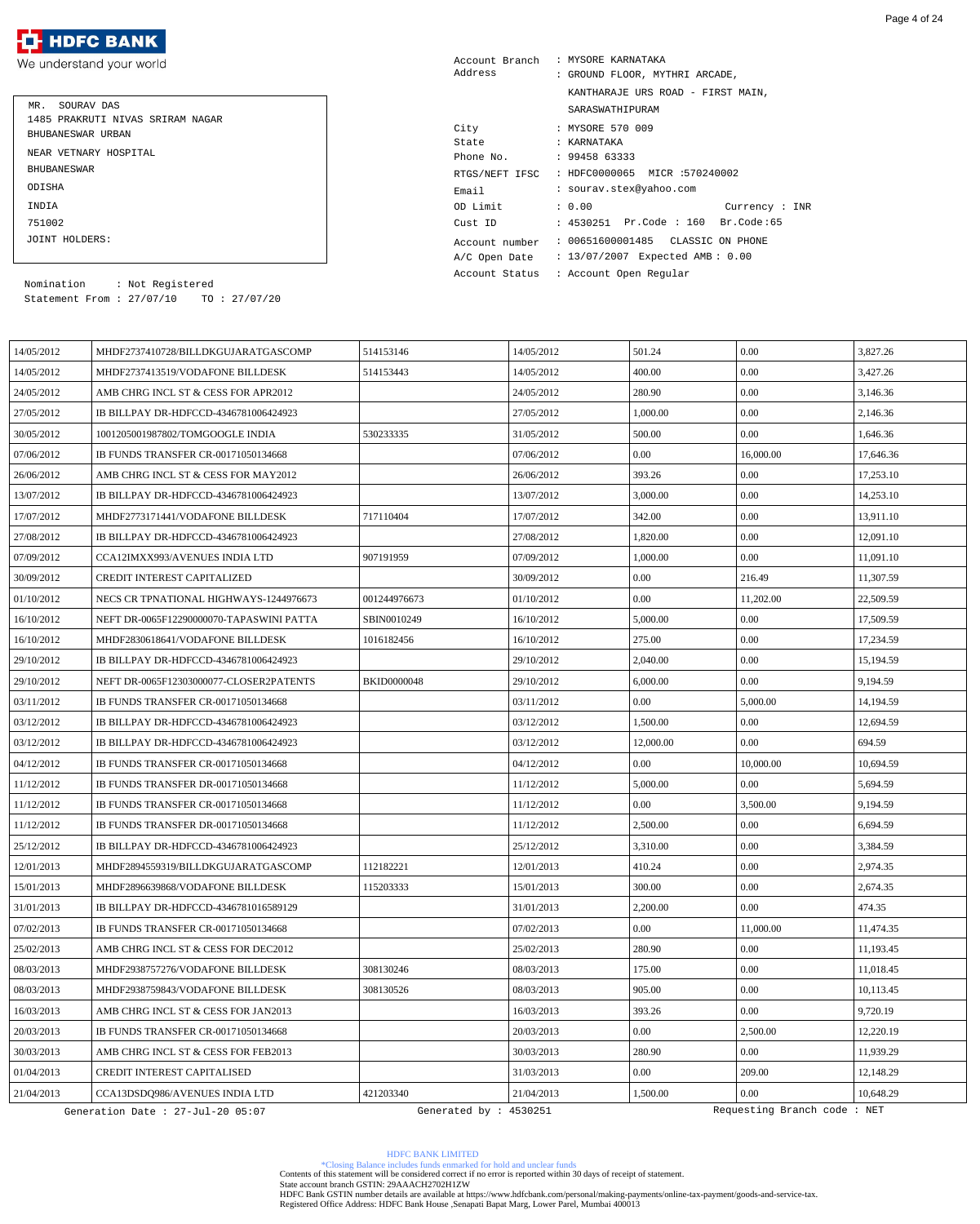**HDFC BANK**
We understand your world

MR. SOURAV DAS
1485 PRAKRUTI NIVAS SRIRAM NAGAR
BHUBANESWAR URBAN
NEAR VETNARY HOSPITAL
BHUBANESWAR
ODISHA
INDIA
751002
JOINT HOLDERS:

Nomination : Not Registered
Statement From : 27/07/10 TO : 27/07/20

Account Branch : MYSORE KARNATAKA
Address : GROUND FLOOR, MYTHRI ARCADE, KANTHARAJE URS ROAD - FIRST MAIN, SARASWATHIPURAM
City : MYSORE 570 009
State : KARNATAKA
Phone No. : 99458 63333
RTGS/NEFT IFSC : HDFC0000065 MICR :570240002
Email : sourav.stex@yahoo.com
OD Limit : 0.00 Currency : INR
Cust ID : 4530251 Pr.Code : 160 Br.Code:65
Account number : 00651600001485 CLASSIC ON PHONE
A/C Open Date : 13/07/2007 Expected AMB : 0.00
Account Status : Account Open Regular

| | | | | | | |
|---|---|---|---|---|---|---|
| 14/05/2012 | MHDF2737410728/BILLDKGUJARATGASCOMP | 514153146 | 14/05/2012 | 501.24 | 0.00 | 3,827.26 |
| 14/05/2012 | MHDF2737413519/VODAFONE BILLDESK | 514153443 | 14/05/2012 | 400.00 | 0.00 | 3,427.26 |
| 24/05/2012 | AMB CHRG INCL ST & CESS FOR APR2012 | | 24/05/2012 | 280.90 | 0.00 | 3,146.36 |
| 27/05/2012 | IB BILLPAY DR-HDFCCD-4346781006424923 | | 27/05/2012 | 1,000.00 | 0.00 | 2,146.36 |
| 30/05/2012 | 1001205001987802/TOMGOOGLE INDIA | 530233335 | 31/05/2012 | 500.00 | 0.00 | 1,646.36 |
| 07/06/2012 | IB FUNDS TRANSFER CR-00171050134668 | | 07/06/2012 | 0.00 | 16,000.00 | 17,646.36 |
| 26/06/2012 | AMB CHRG INCL ST & CESS FOR MAY2012 | | 26/06/2012 | 393.26 | 0.00 | 17,253.10 |
| 13/07/2012 | IB BILLPAY DR-HDFCCD-4346781006424923 | | 13/07/2012 | 3,000.00 | 0.00 | 14,253.10 |
| 17/07/2012 | MHDF2773171441/VODAFONE BILLDESK | 717110404 | 17/07/2012 | 342.00 | 0.00 | 13,911.10 |
| 27/08/2012 | IB BILLPAY DR-HDFCCD-4346781006424923 | | 27/08/2012 | 1,820.00 | 0.00 | 12,091.10 |
| 07/09/2012 | CCA12IMXX993/AVENUES INDIA LTD | 907191959 | 07/09/2012 | 1,000.00 | 0.00 | 11,091.10 |
| 30/09/2012 | CREDIT INTEREST CAPITALIZED | | 30/09/2012 | 0.00 | 216.49 | 11,307.59 |
| 01/10/2012 | NECS CR TPNATIONAL HIGHWAYS-1244976673 | 001244976673 | 01/10/2012 | 0.00 | 11,202.00 | 22,509.59 |
| 16/10/2012 | NEFT DR-0065F12290000070-TAPASWINI PATTA | SBIN0010249 | 16/10/2012 | 5,000.00 | 0.00 | 17,509.59 |
| 16/10/2012 | MHDF2830618641/VODAFONE BILLDESK | 1016182456 | 16/10/2012 | 275.00 | 0.00 | 17,234.59 |
| 29/10/2012 | IB BILLPAY DR-HDFCCD-4346781006424923 | | 29/10/2012 | 2,040.00 | 0.00 | 15,194.59 |
| 29/10/2012 | NEFT DR-0065F12303000077-CLOSER2PATENTS | BKID0000048 | 29/10/2012 | 6,000.00 | 0.00 | 9,194.59 |
| 03/11/2012 | IB FUNDS TRANSFER CR-00171050134668 | | 03/11/2012 | 0.00 | 5,000.00 | 14,194.59 |
| 03/12/2012 | IB BILLPAY DR-HDFCCD-4346781006424923 | | 03/12/2012 | 1,500.00 | 0.00 | 12,694.59 |
| 03/12/2012 | IB BILLPAY DR-HDFCCD-4346781006424923 | | 03/12/2012 | 12,000.00 | 0.00 | 694.59 |
| 04/12/2012 | IB FUNDS TRANSFER CR-00171050134668 | | 04/12/2012 | 0.00 | 10,000.00 | 10,694.59 |
| 11/12/2012 | IB FUNDS TRANSFER DR-00171050134668 | | 11/12/2012 | 5,000.00 | 0.00 | 5,694.59 |
| 11/12/2012 | IB FUNDS TRANSFER CR-00171050134668 | | 11/12/2012 | 0.00 | 3,500.00 | 9,194.59 |
| 11/12/2012 | IB FUNDS TRANSFER DR-00171050134668 | | 11/12/2012 | 2,500.00 | 0.00 | 6,694.59 |
| 25/12/2012 | IB BILLPAY DR-HDFCCD-4346781006424923 | | 25/12/2012 | 3,310.00 | 0.00 | 3,384.59 |
| 12/01/2013 | MHDF2894559319/BILLDKGUJARATGASCOMP | 112182221 | 12/01/2013 | 410.24 | 0.00 | 2,974.35 |
| 15/01/2013 | MHDF2896639868/VODAFONE BILLDESK | 115203333 | 15/01/2013 | 300.00 | 0.00 | 2,674.35 |
| 31/01/2013 | IB BILLPAY DR-HDFCCD-4346781016589129 | | 31/01/2013 | 2,200.00 | 0.00 | 474.35 |
| 07/02/2013 | IB FUNDS TRANSFER CR-00171050134668 | | 07/02/2013 | 0.00 | 11,000.00 | 11,474.35 |
| 25/02/2013 | AMB CHRG INCL ST & CESS FOR DEC2012 | | 25/02/2013 | 280.90 | 0.00 | 11,193.45 |
| 08/03/2013 | MHDF2938757276/VODAFONE BILLDESK | 308130246 | 08/03/2013 | 175.00 | 0.00 | 11,018.45 |
| 08/03/2013 | MHDF2938759843/VODAFONE BILLDESK | 308130526 | 08/03/2013 | 905.00 | 0.00 | 10,113.45 |
| 16/03/2013 | AMB CHRG INCL ST & CESS FOR JAN2013 | | 16/03/2013 | 393.26 | 0.00 | 9,720.19 |
| 20/03/2013 | IB FUNDS TRANSFER CR-00171050134668 | | 20/03/2013 | 0.00 | 2,500.00 | 12,220.19 |
| 30/03/2013 | AMB CHRG INCL ST & CESS FOR FEB2013 | | 30/03/2013 | 280.90 | 0.00 | 11,939.29 |
| 01/04/2013 | CREDIT INTEREST CAPITALISED | | 31/03/2013 | 0.00 | 209.00 | 12,148.29 |
| 21/04/2013 | CCA13DSDQ986/AVENUES INDIA LTD | 421203340 | 21/04/2013 | 1,500.00 | 0.00 | 10,648.29 |

Generation Date : 27-Jul-20 05:07 Generated by : 4530251 Requesting Branch code : NET

HDFC BANK LIMITED
*Closing Balance includes funds earmarked for hold and unclear funds
Contents of this statement will be considered correct if no error is reported within 30 days of receipt of statement.
State account branch GSTIN: 29AAACH2702H1ZW
HDFC Bank GSTIN number details are available at https://www.hdfcbank.com/personal/making-payments/online-tax-payment/goods-and-service-tax.
Registered Office Address: HDFC Bank House ,Senapati Bapat Marg, Lower Parel, Mumbai 400013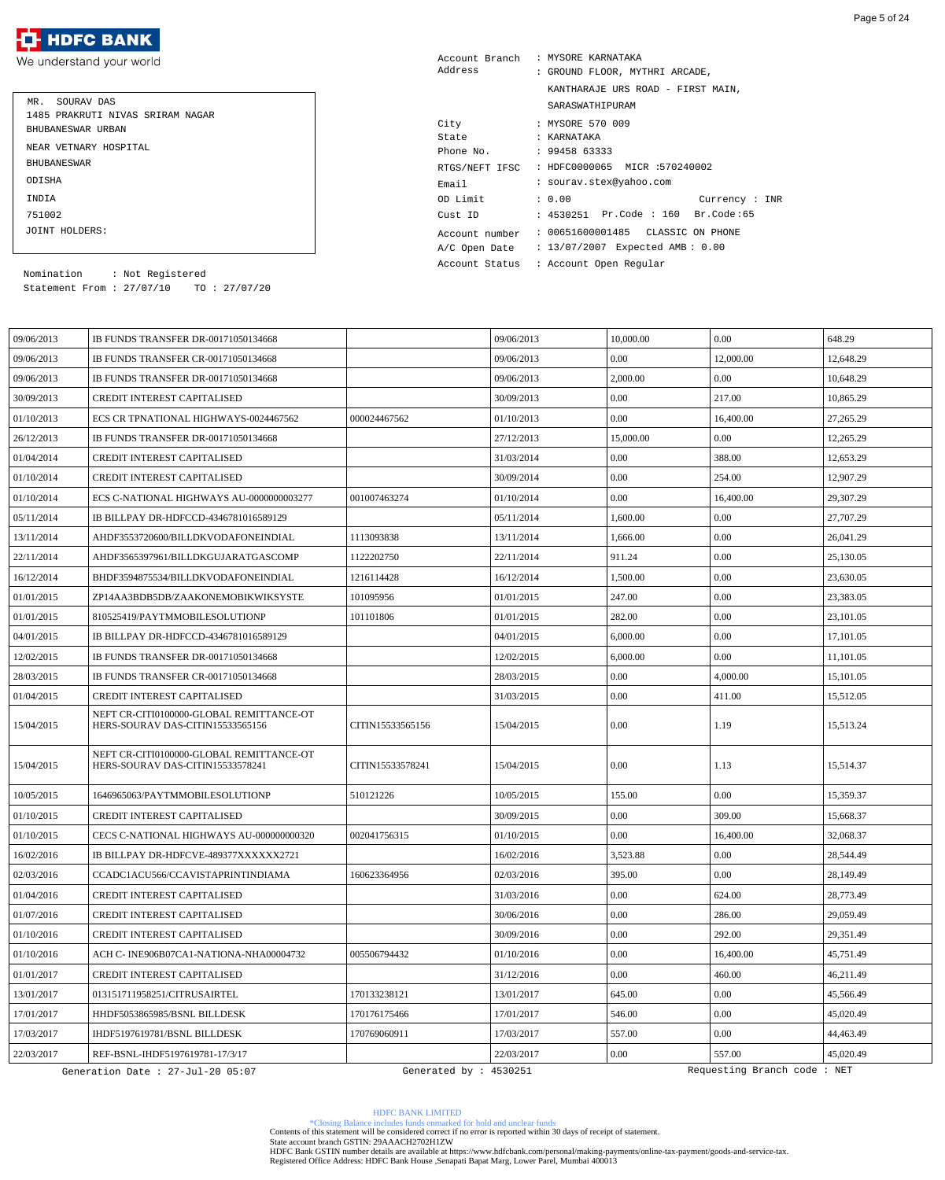# HDFC BANK

We understand your world

MR. SOURAV DAS
1485 PRAKRUTI NIVAS SRIRAM NAGAR
BHUBANESWAR URBAN
NEAR VETNARY HOSPITAL
BHUBANESWAR
ODISHA
INDIA
751002
JOINT HOLDERS:

Nomination : Not Registered
Statement From : 27/07/10 TO : 27/07/20

Account Branch : MYSORE KARNATAKA
Address : GROUND FLOOR, MYTHRI ARCADE, KANTHARAJE URS ROAD - FIRST MAIN, SARASWATHIPURAM
City : MYSORE 570 009
State : KARNATAKA
Phone No. : 99458 63333
RTGS/NEFT IFSC : HDFC0000065 MICR :570240002
Email : sourav.stex@yahoo.com
OD Limit : 0.00 Currency : INR
Cust ID : 4530251 Pr.Code : 160 Br.Code :65
Account number : 00651600001485 CLASSIC ON PHONE
A/C Open Date : 13/07/2007 Expected AMB : 0.00
Account Status : Account Open Regular

| | | | | | | |
|---|---|---|---|---|---|---|
| 09/06/2013 | IB FUNDS TRANSFER DR-00171050134668 | | 09/06/2013 | 10,000.00 | 0.00 | 648.29 |
| 09/06/2013 | IB FUNDS TRANSFER CR-00171050134668 | | 09/06/2013 | 0.00 | 12,000.00 | 12,648.29 |
| 09/06/2013 | IB FUNDS TRANSFER DR-00171050134668 | | 09/06/2013 | 2,000.00 | 0.00 | 10,648.29 |
| 30/09/2013 | CREDIT INTEREST CAPITALISED | | 30/09/2013 | 0.00 | 217.00 | 10,865.29 |
| 01/10/2013 | ECS CR TPNATIONAL HIGHWAYS-0024467562 | 000024467562 | 01/10/2013 | 0.00 | 16,400.00 | 27,265.29 |
| 26/12/2013 | IB FUNDS TRANSFER DR-00171050134668 | | 27/12/2013 | 15,000.00 | 0.00 | 12,265.29 |
| 01/04/2014 | CREDIT INTEREST CAPITALISED | | 31/03/2014 | 0.00 | 388.00 | 12,653.29 |
| 01/10/2014 | CREDIT INTEREST CAPITALISED | | 30/09/2014 | 0.00 | 254.00 | 12,907.29 |
| 01/10/2014 | ECS C-NATIONAL HIGHWAYS AU-0000000003277 | 001007463274 | 01/10/2014 | 0.00 | 16,400.00 | 29,307.29 |
| 05/11/2014 | IB BILLPAY DR-HDFCCD-4346781016589129 | | 05/11/2014 | 1,600.00 | 0.00 | 27,707.29 |
| 13/11/2014 | AHDF3553720600/BILLDKVODAFONEINDIAL | 1113093838 | 13/11/2014 | 1,666.00 | 0.00 | 26,041.29 |
| 22/11/2014 | AHDF3565397961/BILLDKGUJARATGASCOMP | 1122202750 | 22/11/2014 | 911.24 | 0.00 | 25,130.05 |
| 16/12/2014 | BHDF3594875534/BILLDKVODAFONEINDIAL | 1216114428 | 16/12/2014 | 1,500.00 | 0.00 | 23,630.05 |
| 01/01/2015 | ZP14AA3BDB5DB/ZAAKONEMOBIKWIKSYSTE | 101095956 | 01/01/2015 | 247.00 | 0.00 | 23,383.05 |
| 01/01/2015 | 810525419/PAYTMMOBILESOLUTIONP | 101101806 | 01/01/2015 | 282.00 | 0.00 | 23,101.05 |
| 04/01/2015 | IB BILLPAY DR-HDFCCD-4346781016589129 | | 04/01/2015 | 6,000.00 | 0.00 | 17,101.05 |
| 12/02/2015 | IB FUNDS TRANSFER DR-00171050134668 | | 12/02/2015 | 6,000.00 | 0.00 | 11,101.05 |
| 28/03/2015 | IB FUNDS TRANSFER CR-00171050134668 | | 28/03/2015 | 0.00 | 4,000.00 | 15,101.05 |
| 01/04/2015 | CREDIT INTEREST CAPITALISED | | 31/03/2015 | 0.00 | 411.00 | 15,512.05 |
| 15/04/2015 | NEFT CR-CITI0100000-GLOBAL REMITTANCE-OTHERS-SOURAV DAS-CITIN15533565156 | CITIN15533565156 | 15/04/2015 | 0.00 | 1.19 | 15,513.24 |
| 15/04/2015 | NEFT CR-CITI0100000-GLOBAL REMITTANCE-OTHERS-SOURAV DAS-CITIN15533578241 | CITIN15533578241 | 15/04/2015 | 0.00 | 1.13 | 15,514.37 |
| 10/05/2015 | 1646965063/PAYTMMOBILESOLUTIONP | 510121226 | 10/05/2015 | 155.00 | 0.00 | 15,359.37 |
| 01/10/2015 | CREDIT INTEREST CAPITALISED | | 30/09/2015 | 0.00 | 309.00 | 15,668.37 |
| 01/10/2015 | CECS C-NATIONAL HIGHWAYS AU-000000000320 | 002041756315 | 01/10/2015 | 0.00 | 16,400.00 | 32,068.37 |
| 16/02/2016 | IB BILLPAY DR-HDFCVE-489377XXXXXX2721 | | 16/02/2016 | 3,523.88 | 0.00 | 28,544.49 |
| 02/03/2016 | CCADC1ACU566/CCAVISTAPRINTINDIAMA | 160623364956 | 02/03/2016 | 395.00 | 0.00 | 28,149.49 |
| 01/04/2016 | CREDIT INTEREST CAPITALISED | | 31/03/2016 | 0.00 | 624.00 | 28,773.49 |
| 01/07/2016 | CREDIT INTEREST CAPITALISED | | 30/06/2016 | 0.00 | 286.00 | 29,059.49 |
| 01/10/2016 | CREDIT INTEREST CAPITALISED | | 30/09/2016 | 0.00 | 292.00 | 29,351.49 |
| 01/10/2016 | ACH C- INE906B07CA1-NATIONA-NHA00004732 | 005506794432 | 01/10/2016 | 0.00 | 16,400.00 | 45,751.49 |
| 01/01/2017 | CREDIT INTEREST CAPITALISED | | 31/12/2016 | 0.00 | 460.00 | 46,211.49 |
| 13/01/2017 | 013151711958251/CITRUSAIRTEL | 170133238121 | 13/01/2017 | 645.00 | 0.00 | 45,566.49 |
| 17/01/2017 | HHDF5053865985/BSNL BILLDESK | 170176175466 | 17/01/2017 | 546.00 | 0.00 | 45,020.49 |
| 17/03/2017 | IHDF5197619781/BSNL BILLDESK | 170769060911 | 17/03/2017 | 557.00 | 0.00 | 44,463.49 |
| 22/03/2017 | REF-BSNL-IHDF5197619781-17/3/17 | | 22/03/2017 | 0.00 | 557.00 | 45,020.49 |

Generation Date : 27-Jul-20 05:07 Generated by : 4530251 Requesting Branch code : NET

HDFC BANK LIMITED
*Closing Balance includes funds earmarked for hold and unclear funds
Contents of this statement will be considered correct if no error is reported within 30 days of receipt of statement.
State account branch GSTIN: 29AAACH2702H1ZW
HDFC Bank GSTIN number details are available at https://www.hdfcbank.com/personal/making-payments/online-tax-payment/goods-and-service-tax.
Registered Office Address: HDFC Bank House ,Senapati Bapat Marg, Lower Parel, Mumbai 400013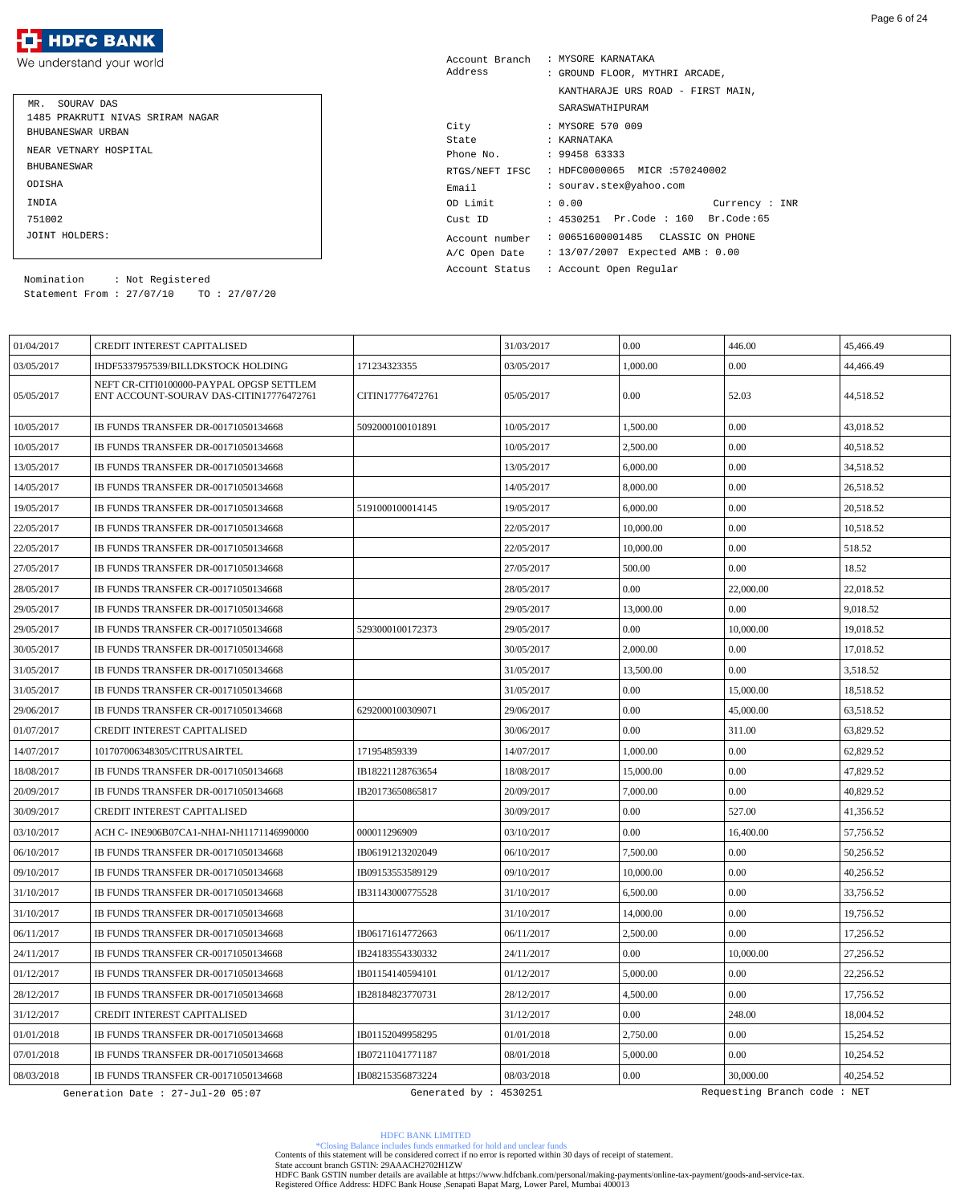# HDFC BANK

We understand your world

MR. SOURAV DAS
1485 PRAKRUTI NIVAS SRIRAM NAGAR
BHUBANESWAR URBAN
NEAR VETNARY HOSPITAL
BHUBANESWAR
ODISHA
INDIA
751002
JOINT HOLDERS:

Nomination : Not Registered
Statement From : 27/07/10 TO : 27/07/20

Account Branch : MYSORE KARNATAKA
Address : GROUND FLOOR, MYTHRI ARCADE, KANTHARAJE URS ROAD - FIRST MAIN, SARASWATHIPURAM
City : MYSORE 570 009
State : KARNATAKA
Phone No. : 99458 63333
RTGS/NEFT IFSC : HDFC0000065 MICR :570240002
Email : sourav.stex@yahoo.com
OD Limit : 0.00 Currency : INR
Cust ID : 4530251 Pr.Code : 160 Br.Code:65
Account number : 00651600001485 CLASSIC ON PHONE
A/C Open Date : 13/07/2007 Expected AMB : 0.00
Account Status : Account Open Regular

| | | | | | | |
|---|---|---|---|---|---|---|
| 01/04/2017 | CREDIT INTEREST CAPITALISED | | 31/03/2017 | 0.00 | 446.00 | 45,466.49 |
| 03/05/2017 | IHDF5337957539/BILLDKSTOCK HOLDING | 171234323355 | 03/05/2017 | 1,000.00 | 0.00 | 44,466.49 |
| 05/05/2017 | NEFT CR-CITI0100000-PAYPAL OPGSP SETTLEM ENT ACCOUNT-SOURAV DAS-CITIN17776472761 | CITIN17776472761 | 05/05/2017 | 0.00 | 52.03 | 44,518.52 |
| 10/05/2017 | IB FUNDS TRANSFER DR-00171050134668 | 5092000100101891 | 10/05/2017 | 1,500.00 | 0.00 | 43,018.52 |
| 10/05/2017 | IB FUNDS TRANSFER DR-00171050134668 | | 10/05/2017 | 2,500.00 | 0.00 | 40,518.52 |
| 13/05/2017 | IB FUNDS TRANSFER DR-00171050134668 | | 13/05/2017 | 6,000.00 | 0.00 | 34,518.52 |
| 14/05/2017 | IB FUNDS TRANSFER DR-00171050134668 | | 14/05/2017 | 8,000.00 | 0.00 | 26,518.52 |
| 19/05/2017 | IB FUNDS TRANSFER DR-00171050134668 | 5191000100014145 | 19/05/2017 | 6,000.00 | 0.00 | 20,518.52 |
| 22/05/2017 | IB FUNDS TRANSFER DR-00171050134668 | | 22/05/2017 | 10,000.00 | 0.00 | 10,518.52 |
| 22/05/2017 | IB FUNDS TRANSFER DR-00171050134668 | | 22/05/2017 | 10,000.00 | 0.00 | 518.52 |
| 27/05/2017 | IB FUNDS TRANSFER DR-00171050134668 | | 27/05/2017 | 500.00 | 0.00 | 18.52 |
| 28/05/2017 | IB FUNDS TRANSFER CR-00171050134668 | | 28/05/2017 | 0.00 | 22,000.00 | 22,018.52 |
| 29/05/2017 | IB FUNDS TRANSFER DR-00171050134668 | | 29/05/2017 | 13,000.00 | 0.00 | 9,018.52 |
| 29/05/2017 | IB FUNDS TRANSFER CR-00171050134668 | 5293000100172373 | 29/05/2017 | 0.00 | 10,000.00 | 19,018.52 |
| 30/05/2017 | IB FUNDS TRANSFER DR-00171050134668 | | 30/05/2017 | 2,000.00 | 0.00 | 17,018.52 |
| 31/05/2017 | IB FUNDS TRANSFER DR-00171050134668 | | 31/05/2017 | 13,500.00 | 0.00 | 3,518.52 |
| 31/05/2017 | IB FUNDS TRANSFER CR-00171050134668 | | 31/05/2017 | 0.00 | 15,000.00 | 18,518.52 |
| 29/06/2017 | IB FUNDS TRANSFER CR-00171050134668 | 6292000100309071 | 29/06/2017 | 0.00 | 45,000.00 | 63,518.52 |
| 01/07/2017 | CREDIT INTEREST CAPITALISED | | 30/06/2017 | 0.00 | 311.00 | 63,829.52 |
| 14/07/2017 | 101707006348305/CITRUSAIRTEL | 171954859339 | 14/07/2017 | 1,000.00 | 0.00 | 62,829.52 |
| 18/08/2017 | IB FUNDS TRANSFER DR-00171050134668 | IB18221128763654 | 18/08/2017 | 15,000.00 | 0.00 | 47,829.52 |
| 20/09/2017 | IB FUNDS TRANSFER DR-00171050134668 | IB20173650865817 | 20/09/2017 | 7,000.00 | 0.00 | 40,829.52 |
| 30/09/2017 | CREDIT INTEREST CAPITALISED | | 30/09/2017 | 0.00 | 527.00 | 41,356.52 |
| 03/10/2017 | ACH C- INE906B07CA1-NHAI-NH1171146990000 | 000011296909 | 03/10/2017 | 0.00 | 16,400.00 | 57,756.52 |
| 06/10/2017 | IB FUNDS TRANSFER DR-00171050134668 | IB06191213202049 | 06/10/2017 | 7,500.00 | 0.00 | 50,256.52 |
| 09/10/2017 | IB FUNDS TRANSFER DR-00171050134668 | IB09153553589129 | 09/10/2017 | 10,000.00 | 0.00 | 40,256.52 |
| 31/10/2017 | IB FUNDS TRANSFER DR-00171050134668 | IB31143000775528 | 31/10/2017 | 6,500.00 | 0.00 | 33,756.52 |
| 31/10/2017 | IB FUNDS TRANSFER DR-00171050134668 | | 31/10/2017 | 14,000.00 | 0.00 | 19,756.52 |
| 06/11/2017 | IB FUNDS TRANSFER DR-00171050134668 | IB06171614772663 | 06/11/2017 | 2,500.00 | 0.00 | 17,256.52 |
| 24/11/2017 | IB FUNDS TRANSFER CR-00171050134668 | IB24183554330332 | 24/11/2017 | 0.00 | 10,000.00 | 27,256.52 |
| 01/12/2017 | IB FUNDS TRANSFER DR-00171050134668 | IB01154140594101 | 01/12/2017 | 5,000.00 | 0.00 | 22,256.52 |
| 28/12/2017 | IB FUNDS TRANSFER DR-00171050134668 | IB28184823770731 | 28/12/2017 | 4,500.00 | 0.00 | 17,756.52 |
| 31/12/2017 | CREDIT INTEREST CAPITALISED | | 31/12/2017 | 0.00 | 248.00 | 18,004.52 |
| 01/01/2018 | IB FUNDS TRANSFER DR-00171050134668 | IB01152049958295 | 01/01/2018 | 2,750.00 | 0.00 | 15,254.52 |
| 07/01/2018 | IB FUNDS TRANSFER DR-00171050134668 | IB07211041771187 | 08/01/2018 | 5,000.00 | 0.00 | 10,254.52 |
| 08/03/2018 | IB FUNDS TRANSFER CR-00171050134668 | IB08215356873224 | 08/03/2018 | 0.00 | 30,000.00 | 40,254.52 |

Generation Date : 27-Jul-20 05:07 Generated by : 4530251 Requesting Branch code : NET

HDFC BANK LIMITED
*Closing Balance includes funds earmarked for hold and unclear funds
Contents of this statement will be considered correct if no error is reported within 30 days of receipt of statement.
State account branch GSTIN: 29AAACH2702H1ZW
HDFC Bank GSTIN number details are available at https://www.hdfcbank.com/personal/making-payments/online-tax-payment/goods-and-service-tax.
Registered Office Address: HDFC Bank House ,Senapati Bapat Marg, Lower Parel, Mumbai 400013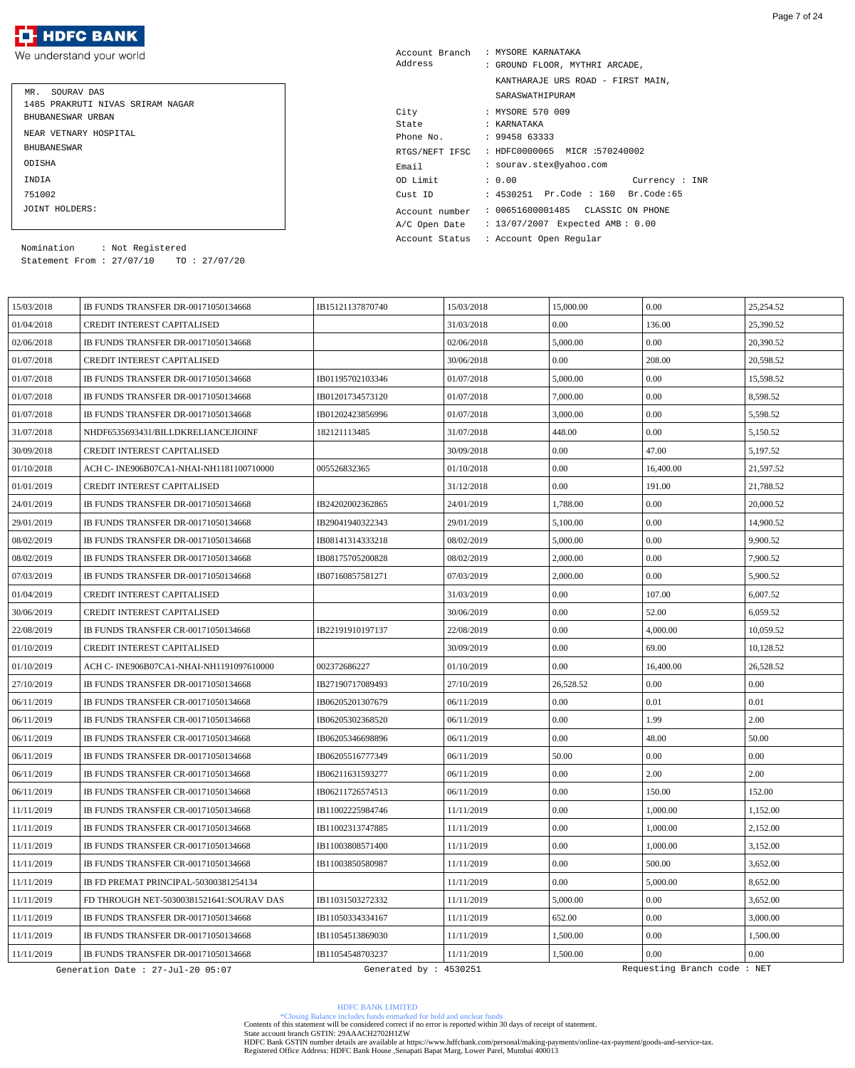# HDFC BANK

We understand your world

MR. SOURAV DAS
1485 PRAKRUTI NIVAS SRIRAM NAGAR
BHUBANESWAR URBAN
NEAR VETNARY HOSPITAL
BHUBANESWAR
ODISHA
INDIA
751002
JOINT HOLDERS:

Nomination : Not Registered
Statement From : 27/07/10 TO : 27/07/20

Account Branch : MYSORE KARNATAKA
Address : GROUND FLOOR, MYTHRI ARCADE, KANTHARAJE URS ROAD - FIRST MAIN, SARASWATHIPURAM
City : MYSORE 570 009
State : KARNATAKA
Phone No. : 99458 63333
RTGS/NEFT IFSC : HDFC0000065 MICR :570240002
Email : sourav.stex@yahoo.com
OD Limit : 0.00 Currency : INR
Cust ID : 4530251 Pr.Code : 160 Br.Code :65
Account number : 00651600001485 CLASSIC ON PHONE
A/C Open Date : 13/07/2007 Expected AMB : 0.00
Account Status : Account Open Regular

| | | | | | | |
|---|---|---|---|---|---|---|
| 15/03/2018 | IB FUNDS TRANSFER DR-00171050134668 | IB15121137870740 | 15/03/2018 | 15,000.00 | 0.00 | 25,254.52 |
| 01/04/2018 | CREDIT INTEREST CAPITALISED | | 31/03/2018 | 0.00 | 136.00 | 25,390.52 |
| 02/06/2018 | IB FUNDS TRANSFER DR-00171050134668 | | 02/06/2018 | 5,000.00 | 0.00 | 20,390.52 |
| 01/07/2018 | CREDIT INTEREST CAPITALISED | | 30/06/2018 | 0.00 | 208.00 | 20,598.52 |
| 01/07/2018 | IB FUNDS TRANSFER DR-00171050134668 | IB01195702103346 | 01/07/2018 | 5,000.00 | 0.00 | 15,598.52 |
| 01/07/2018 | IB FUNDS TRANSFER DR-00171050134668 | IB01201734573120 | 01/07/2018 | 7,000.00 | 0.00 | 8,598.52 |
| 01/07/2018 | IB FUNDS TRANSFER DR-00171050134668 | IB01202423856996 | 01/07/2018 | 3,000.00 | 0.00 | 5,598.52 |
| 31/07/2018 | NHDF6535693431/BILLDKRELIANCEJIOINF | 182121113485 | 31/07/2018 | 448.00 | 0.00 | 5,150.52 |
| 30/09/2018 | CREDIT INTEREST CAPITALISED | | 30/09/2018 | 0.00 | 47.00 | 5,197.52 |
| 01/10/2018 | ACH C- INE906B07CA1-NHAI-NH1181100710000 | 005526832365 | 01/10/2018 | 0.00 | 16,400.00 | 21,597.52 |
| 01/01/2019 | CREDIT INTEREST CAPITALISED | | 31/12/2018 | 0.00 | 191.00 | 21,788.52 |
| 24/01/2019 | IB FUNDS TRANSFER DR-00171050134668 | IB24202002362865 | 24/01/2019 | 1,788.00 | 0.00 | 20,000.52 |
| 29/01/2019 | IB FUNDS TRANSFER DR-00171050134668 | IB29041940322343 | 29/01/2019 | 5,100.00 | 0.00 | 14,900.52 |
| 08/02/2019 | IB FUNDS TRANSFER DR-00171050134668 | IB08141314333218 | 08/02/2019 | 5,000.00 | 0.00 | 9,900.52 |
| 08/02/2019 | IB FUNDS TRANSFER DR-00171050134668 | IB08175705200828 | 08/02/2019 | 2,000.00 | 0.00 | 7,900.52 |
| 07/03/2019 | IB FUNDS TRANSFER DR-00171050134668 | IB07160857581271 | 07/03/2019 | 2,000.00 | 0.00 | 5,900.52 |
| 01/04/2019 | CREDIT INTEREST CAPITALISED | | 31/03/2019 | 0.00 | 107.00 | 6,007.52 |
| 30/06/2019 | CREDIT INTEREST CAPITALISED | | 30/06/2019 | 0.00 | 52.00 | 6,059.52 |
| 22/08/2019 | IB FUNDS TRANSFER CR-00171050134668 | IB22191910197137 | 22/08/2019 | 0.00 | 4,000.00 | 10,059.52 |
| 01/10/2019 | CREDIT INTEREST CAPITALISED | | 30/09/2019 | 0.00 | 69.00 | 10,128.52 |
| 01/10/2019 | ACH C- INE906B07CA1-NHAI-NH1191097610000 | 002372686227 | 01/10/2019 | 0.00 | 16,400.00 | 26,528.52 |
| 27/10/2019 | IB FUNDS TRANSFER DR-00171050134668 | IB27190717089493 | 27/10/2019 | 26,528.52 | 0.00 | 0.00 |
| 06/11/2019 | IB FUNDS TRANSFER CR-00171050134668 | IB06205201307679 | 06/11/2019 | 0.00 | 0.01 | 0.01 |
| 06/11/2019 | IB FUNDS TRANSFER CR-00171050134668 | IB06205302368520 | 06/11/2019 | 0.00 | 1.99 | 2.00 |
| 06/11/2019 | IB FUNDS TRANSFER CR-00171050134668 | IB06205346698896 | 06/11/2019 | 0.00 | 48.00 | 50.00 |
| 06/11/2019 | IB FUNDS TRANSFER DR-00171050134668 | IB06205516777349 | 06/11/2019 | 50.00 | 0.00 | 0.00 |
| 06/11/2019 | IB FUNDS TRANSFER CR-00171050134668 | IB06211631593277 | 06/11/2019 | 0.00 | 2.00 | 2.00 |
| 06/11/2019 | IB FUNDS TRANSFER CR-00171050134668 | IB06211726574513 | 06/11/2019 | 0.00 | 150.00 | 152.00 |
| 11/11/2019 | IB FUNDS TRANSFER CR-00171050134668 | IB11002225984746 | 11/11/2019 | 0.00 | 1,000.00 | 1,152.00 |
| 11/11/2019 | IB FUNDS TRANSFER CR-00171050134668 | IB11002313747885 | 11/11/2019 | 0.00 | 1,000.00 | 2,152.00 |
| 11/11/2019 | IB FUNDS TRANSFER CR-00171050134668 | IB11003808571400 | 11/11/2019 | 0.00 | 1,000.00 | 3,152.00 |
| 11/11/2019 | IB FUNDS TRANSFER CR-00171050134668 | IB11003850580987 | 11/11/2019 | 0.00 | 500.00 | 3,652.00 |
| 11/11/2019 | IB FD PREMAT PRINCIPAL-50300381254134 | | 11/11/2019 | 0.00 | 5,000.00 | 8,652.00 |
| 11/11/2019 | FD THROUGH NET-50300381521641:SOURAV DAS | IB11031503272332 | 11/11/2019 | 5,000.00 | 0.00 | 3,652.00 |
| 11/11/2019 | IB FUNDS TRANSFER DR-00171050134668 | IB11050334334167 | 11/11/2019 | 652.00 | 0.00 | 3,000.00 |
| 11/11/2019 | IB FUNDS TRANSFER DR-00171050134668 | IB11054513869030 | 11/11/2019 | 1,500.00 | 0.00 | 1,500.00 |
| 11/11/2019 | IB FUNDS TRANSFER DR-00171050134668 | IB11054548703237 | 11/11/2019 | 1,500.00 | 0.00 | 0.00 |

Generation Date : 27-Jul-20 05:07 Generated by : 4530251 Requesting Branch code : NET

HDFC BANK LIMITED
*Closing Balance includes funds earmarked for hold and unclear funds
Contents of this statement will be considered correct if no error is reported within 30 days of receipt of statement.
State account branch GSTIN: 29AAACH2702H1ZW
HDFC Bank GSTIN number details are available at https://www.hdfcbank.com/personal/making-payments/online-tax-payment/goods-and-service-tax.
Registered Office Address: HDFC Bank House ,Senapati Bapat Marg, Lower Parel, Mumbai 400013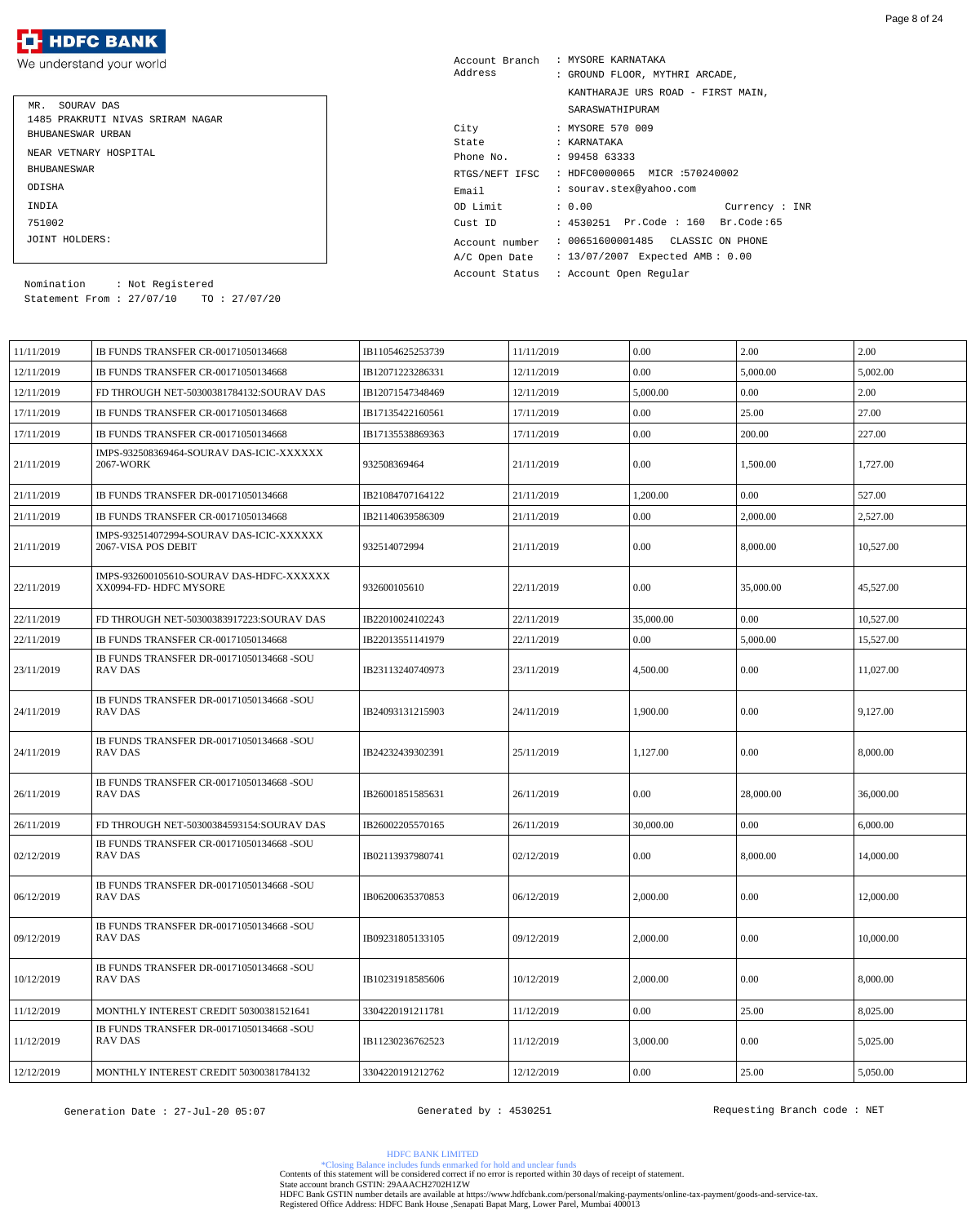HDFC BANK
We understand your world

MR. SOURAV DAS
1485 PRAKRUTI NIVAS SRIRAM NAGAR
BHUBANESWAR URBAN
NEAR VETNARY HOSPITAL
BHUBANESWAR
ODISHA
INDIA
751002
JOINT HOLDERS:

Nomination : Not Registered
Statement From : 27/07/10 TO : 27/07/20

Account Branch : MYSORE KARNATAKA
Address : GROUND FLOOR, MYTHRI ARCADE, KANTHARAJE URS ROAD - FIRST MAIN, SARASWATHIPURAM
City : MYSORE 570 009
State : KARNATAKA
Phone No. : 99458 63333
RTGS/NEFT IFSC : HDFC0000065 MICR :570240002
Email : sourav.stex@yahoo.com
OD Limit : 0.00 Currency : INR
Cust ID : 4530251 Pr.Code : 160 Br.Code :65
Account number : 00651600001485 CLASSIC ON PHONE
A/C Open Date : 13/07/2007 Expected AMB : 0.00
Account Status : Account Open Regular

| | | | | | | |
|---|---|---|---|---|---|---|
| 11/11/2019 | IB FUNDS TRANSFER CR-00171050134668 | IB11054625253739 | 11/11/2019 | 0.00 | 2.00 | 2.00 |
| 12/11/2019 | IB FUNDS TRANSFER CR-00171050134668 | IB12071223286331 | 12/11/2019 | 0.00 | 5,000.00 | 5,002.00 |
| 12/11/2019 | FD THROUGH NET-50300381784132:SOURAV DAS | IB12071547348469 | 12/11/2019 | 5,000.00 | 0.00 | 2.00 |
| 17/11/2019 | IB FUNDS TRANSFER CR-00171050134668 | IB17135422160561 | 17/11/2019 | 0.00 | 25.00 | 27.00 |
| 17/11/2019 | IB FUNDS TRANSFER CR-00171050134668 | IB17135538869363 | 17/11/2019 | 0.00 | 200.00 | 227.00 |
| 21/11/2019 | IMPS-932508369464-SOURAV DAS-ICIC-XXXXXX 2067-WORK | 932508369464 | 21/11/2019 | 0.00 | 1,500.00 | 1,727.00 |
| 21/11/2019 | IB FUNDS TRANSFER DR-00171050134668 | IB21084707164122 | 21/11/2019 | 1,200.00 | 0.00 | 527.00 |
| 21/11/2019 | IB FUNDS TRANSFER CR-00171050134668 | IB21140639586309 | 21/11/2019 | 0.00 | 2,000.00 | 2,527.00 |
| 21/11/2019 | IMPS-932514072994-SOURAV DAS-ICIC-XXXXXX 2067-VISA POS DEBIT | 932514072994 | 21/11/2019 | 0.00 | 8,000.00 | 10,527.00 |
| 22/11/2019 | IMPS-932600105610-SOURAV DAS-HDFC-XXXXXX XX0994-FD- HDFC MYSORE | 932600105610 | 22/11/2019 | 0.00 | 35,000.00 | 45,527.00 |
| 22/11/2019 | FD THROUGH NET-50300383917223:SOURAV DAS | IB22010024102243 | 22/11/2019 | 35,000.00 | 0.00 | 10,527.00 |
| 22/11/2019 | IB FUNDS TRANSFER CR-00171050134668 | IB22013551141979 | 22/11/2019 | 0.00 | 5,000.00 | 15,527.00 |
| 23/11/2019 | IB FUNDS TRANSFER DR-00171050134668 -SOU RAV DAS | IB23113240740973 | 23/11/2019 | 4,500.00 | 0.00 | 11,027.00 |
| 24/11/2019 | IB FUNDS TRANSFER DR-00171050134668 -SOU RAV DAS | IB24093131215903 | 24/11/2019 | 1,900.00 | 0.00 | 9,127.00 |
| 24/11/2019 | IB FUNDS TRANSFER DR-00171050134668 -SOU RAV DAS | IB24232439302391 | 25/11/2019 | 1,127.00 | 0.00 | 8,000.00 |
| 26/11/2019 | IB FUNDS TRANSFER CR-00171050134668 -SOU RAV DAS | IB26001851585631 | 26/11/2019 | 0.00 | 28,000.00 | 36,000.00 |
| 26/11/2019 | FD THROUGH NET-50300384593154:SOURAV DAS | IB26002205570165 | 26/11/2019 | 30,000.00 | 0.00 | 6,000.00 |
| 02/12/2019 | IB FUNDS TRANSFER CR-00171050134668 -SOU RAV DAS | IB02113937980741 | 02/12/2019 | 0.00 | 8,000.00 | 14,000.00 |
| 06/12/2019 | IB FUNDS TRANSFER DR-00171050134668 -SOU RAV DAS | IB06200635370853 | 06/12/2019 | 2,000.00 | 0.00 | 12,000.00 |
| 09/12/2019 | IB FUNDS TRANSFER DR-00171050134668 -SOU RAV DAS | IB09231805133105 | 09/12/2019 | 2,000.00 | 0.00 | 10,000.00 |
| 10/12/2019 | IB FUNDS TRANSFER DR-00171050134668 -SOU RAV DAS | IB10231918585606 | 10/12/2019 | 2,000.00 | 0.00 | 8,000.00 |
| 11/12/2019 | MONTHLY INTEREST CREDIT 50300381521641 | 3304220191211781 | 11/12/2019 | 0.00 | 25.00 | 8,025.00 |
| 11/12/2019 | IB FUNDS TRANSFER DR-00171050134668 -SOU RAV DAS | IB11230236762523 | 11/12/2019 | 3,000.00 | 0.00 | 5,025.00 |
| 12/12/2019 | MONTHLY INTEREST CREDIT 50300381784132 | 3304220191212762 | 12/12/2019 | 0.00 | 25.00 | 5,050.00 |

Generation Date : 27-Jul-20 05:07 Generated by : 4530251 Requesting Branch code : NET

HDFC BANK LIMITED
*Closing Balance includes funds earmarked for hold and unclear funds
Contents of this statement will be considered correct if no error is reported within 30 days of receipt of statement.
State account branch GSTIN: 29AAACH2702H1ZW
HDFC Bank GSTIN number details are available at https://www.hdfcbank.com/personal/making-payments/online-tax-payment/goods-and-service-tax.
Registered Office Address: HDFC Bank House ,Senapati Bapat Marg, Lower Parel, Mumbai 400013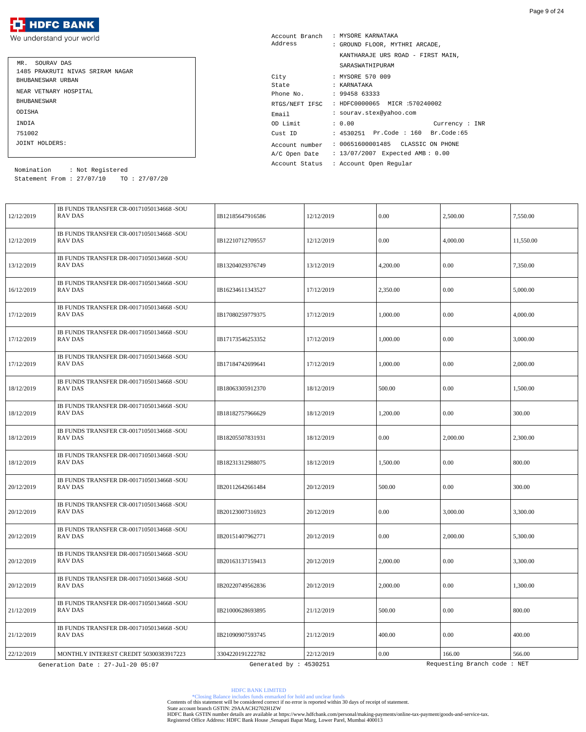![HDFC BANK logo] HDFC BANK
We understand your world

| | |
|---|---|
| MR. SOURAV DAS | |
| 1485 PRAKRUTI NIVAS SRIRAM NAGAR | |
| BHUBANESWAR URBAN | |
| NEAR VETNARY HOSPITAL | |
| BHUBANESWAR | |
| ODISHA | |
| INDIA | |
| 751002 | |
| JOINT HOLDERS: | |

Nomination : Not Registered
Statement From : 27/07/10 TO : 27/07/20

Account Branch : MYSORE KARNATAKA
Address : GROUND FLOOR, MYTHRI ARCADE, KANTHARAJE URS ROAD - FIRST MAIN, SARASWATHIPURAM
City : MYSORE 570 009
State : KARNATAKA
Phone No. : 99458 63333
RTGS/NEFT IFSC : HDFC0000065 MICR :570240002
Email : sourav.stex@yahoo.com
OD Limit : 0.00 Currency : INR
Cust ID : 4530251 Pr.Code : 160 Br.Code :65
Account number : 00651600001485 CLASSIC ON PHONE
A/C Open Date : 13/07/2007 Expected AMB : 0.00
Account Status : Account Open Regular

| | | | | | | |
|---|---|---|---|---|---|---|
| 12/12/2019 | IB FUNDS TRANSFER CR-00171050134668 -SOURAV DAS | IB12185647916586 | 12/12/2019 | 0.00 | 2,500.00 | 7,550.00 |
| 12/12/2019 | IB FUNDS TRANSFER CR-00171050134668 -SOURAV DAS | IB12210712709557 | 12/12/2019 | 0.00 | 4,000.00 | 11,550.00 |
| 13/12/2019 | IB FUNDS TRANSFER DR-00171050134668 -SOURAV DAS | IB13204029376749 | 13/12/2019 | 4,200.00 | 0.00 | 7,350.00 |
| 16/12/2019 | IB FUNDS TRANSFER DR-00171050134668 -SOURAV DAS | IB16234611343527 | 17/12/2019 | 2,350.00 | 0.00 | 5,000.00 |
| 17/12/2019 | IB FUNDS TRANSFER DR-00171050134668 -SOURAV DAS | IB17080259779375 | 17/12/2019 | 1,000.00 | 0.00 | 4,000.00 |
| 17/12/2019 | IB FUNDS TRANSFER DR-00171050134668 -SOURAV DAS | IB17173546253352 | 17/12/2019 | 1,000.00 | 0.00 | 3,000.00 |
| 17/12/2019 | IB FUNDS TRANSFER DR-00171050134668 -SOURAV DAS | IB17184742699641 | 17/12/2019 | 1,000.00 | 0.00 | 2,000.00 |
| 18/12/2019 | IB FUNDS TRANSFER DR-00171050134668 -SOURAV DAS | IB18063305912370 | 18/12/2019 | 500.00 | 0.00 | 1,500.00 |
| 18/12/2019 | IB FUNDS TRANSFER DR-00171050134668 -SOURAV DAS | IB18182757966629 | 18/12/2019 | 1,200.00 | 0.00 | 300.00 |
| 18/12/2019 | IB FUNDS TRANSFER CR-00171050134668 -SOURAV DAS | IB18205507831931 | 18/12/2019 | 0.00 | 2,000.00 | 2,300.00 |
| 18/12/2019 | IB FUNDS TRANSFER DR-00171050134668 -SOURAV DAS | IB18231312988075 | 18/12/2019 | 1,500.00 | 0.00 | 800.00 |
| 20/12/2019 | IB FUNDS TRANSFER DR-00171050134668 -SOURAV DAS | IB20112642661484 | 20/12/2019 | 500.00 | 0.00 | 300.00 |
| 20/12/2019 | IB FUNDS TRANSFER CR-00171050134668 -SOURAV DAS | IB20123007316923 | 20/12/2019 | 0.00 | 3,000.00 | 3,300.00 |
| 20/12/2019 | IB FUNDS TRANSFER CR-00171050134668 -SOURAV DAS | IB20151407962771 | 20/12/2019 | 0.00 | 2,000.00 | 5,300.00 |
| 20/12/2019 | IB FUNDS TRANSFER DR-00171050134668 -SOURAV DAS | IB20163137159413 | 20/12/2019 | 2,000.00 | 0.00 | 3,300.00 |
| 20/12/2019 | IB FUNDS TRANSFER DR-00171050134668 -SOURAV DAS | IB20220749562836 | 20/12/2019 | 2,000.00 | 0.00 | 1,300.00 |
| 21/12/2019 | IB FUNDS TRANSFER DR-00171050134668 -SOURAV DAS | IB21000628693895 | 21/12/2019 | 500.00 | 0.00 | 800.00 |
| 21/12/2019 | IB FUNDS TRANSFER DR-00171050134668 -SOURAV DAS | IB21090907593745 | 21/12/2019 | 400.00 | 0.00 | 400.00 |
| 22/12/2019 | MONTHLY INTEREST CREDIT 50300383917223 | 3304220191222782 | 22/12/2019 | 0.00 | 166.00 | 566.00 |

Generation Date : 27-Jul-20 05:07 Generated by : 4530251 Requesting Branch code : NET

HDFC BANK LIMITED
*Closing Balance includes funds earmarked for hold and unclear funds
Contents of this statement will be considered correct if no error is reported within 30 days of receipt of statement.
State account branch GSTIN: 29AAACH2702H1ZW
HDFC Bank GSTIN number details are available at https://www.hdfcbank.com/personal/making-payments/online-tax-payment/goods-and-service-tax.
Registered Office Address: HDFC Bank House ,Senapati Bapat Marg, Lower Parel, Mumbai 400013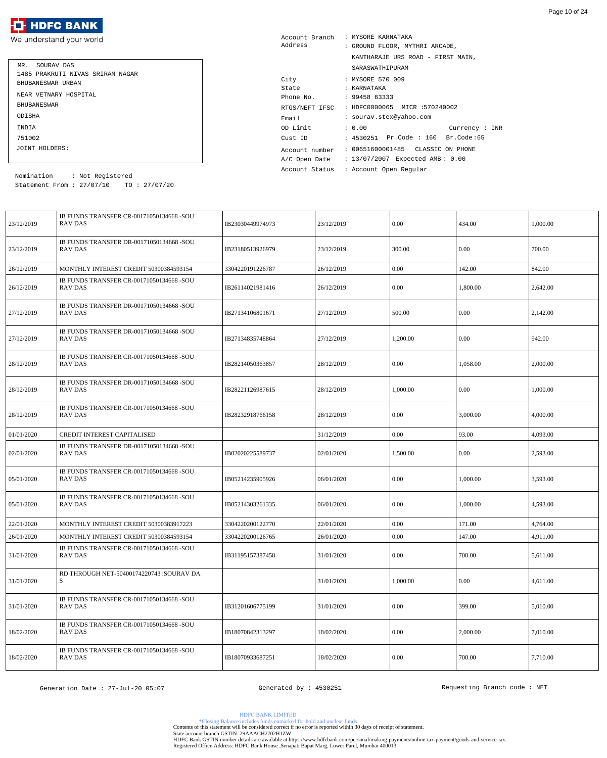**HDFC BANK**
We understand your world

MR. SOURAV DAS
1485 PRAKRUTI NIVAS SRIRAM NAGAR
BHUBANESWAR URBAN
NEAR VETNARY HOSPITAL
BHUBANESWAR
ODISHA
INDIA
751002
JOINT HOLDERS:

Nomination : Not Registered
Statement From : 27/07/10 TO : 27/07/20

Account Branch : MYSORE KARNATAKA
Address : GROUND FLOOR, MYTHRI ARCADE, KANTHARAJE URS ROAD - FIRST MAIN, SARASWATHIPURAM
City : MYSORE 570 009
State : KARNATAKA
Phone No. : 99458 63333
RTGS/NEFT IFSC : HDFC0000065 MICR :570240002
Email : sourav.stex@yahoo.com
OD Limit : 0.00 Currency : INR
Cust ID : 4530251 Pr.Code : 160 Br.Code:65
Account number : 00651600001485 CLASSIC ON PHONE
A/C Open Date : 13/07/2007 Expected AMB : 0.00
Account Status : Account Open Regular

| | | | | | | |
|---|---|---|---|---|---|---|
| 23/12/2019 | IB FUNDS TRANSFER CR-00171050134668 -SOURAV DAS | IB23030449974973 | 23/12/2019 | 0.00 | 434.00 | 1,000.00 |
| 23/12/2019 | IB FUNDS TRANSFER DR-00171050134668 -SOURAV DAS | IB23180513926979 | 23/12/2019 | 300.00 | 0.00 | 700.00 |
| 26/12/2019 | MONTHLY INTEREST CREDIT 50300384593154 | 3304220191226787 | 26/12/2019 | 0.00 | 142.00 | 842.00 |
| 26/12/2019 | IB FUNDS TRANSFER CR-00171050134668 -SOURAV DAS | IB26114021981416 | 26/12/2019 | 0.00 | 1,800.00 | 2,642.00 |
| 27/12/2019 | IB FUNDS TRANSFER DR-00171050134668 -SOURAV DAS | IB27134106801671 | 27/12/2019 | 500.00 | 0.00 | 2,142.00 |
| 27/12/2019 | IB FUNDS TRANSFER DR-00171050134668 -SOURAV DAS | IB27134835748864 | 27/12/2019 | 1,200.00 | 0.00 | 942.00 |
| 28/12/2019 | IB FUNDS TRANSFER CR-00171050134668 -SOURAV DAS | IB28214050363857 | 28/12/2019 | 0.00 | 1,058.00 | 2,000.00 |
| 28/12/2019 | IB FUNDS TRANSFER DR-00171050134668 -SOURAV DAS | IB28221126987615 | 28/12/2019 | 1,000.00 | 0.00 | 1,000.00 |
| 28/12/2019 | IB FUNDS TRANSFER CR-00171050134668 -SOURAV DAS | IB28232918766158 | 28/12/2019 | 0.00 | 3,000.00 | 4,000.00 |
| 01/01/2020 | CREDIT INTEREST CAPITALISED | | 31/12/2019 | 0.00 | 93.00 | 4,093.00 |
| 02/01/2020 | IB FUNDS TRANSFER DR-00171050134668 -SOURAV DAS | IB02020225589737 | 02/01/2020 | 1,500.00 | 0.00 | 2,593.00 |
| 05/01/2020 | IB FUNDS TRANSFER CR-00171050134668 -SOURAV DAS | IB05214235905926 | 06/01/2020 | 0.00 | 1,000.00 | 3,593.00 |
| 05/01/2020 | IB FUNDS TRANSFER CR-00171050134668 -SOURAV DAS | IB05214303261335 | 06/01/2020 | 0.00 | 1,000.00 | 4,593.00 |
| 22/01/2020 | MONTHLY INTEREST CREDIT 50300383917223 | 3304220200122770 | 22/01/2020 | 0.00 | 171.00 | 4,764.00 |
| 26/01/2020 | MONTHLY INTEREST CREDIT 50300384593154 | 3304220200126765 | 26/01/2020 | 0.00 | 147.00 | 4,911.00 |
| 31/01/2020 | IB FUNDS TRANSFER CR-00171050134668 -SOURAV DAS | IB31195157387458 | 31/01/2020 | 0.00 | 700.00 | 5,611.00 |
| 31/01/2020 | RD THROUGH NET-50400174220743 :SOURAV DAS | | 31/01/2020 | 1,000.00 | 0.00 | 4,611.00 |
| 31/01/2020 | IB FUNDS TRANSFER CR-00171050134668 -SOURAV DAS | IB31201606775199 | 31/01/2020 | 0.00 | 399.00 | 5,010.00 |
| 18/02/2020 | IB FUNDS TRANSFER CR-00171050134668 -SOURAV DAS | IB18070842313297 | 18/02/2020 | 0.00 | 2,000.00 | 7,010.00 |
| 18/02/2020 | IB FUNDS TRANSFER CR-00171050134668 -SOURAV DAS | IB18070933687251 | 18/02/2020 | 0.00 | 700.00 | 7,710.00 |

Generation Date : 27-Jul-20 05:07 Generated by : 4530251 Requesting Branch code : NET

HDFC BANK LIMITED
*Closing Balance includes funds earmarked for hold and unclear funds
Contents of this statement will be considered correct if no error is reported within 30 days of receipt of statement.
State account branch GSTIN: 29AAACH2702H1ZW
HDFC Bank GSTIN number details are available at https://www.hdfcbank.com/personal/making-payments/online-tax-payment/goods-and-service-tax.
Registered Office Address: HDFC Bank House ,Senapati Bapat Marg, Lower Parel, Mumbai 400013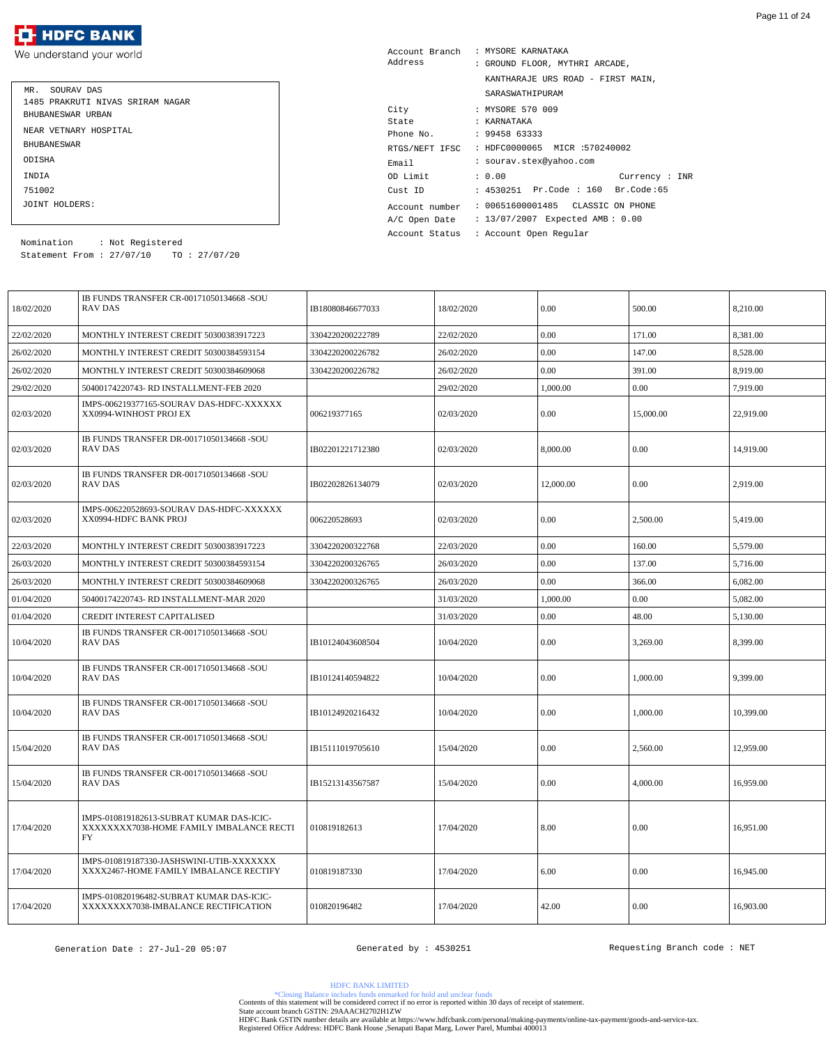# HDFC BANK

We understand your world

MR. SOURAV DAS
1485 PRAKRUTI NIVAS SRIRAM NAGAR
BHUBANESWAR URBAN
NEAR VETNARY HOSPITAL
BHUBANESWAR
ODISHA
INDIA
751002
JOINT HOLDERS:

Nomination : Not Registered
Statement From : 27/07/10 TO : 27/07/20

Account Branch : MYSORE KARNATAKA
Address : GROUND FLOOR, MYTHRI ARCADE,
KANTHARAJE URS ROAD - FIRST MAIN,
SARASWATHIPURAM
City : MYSORE 570 009
State : KARNATAKA
Phone No. : 99458 63333
RTGS/NEFT IFSC : HDFC0000065 MICR :570240002
Email : sourav.stex@yahoo.com
OD Limit : 0.00 Currency : INR
Cust ID : 4530251 Pr.Code : 160 Br.Code :65
Account number : 00651600001485 CLASSIC ON PHONE
A/C Open Date : 13/07/2007 Expected AMB : 0.00
Account Status : Account Open Regular

| | | | | | | |
|---|---|---|---|---|---|---|
| 18/02/2020 | IB FUNDS TRANSFER CR-00171050134668 -SOURAV DAS | IB18080846677033 | 18/02/2020 | 0.00 | 500.00 | 8,210.00 |
| 22/02/2020 | MONTHLY INTEREST CREDIT 50300383917223 | 3304220200222789 | 22/02/2020 | 0.00 | 171.00 | 8,381.00 |
| 26/02/2020 | MONTHLY INTEREST CREDIT 50300384593154 | 3304220200226782 | 26/02/2020 | 0.00 | 147.00 | 8,528.00 |
| 26/02/2020 | MONTHLY INTEREST CREDIT 50300384609068 | 3304220200226782 | 26/02/2020 | 0.00 | 391.00 | 8,919.00 |
| 29/02/2020 | 50400174220743- RD INSTALLMENT-FEB 2020 | | 29/02/2020 | 1,000.00 | 0.00 | 7,919.00 |
| 02/03/2020 | IMPS-006219377165-SOURAV DAS-HDFC-XXXXXXXX0994-WINHOST PROJ EX | 006219377165 | 02/03/2020 | 0.00 | 15,000.00 | 22,919.00 |
| 02/03/2020 | IB FUNDS TRANSFER DR-00171050134668 -SOURAV DAS | IB02201221712380 | 02/03/2020 | 8,000.00 | 0.00 | 14,919.00 |
| 02/03/2020 | IB FUNDS TRANSFER DR-00171050134668 -SOURAV DAS | IB02202826134079 | 02/03/2020 | 12,000.00 | 0.00 | 2,919.00 |
| 02/03/2020 | IMPS-006220528693-SOURAV DAS-HDFC-XXXXXXXX0994-HDFC BANK PROJ | 006220528693 | 02/03/2020 | 0.00 | 2,500.00 | 5,419.00 |
| 22/03/2020 | MONTHLY INTEREST CREDIT 50300383917223 | 3304220200322768 | 22/03/2020 | 0.00 | 160.00 | 5,579.00 |
| 26/03/2020 | MONTHLY INTEREST CREDIT 50300384593154 | 3304220200326765 | 26/03/2020 | 0.00 | 137.00 | 5,716.00 |
| 26/03/2020 | MONTHLY INTEREST CREDIT 50300384609068 | 3304220200326765 | 26/03/2020 | 0.00 | 366.00 | 6,082.00 |
| 01/04/2020 | 50400174220743- RD INSTALLMENT-MAR 2020 | | 31/03/2020 | 1,000.00 | 0.00 | 5,082.00 |
| 01/04/2020 | CREDIT INTEREST CAPITALISED | | 31/03/2020 | 0.00 | 48.00 | 5,130.00 |
| 10/04/2020 | IB FUNDS TRANSFER CR-00171050134668 -SOURAV DAS | IB10124043608504 | 10/04/2020 | 0.00 | 3,269.00 | 8,399.00 |
| 10/04/2020 | IB FUNDS TRANSFER CR-00171050134668 -SOURAV DAS | IB10124140594822 | 10/04/2020 | 0.00 | 1,000.00 | 9,399.00 |
| 10/04/2020 | IB FUNDS TRANSFER CR-00171050134668 -SOURAV DAS | IB10124920216432 | 10/04/2020 | 0.00 | 1,000.00 | 10,399.00 |
| 15/04/2020 | IB FUNDS TRANSFER CR-00171050134668 -SOURAV DAS | IB15111019705610 | 15/04/2020 | 0.00 | 2,560.00 | 12,959.00 |
| 15/04/2020 | IB FUNDS TRANSFER CR-00171050134668 -SOURAV DAS | IB15213143567587 | 15/04/2020 | 0.00 | 4,000.00 | 16,959.00 |
| 17/04/2020 | IMPS-010819182613-SUBRAT KUMAR DAS-ICIC-XXXXXXXX7038-HOME FAMILY IMBALANCE RECTIFY | 010819182613 | 17/04/2020 | 8.00 | 0.00 | 16,951.00 |
| 17/04/2020 | IMPS-010819187330-JASHSWINI-UTIB-XXXXXXXXXXX2467-HOME FAMILY IMBALANCE RECTIFY | 010819187330 | 17/04/2020 | 6.00 | 0.00 | 16,945.00 |
| 17/04/2020 | IMPS-010820196482-SUBRAT KUMAR DAS-ICIC-XXXXXXXX7038-IMBALANCE RECTIFICATION | 010820196482 | 17/04/2020 | 42.00 | 0.00 | 16,903.00 |

Generation Date : 27-Jul-20 05:07 Generated by : 4530251 Requesting Branch code : NET

HDFC BANK LIMITED
*Closing Balance includes funds earmarked for hold and unclear funds
Contents of this statement will be considered correct if no error is reported within 30 days of receipt of statement.
State account branch GSTIN: 29AAACH2702H1ZW
HDFC Bank GSTIN number details are available at https://www.hdfcbank.com/personal/making-payments/online-tax-payment/goods-and-service-tax.
Registered Office Address: HDFC Bank House ,Senapati Bapat Marg, Lower Parel, Mumbai 400013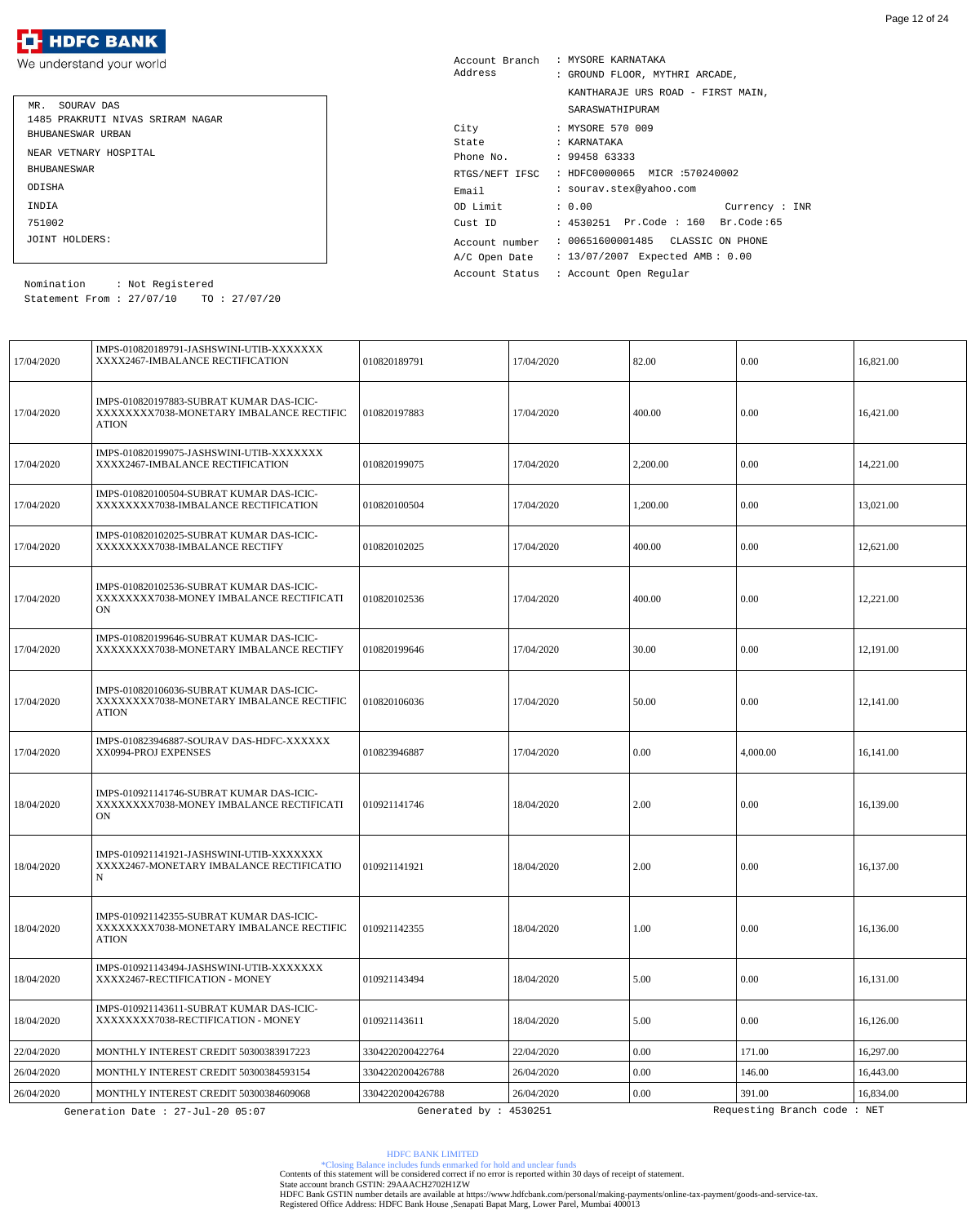**HDFC BANK**
We understand your world

MR. SOURAV DAS
1485 PRAKRUTI NIVAS SRIRAM NAGAR
BHUBANESWAR URBAN
NEAR VETNARY HOSPITAL
BHUBANESWAR
ODISHA
INDIA
751002
JOINT HOLDERS:

Nomination : Not Registered
Statement From : 27/07/10 TO : 27/07/20

Account Branch : MYSORE KARNATAKA
Address : GROUND FLOOR, MYTHRI ARCADE, KANTHARAJE URS ROAD - FIRST MAIN, SARASWATHIPURAM
City : MYSORE 570 009
State : KARNATAKA
Phone No. : 99458 63333
RTGS/NEFT IFSC : HDFC0000065 MICR :570240002
Email : sourav.stex@yahoo.com
OD Limit : 0.00 Currency : INR
Cust ID : 4530251 Pr.Code : 160 Br.Code :65
Account number : 00651600001485 CLASSIC ON PHONE
A/C Open Date : 13/07/2007 Expected AMB : 0.00
Account Status : Account Open Regular

| Date | Narration | Chq./Ref.No. | Value Dt | Withdrawal Amt. | Deposit Amt. | Closing Balance |
|---|---|---|---|---|---|---|
| 17/04/2020 | IMPS-010820189791-JASHSWINI-UTIB-XXXXXXXXXXX2467-IMBALANCE RECTIFICATION | 010820189791 | 17/04/2020 | 82.00 | 0.00 | 16,821.00 |
| 17/04/2020 | IMPS-010820197883-SUBRAT KUMAR DAS-ICIC-XXXXXXXX7038-MONETARY IMBALANCE RECTIFICATION | 010820197883 | 17/04/2020 | 400.00 | 0.00 | 16,421.00 |
| 17/04/2020 | IMPS-010820199075-JASHSWINI-UTIB-XXXXXXXXXXX2467-IMBALANCE RECTIFICATION | 010820199075 | 17/04/2020 | 2,200.00 | 0.00 | 14,221.00 |
| 17/04/2020 | IMPS-010820100504-SUBRAT KUMAR DAS-ICIC-XXXXXXXX7038-IMBALANCE RECTIFICATION | 010820100504 | 17/04/2020 | 1,200.00 | 0.00 | 13,021.00 |
| 17/04/2020 | IMPS-010820102025-SUBRAT KUMAR DAS-ICIC-XXXXXXXX7038-IMBALANCE RECTIFY | 010820102025 | 17/04/2020 | 400.00 | 0.00 | 12,621.00 |
| 17/04/2020 | IMPS-010820102536-SUBRAT KUMAR DAS-ICIC-XXXXXXXX7038-MONEY IMBALANCE RECTIFICATION | 010820102536 | 17/04/2020 | 400.00 | 0.00 | 12,221.00 |
| 17/04/2020 | IMPS-010820199646-SUBRAT KUMAR DAS-ICIC-XXXXXXXX7038-MONETARY IMBALANCE RECTIFY | 010820199646 | 17/04/2020 | 30.00 | 0.00 | 12,191.00 |
| 17/04/2020 | IMPS-010820106036-SUBRAT KUMAR DAS-ICIC-XXXXXXXX7038-MONETARY IMBALANCE RECTIFICATION | 010820106036 | 17/04/2020 | 50.00 | 0.00 | 12,141.00 |
| 17/04/2020 | IMPS-010823946887-SOURAV DAS-HDFC-XXXXXXXX0994-PROJ EXPENSES | 010823946887 | 17/04/2020 | 0.00 | 4,000.00 | 16,141.00 |
| 18/04/2020 | IMPS-010921141746-SUBRAT KUMAR DAS-ICIC-XXXXXXXX7038-MONEY IMBALANCE RECTIFICATION | 010921141746 | 18/04/2020 | 2.00 | 0.00 | 16,139.00 |
| 18/04/2020 | IMPS-010921141921-JASHSWINI-UTIB-XXXXXXXXXXX2467-MONETARY IMBALANCE RECTIFICATION | 010921141921 | 18/04/2020 | 2.00 | 0.00 | 16,137.00 |
| 18/04/2020 | IMPS-010921142355-SUBRAT KUMAR DAS-ICIC-XXXXXXXX7038-MONETARY IMBALANCE RECTIFICATION | 010921142355 | 18/04/2020 | 1.00 | 0.00 | 16,136.00 |
| 18/04/2020 | IMPS-010921143494-JASHSWINI-UTIB-XXXXXXXXXXX2467-RECTIFICATION - MONEY | 010921143494 | 18/04/2020 | 5.00 | 0.00 | 16,131.00 |
| 18/04/2020 | IMPS-010921143611-SUBRAT KUMAR DAS-ICIC-XXXXXXXX7038-RECTIFICATION - MONEY | 010921143611 | 18/04/2020 | 5.00 | 0.00 | 16,126.00 |
| 22/04/2020 | MONTHLY INTEREST CREDIT 50300383917223 | 3304220200422764 | 22/04/2020 | 0.00 | 171.00 | 16,297.00 |
| 26/04/2020 | MONTHLY INTEREST CREDIT 50300384593154 | 3304220200426788 | 26/04/2020 | 0.00 | 146.00 | 16,443.00 |
| 26/04/2020 | MONTHLY INTEREST CREDIT 50300384609068 | 3304220200426788 | 26/04/2020 | 0.00 | 391.00 | 16,834.00 |

Generation Date : 27-Jul-20 05:07    Generated by : 4530251    Requesting Branch code : NET

HDFC BANK LIMITED
*Closing Balance includes funds enmarked for hold and unclear funds
Contents of this statement will be considered correct if no error is reported within 30 days of receipt of statement.
State account branch GSTIN: 29AAACH2702H1ZW
HDFC Bank GSTIN number details are available at https://www.hdfcbank.com/personal/making-payments/online-tax-payment/goods-and-service-tax.
Registered Office Address: HDFC Bank House ,Senapati Bapat Marg, Lower Parel, Mumbai 400013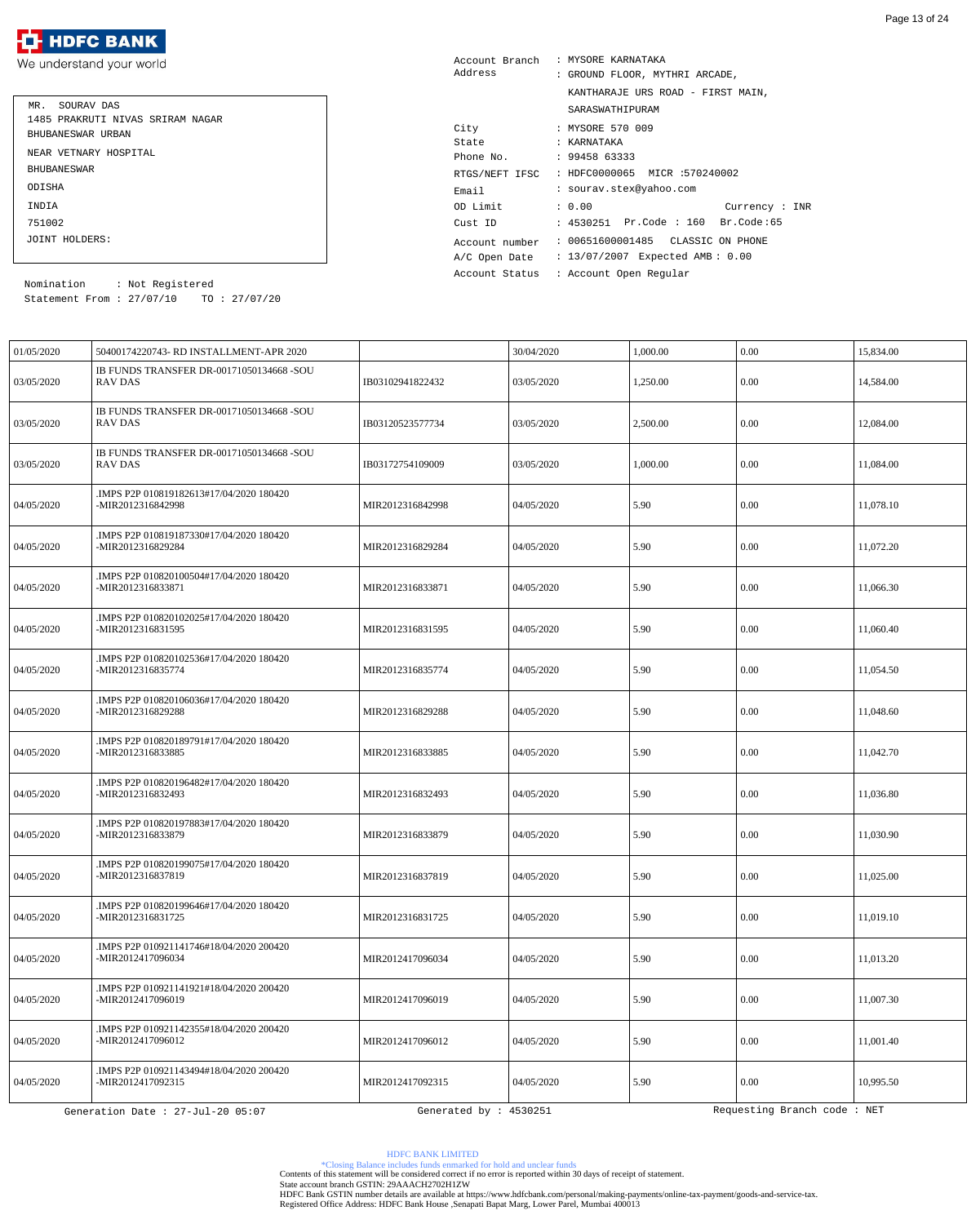![HDFC BANK logo] We understand your world

MR. SOURAV DAS
1485 PRAKRUTI NIVAS SRIRAM NAGAR
BHUBANESWAR URBAN
NEAR VETNARY HOSPITAL
BHUBANESWAR
ODISHA
INDIA
751002
JOINT HOLDERS:

Nomination : Not Registered
Statement From : 27/07/10 TO : 27/07/20

Account Branch : MYSORE KARNATAKA
Address : GROUND FLOOR, MYTHRI ARCADE,
KANTHARAJE URS ROAD - FIRST MAIN,
SARASWATHIPURAM
City : MYSORE 570 009
State : KARNATAKA
Phone No. : 99458 63333
RTGS/NEFT IFSC : HDFC0000065 MICR :570240002
Email : sourav.stex@yahoo.com
OD Limit : 0.00 Currency : INR
Cust ID : 4530251 Pr.Code : 160 Br.Code:65
Account number : 00651600001485 CLASSIC ON PHONE
A/C Open Date : 13/07/2007 Expected AMB : 0.00
Account Status : Account Open Regular

| | | | | | | |
|---|---|---|---|---|---|---|
| 01/05/2020 | 50400174220743- RD INSTALLMENT-APR 2020 | | 30/04/2020 | 1,000.00 | 0.00 | 15,834.00 |
| 03/05/2020 | IB FUNDS TRANSFER DR-00171050134668 -SOURAV DAS | IB03102941822432 | 03/05/2020 | 1,250.00 | 0.00 | 14,584.00 |
| 03/05/2020 | IB FUNDS TRANSFER DR-00171050134668 -SOURAV DAS | IB03120523577734 | 03/05/2020 | 2,500.00 | 0.00 | 12,084.00 |
| 03/05/2020 | IB FUNDS TRANSFER DR-00171050134668 -SOURAV DAS | IB03172754109009 | 03/05/2020 | 1,000.00 | 0.00 | 11,084.00 |
| 04/05/2020 | .IMPS P2P 010819182613#17/04/2020 180420 -MIR2012316842998 | MIR2012316842998 | 04/05/2020 | 5.90 | 0.00 | 11,078.10 |
| 04/05/2020 | .IMPS P2P 010819187330#17/04/2020 180420 -MIR2012316829284 | MIR2012316829284 | 04/05/2020 | 5.90 | 0.00 | 11,072.20 |
| 04/05/2020 | .IMPS P2P 010820100504#17/04/2020 180420 -MIR2012316833871 | MIR2012316833871 | 04/05/2020 | 5.90 | 0.00 | 11,066.30 |
| 04/05/2020 | .IMPS P2P 010820102025#17/04/2020 180420 -MIR2012316831595 | MIR2012316831595 | 04/05/2020 | 5.90 | 0.00 | 11,060.40 |
| 04/05/2020 | .IMPS P2P 010820102536#17/04/2020 180420 -MIR2012316835774 | MIR2012316835774 | 04/05/2020 | 5.90 | 0.00 | 11,054.50 |
| 04/05/2020 | .IMPS P2P 010820106036#17/04/2020 180420 -MIR2012316829288 | MIR2012316829288 | 04/05/2020 | 5.90 | 0.00 | 11,048.60 |
| 04/05/2020 | .IMPS P2P 010820189791#17/04/2020 180420 -MIR2012316833885 | MIR2012316833885 | 04/05/2020 | 5.90 | 0.00 | 11,042.70 |
| 04/05/2020 | .IMPS P2P 010820196482#17/04/2020 180420 -MIR2012316832493 | MIR2012316832493 | 04/05/2020 | 5.90 | 0.00 | 11,036.80 |
| 04/05/2020 | .IMPS P2P 010820197883#17/04/2020 180420 -MIR2012316833879 | MIR2012316833879 | 04/05/2020 | 5.90 | 0.00 | 11,030.90 |
| 04/05/2020 | .IMPS P2P 010820199075#17/04/2020 180420 -MIR2012316837819 | MIR2012316837819 | 04/05/2020 | 5.90 | 0.00 | 11,025.00 |
| 04/05/2020 | .IMPS P2P 010820199646#17/04/2020 180420 -MIR2012316831725 | MIR2012316831725 | 04/05/2020 | 5.90 | 0.00 | 11,019.10 |
| 04/05/2020 | .IMPS P2P 010921141746#18/04/2020 200420 -MIR2012417096034 | MIR2012417096034 | 04/05/2020 | 5.90 | 0.00 | 11,013.20 |
| 04/05/2020 | .IMPS P2P 010921141921#18/04/2020 200420 -MIR2012417096019 | MIR2012417096019 | 04/05/2020 | 5.90 | 0.00 | 11,007.30 |
| 04/05/2020 | .IMPS P2P 010921142355#18/04/2020 200420 -MIR2012417096012 | MIR2012417096012 | 04/05/2020 | 5.90 | 0.00 | 11,001.40 |
| 04/05/2020 | .IMPS P2P 010921143494#18/04/2020 200420 -MIR2012417092315 | MIR2012417092315 | 04/05/2020 | 5.90 | 0.00 | 10,995.50 |

Generation Date : 27-Jul-20 05:07 Generated by : 4530251 Requesting Branch code : NET

HDFC BANK LIMITED
*Closing Balance includes funds earmarked for hold and unclear funds
Contents of this statement will be considered correct if no error is reported within 30 days of receipt of statement.
State account branch GSTIN: 29AAACH2702H1ZW
HDFC Bank GSTIN number details are available at https://www.hdfcbank.com/personal/making-payments/online-tax-payment/goods-and-service-tax.
Registered Office Address: HDFC Bank House ,Senapati Bapat Marg, Lower Parel, Mumbai 400013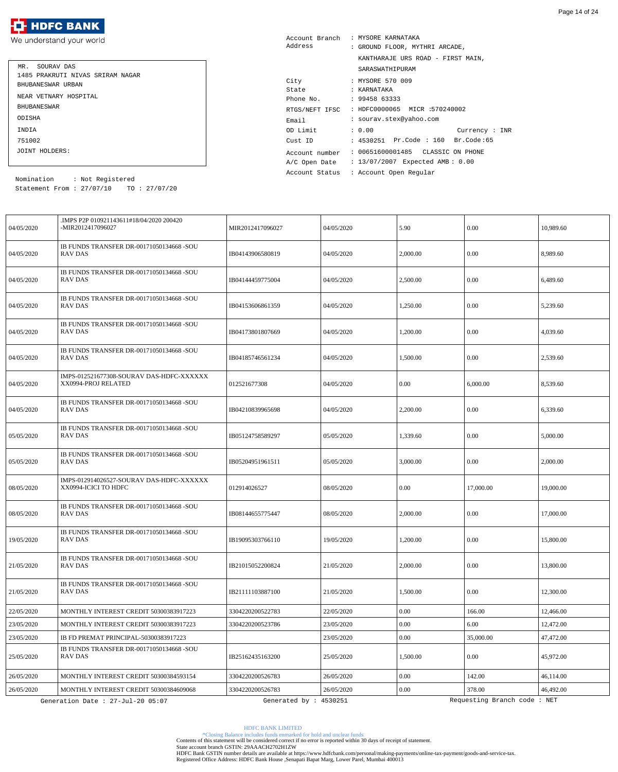![HDFC BANK](logo) We understand your world

| |
|---|
| MR. SOURAV DAS |
| 1485 PRAKRUTI NIVAS SRIRAM NAGAR |
| BHUBANESWAR URBAN |
| NEAR VETNARY HOSPITAL |
| BHUBANESWAR |
| ODISHA |
| INDIA |
| 751002 |
| JOINT HOLDERS: |

Nomination : Not Registered
Statement From : 27/07/10 TO : 27/07/20

Account Branch : MYSORE KARNATAKA
Address : GROUND FLOOR, MYTHRI ARCADE, KANTHARAJE URS ROAD - FIRST MAIN, SARASWATHIPURAM
City : MYSORE 570 009
State : KARNATAKA
Phone No. : 99458 63333
RTGS/NEFT IFSC : HDFC0000065 MICR :570240002
Email : sourav.stex@yahoo.com
OD Limit : 0.00 Currency : INR
Cust ID : 4530251 Pr.Code : 160 Br.Code:65
Account number : 00651600001485 CLASSIC ON PHONE
A/C Open Date : 13/07/2007 Expected AMB : 0.00
Account Status : Account Open Regular

| | | | | | | |
|---|---|---|---|---|---|---|
| 04/05/2020 | .IMPS P2P 010921143611#18/04/2020 200420 -MIR2012417096027 | MIR2012417096027 | 04/05/2020 | 5.90 | 0.00 | 10,989.60 |
| 04/05/2020 | IB FUNDS TRANSFER DR-00171050134668 -SOURAV DAS | IB04143906580819 | 04/05/2020 | 2,000.00 | 0.00 | 8,989.60 |
| 04/05/2020 | IB FUNDS TRANSFER DR-00171050134668 -SOURAV DAS | IB04144459775004 | 04/05/2020 | 2,500.00 | 0.00 | 6,489.60 |
| 04/05/2020 | IB FUNDS TRANSFER DR-00171050134668 -SOURAV DAS | IB04153606861359 | 04/05/2020 | 1,250.00 | 0.00 | 5,239.60 |
| 04/05/2020 | IB FUNDS TRANSFER DR-00171050134668 -SOURAV DAS | IB04173801807669 | 04/05/2020 | 1,200.00 | 0.00 | 4,039.60 |
| 04/05/2020 | IB FUNDS TRANSFER DR-00171050134668 -SOURAV DAS | IB04185746561234 | 04/05/2020 | 1,500.00 | 0.00 | 2,539.60 |
| 04/05/2020 | IMPS-012521677308-SOURAV DAS-HDFC-XXXXXXXX0994-PROJ RELATED | 012521677308 | 04/05/2020 | 0.00 | 6,000.00 | 8,539.60 |
| 04/05/2020 | IB FUNDS TRANSFER DR-00171050134668 -SOURAV DAS | IB04210839965698 | 04/05/2020 | 2,200.00 | 0.00 | 6,339.60 |
| 05/05/2020 | IB FUNDS TRANSFER DR-00171050134668 -SOURAV DAS | IB05124758589297 | 05/05/2020 | 1,339.60 | 0.00 | 5,000.00 |
| 05/05/2020 | IB FUNDS TRANSFER DR-00171050134668 -SOURAV DAS | IB05204951961511 | 05/05/2020 | 3,000.00 | 0.00 | 2,000.00 |
| 08/05/2020 | IMPS-012914026527-SOURAV DAS-HDFC-XXXXXXXX0994-ICICI TO HDFC | 012914026527 | 08/05/2020 | 0.00 | 17,000.00 | 19,000.00 |
| 08/05/2020 | IB FUNDS TRANSFER DR-00171050134668 -SOURAV DAS | IB08144655775447 | 08/05/2020 | 2,000.00 | 0.00 | 17,000.00 |
| 19/05/2020 | IB FUNDS TRANSFER DR-00171050134668 -SOURAV DAS | IB19095303766110 | 19/05/2020 | 1,200.00 | 0.00 | 15,800.00 |
| 21/05/2020 | IB FUNDS TRANSFER DR-00171050134668 -SOURAV DAS | IB21015052200824 | 21/05/2020 | 2,000.00 | 0.00 | 13,800.00 |
| 21/05/2020 | IB FUNDS TRANSFER DR-00171050134668 -SOURAV DAS | IB21111103887100 | 21/05/2020 | 1,500.00 | 0.00 | 12,300.00 |
| 22/05/2020 | MONTHLY INTEREST CREDIT 50300383917223 | 3304220200522783 | 22/05/2020 | 0.00 | 166.00 | 12,466.00 |
| 23/05/2020 | MONTHLY INTEREST CREDIT 50300383917223 | 3304220200523786 | 23/05/2020 | 0.00 | 6.00 | 12,472.00 |
| 23/05/2020 | IB FD PREMAT PRINCIPAL-50300383917223 | | 23/05/2020 | 0.00 | 35,000.00 | 47,472.00 |
| 25/05/2020 | IB FUNDS TRANSFER DR-00171050134668 -SOURAV DAS | IB25162435163200 | 25/05/2020 | 1,500.00 | 0.00 | 45,972.00 |
| 26/05/2020 | MONTHLY INTEREST CREDIT 50300384593154 | 3304220200526783 | 26/05/2020 | 0.00 | 142.00 | 46,114.00 |
| 26/05/2020 | MONTHLY INTEREST CREDIT 50300384609068 | 3304220200526783 | 26/05/2020 | 0.00 | 378.00 | 46,492.00 |

Generation Date : 27-Jul-20 05:07 Generated by : 4530251 Requesting Branch code : NET

HDFC BANK LIMITED
*Closing Balance includes funds earmarked for hold and unclear funds
Contents of this statement will be considered correct if no error is reported within 30 days of receipt of statement.
State account branch GSTIN: 29AAACH2702H1ZW
HDFC Bank GSTIN number details are available at https://www.hdfcbank.com/personal/making-payments/online-tax-payment/goods-and-service-tax.
Registered Office Address: HDFC Bank House ,Senapati Bapat Marg, Lower Parel, Mumbai 400013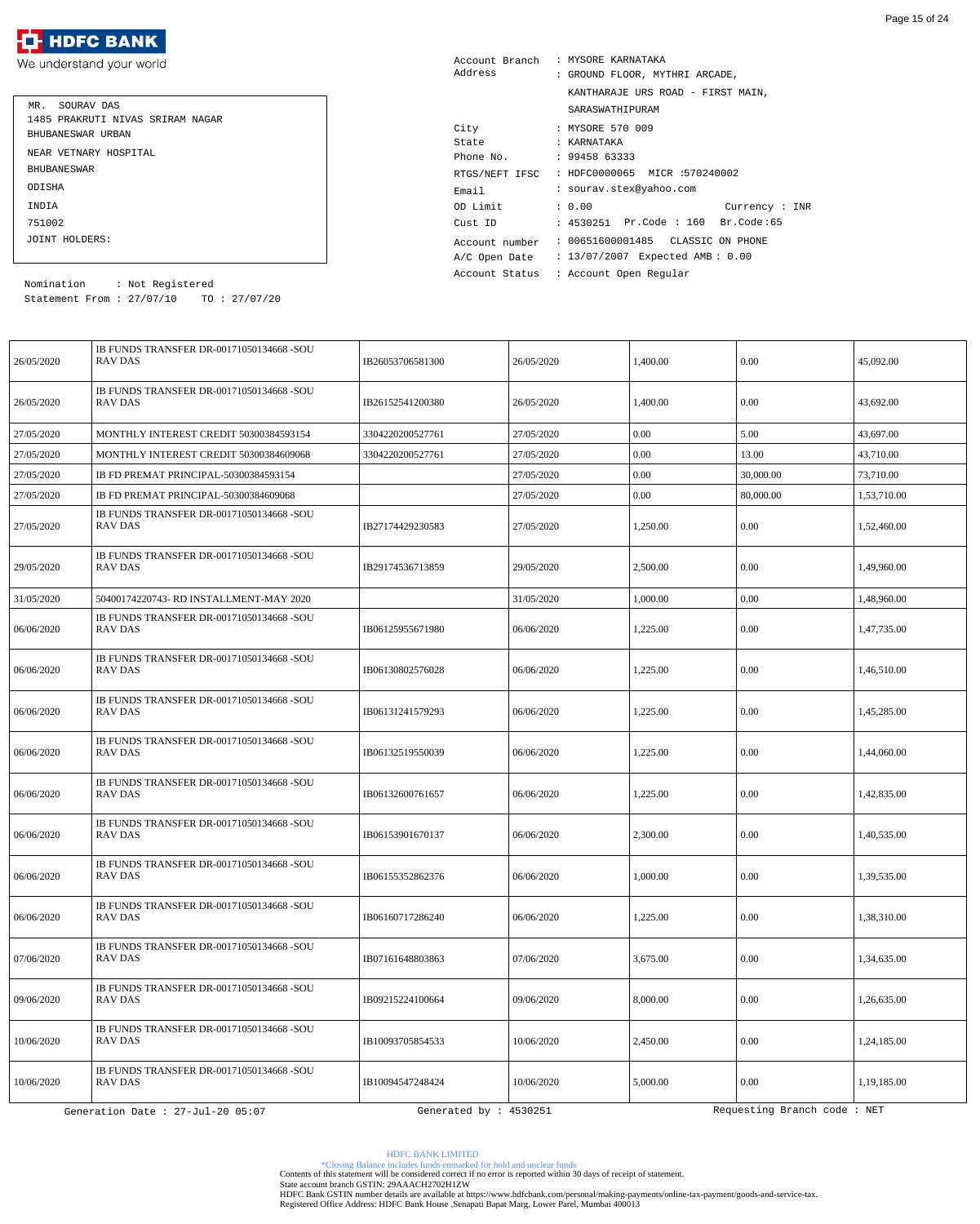MR. SOURAV DAS
1485 PRAKRUTI NIVAS SRIRAM NAGAR
BHUBANESWAR URBAN
NEAR VETNARY HOSPITAL
BHUBANESWAR
ODISHA
INDIA
751002
JOINT HOLDERS:

Nomination : Not Registered
Statement From : 27/07/10 TO : 27/07/20

Account Branch : MYSORE KARNATAKA
Address : GROUND FLOOR, MYTHRI ARCADE, KANTHARAJE URS ROAD - FIRST MAIN, SARASWATHIPURAM
City : MYSORE 570 009
State : KARNATAKA
Phone No. : 99458 63333
RTGS/NEFT IFSC : HDFC0000065 MICR :570240002
Email : sourav.stex@yahoo.com
OD Limit : 0.00 Currency : INR
Cust ID : 4530251 Pr.Code : 160 Br.Code:65
Account number : 00651600001485 CLASSIC ON PHONE
A/C Open Date : 13/07/2007 Expected AMB : 0.00
Account Status : Account Open Regular

| | | | | | | |
|---|---|---|---|---|---|---|
| 26/05/2020 | IB FUNDS TRANSFER DR-00171050134668 -SOURAV DAS | IB26053706581300 | 26/05/2020 | 1,400.00 | 0.00 | 45,092.00 |
| 26/05/2020 | IB FUNDS TRANSFER DR-00171050134668 -SOURAV DAS | IB26152541200380 | 26/05/2020 | 1,400.00 | 0.00 | 43,692.00 |
| 27/05/2020 | MONTHLY INTEREST CREDIT 50300384593154 | 3304220200527761 | 27/05/2020 | 0.00 | 5.00 | 43,697.00 |
| 27/05/2020 | MONTHLY INTEREST CREDIT 50300384609068 | 3304220200527761 | 27/05/2020 | 0.00 | 13.00 | 43,710.00 |
| 27/05/2020 | IB FD PREMAT PRINCIPAL-50300384593154 | | 27/05/2020 | 0.00 | 30,000.00 | 73,710.00 |
| 27/05/2020 | IB FD PREMAT PRINCIPAL-50300384609068 | | 27/05/2020 | 0.00 | 80,000.00 | 1,53,710.00 |
| 27/05/2020 | IB FUNDS TRANSFER DR-00171050134668 -SOURAV DAS | IB27174429230583 | 27/05/2020 | 1,250.00 | 0.00 | 1,52,460.00 |
| 29/05/2020 | IB FUNDS TRANSFER DR-00171050134668 -SOURAV DAS | IB29174536713859 | 29/05/2020 | 2,500.00 | 0.00 | 1,49,960.00 |
| 31/05/2020 | 50400174220743- RD INSTALLMENT-MAY 2020 | | 31/05/2020 | 1,000.00 | 0.00 | 1,48,960.00 |
| 06/06/2020 | IB FUNDS TRANSFER DR-00171050134668 -SOURAV DAS | IB06125955671980 | 06/06/2020 | 1,225.00 | 0.00 | 1,47,735.00 |
| 06/06/2020 | IB FUNDS TRANSFER DR-00171050134668 -SOURAV DAS | IB06130802576028 | 06/06/2020 | 1,225.00 | 0.00 | 1,46,510.00 |
| 06/06/2020 | IB FUNDS TRANSFER DR-00171050134668 -SOURAV DAS | IB06131241579293 | 06/06/2020 | 1,225.00 | 0.00 | 1,45,285.00 |
| 06/06/2020 | IB FUNDS TRANSFER DR-00171050134668 -SOURAV DAS | IB06132519550039 | 06/06/2020 | 1,225.00 | 0.00 | 1,44,060.00 |
| 06/06/2020 | IB FUNDS TRANSFER DR-00171050134668 -SOURAV DAS | IB06132600761657 | 06/06/2020 | 1,225.00 | 0.00 | 1,42,835.00 |
| 06/06/2020 | IB FUNDS TRANSFER DR-00171050134668 -SOURAV DAS | IB06153901670137 | 06/06/2020 | 2,300.00 | 0.00 | 1,40,535.00 |
| 06/06/2020 | IB FUNDS TRANSFER DR-00171050134668 -SOURAV DAS | IB06155352862376 | 06/06/2020 | 1,000.00 | 0.00 | 1,39,535.00 |
| 06/06/2020 | IB FUNDS TRANSFER DR-00171050134668 -SOURAV DAS | IB06160717286240 | 06/06/2020 | 1,225.00 | 0.00 | 1,38,310.00 |
| 07/06/2020 | IB FUNDS TRANSFER DR-00171050134668 -SOURAV DAS | IB07161648803863 | 07/06/2020 | 3,675.00 | 0.00 | 1,34,635.00 |
| 09/06/2020 | IB FUNDS TRANSFER DR-00171050134668 -SOURAV DAS | IB09215224100664 | 09/06/2020 | 8,000.00 | 0.00 | 1,26,635.00 |
| 10/06/2020 | IB FUNDS TRANSFER DR-00171050134668 -SOURAV DAS | IB10093705854533 | 10/06/2020 | 2,450.00 | 0.00 | 1,24,185.00 |
| 10/06/2020 | IB FUNDS TRANSFER DR-00171050134668 -SOURAV DAS | IB10094547248424 | 10/06/2020 | 5,000.00 | 0.00 | 1,19,185.00 |

Generation Date : 27-Jul-20 05:07 Generated by : 4530251 Requesting Branch code : NET

HDFC BANK LIMITED
*Closing Balance includes funds earmarked for hold and unclear funds
Contents of this statement will be considered correct if no error is reported within 30 days of receipt of statement.
State account branch GSTIN: 29AAACH2702H1ZW
HDFC Bank GSTIN number details are available at https://www.hdfcbank.com/personal/making-payments/online-tax-payment/goods-and-service-tax.
Registered Office Address: HDFC Bank House ,Senapati Bapat Marg, Lower Parel, Mumbai 400013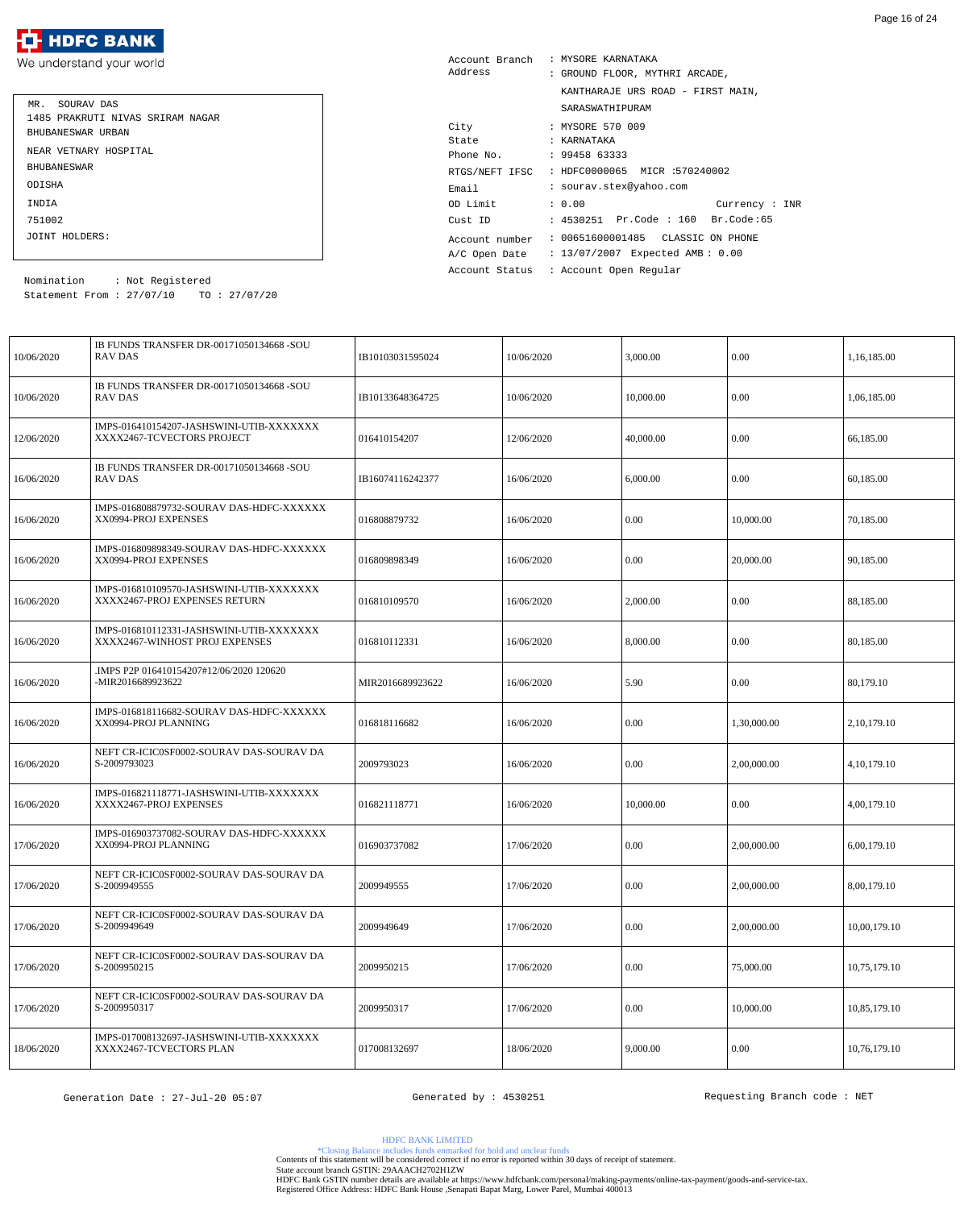**HDFC BANK**
We understand your world

MR. SOURAV DAS
1485 PRAKRUTI NIVAS SRIRAM NAGAR
BHUBANESWAR URBAN
NEAR VETNARY HOSPITAL
BHUBANESWAR
ODISHA
INDIA
751002
JOINT HOLDERS:

Nomination : Not Registered
Statement From : 27/07/10 TO : 27/07/20

Account Branch : MYSORE KARNATAKA
Address : GROUND FLOOR, MYTHRI ARCADE, KANTHARAJE URS ROAD - FIRST MAIN, SARASWATHIPURAM
City : MYSORE 570 009
State : KARNATAKA
Phone No. : 99458 63333
RTGS/NEFT IFSC : HDFC0000065 MICR :570240002
Email : sourav.stex@yahoo.com
OD Limit : 0.00 Currency : INR
Cust ID : 4530251 Pr.Code : 160 Br.Code:65
Account number : 00651600001485 CLASSIC ON PHONE
A/C Open Date : 13/07/2007 Expected AMB : 0.00
Account Status : Account Open Regular

| | | | | | | |
|---|---|---|---|---|---|---|
| 10/06/2020 | IB FUNDS TRANSFER DR-00171050134668 -SOURAV DAS | IB10103031595024 | 10/06/2020 | 3,000.00 | 0.00 | 1,16,185.00 |
| 10/06/2020 | IB FUNDS TRANSFER DR-00171050134668 -SOURAV DAS | IB10133648364725 | 10/06/2020 | 10,000.00 | 0.00 | 1,06,185.00 |
| 12/06/2020 | IMPS-016410154207-JASHSWINI-UTIB-XXXXXXXXXX2467-TCVECTORS PROJECT | 016410154207 | 12/06/2020 | 40,000.00 | 0.00 | 66,185.00 |
| 16/06/2020 | IB FUNDS TRANSFER DR-00171050134668 -SOURAV DAS | IB16074116242377 | 16/06/2020 | 6,000.00 | 0.00 | 60,185.00 |
| 16/06/2020 | IMPS-016808879732-SOURAV DAS-HDFC-XXXXXXXX0994-PROJ EXPENSES | 016808879732 | 16/06/2020 | 0.00 | 10,000.00 | 70,185.00 |
| 16/06/2020 | IMPS-016809898349-SOURAV DAS-HDFC-XXXXXXXX0994-PROJ EXPENSES | 016809898349 | 16/06/2020 | 0.00 | 20,000.00 | 90,185.00 |
| 16/06/2020 | IMPS-016810109570-JASHSWINI-UTIB-XXXXXXXXXX2467-PROJ EXPENSES RETURN | 016810109570 | 16/06/2020 | 2,000.00 | 0.00 | 88,185.00 |
| 16/06/2020 | IMPS-016810112331-JASHSWINI-UTIB-XXXXXXXXXX2467-WINHOST PROJ EXPENSES | 016810112331 | 16/06/2020 | 8,000.00 | 0.00 | 80,185.00 |
| 16/06/2020 | .IMPS P2P 016410154207#12/06/2020 120620 -MIR2016689923622 | MIR2016689923622 | 16/06/2020 | 5.90 | 0.00 | 80,179.10 |
| 16/06/2020 | IMPS-016818116682-SOURAV DAS-HDFC-XXXXXXXX0994-PROJ PLANNING | 016818116682 | 16/06/2020 | 0.00 | 1,30,000.00 | 2,10,179.10 |
| 16/06/2020 | NEFT CR-ICIC0SF0002-SOURAV DAS-SOURAV DAS-2009793023 | 2009793023 | 16/06/2020 | 0.00 | 2,00,000.00 | 4,10,179.10 |
| 16/06/2020 | IMPS-016821118771-JASHSWINI-UTIB-XXXXXXXXXX2467-PROJ EXPENSES | 016821118771 | 16/06/2020 | 10,000.00 | 0.00 | 4,00,179.10 |
| 17/06/2020 | IMPS-016903737082-SOURAV DAS-HDFC-XXXXXXXX0994-PROJ PLANNING | 016903737082 | 17/06/2020 | 0.00 | 2,00,000.00 | 6,00,179.10 |
| 17/06/2020 | NEFT CR-ICIC0SF0002-SOURAV DAS-SOURAV DAS-2009949555 | 2009949555 | 17/06/2020 | 0.00 | 2,00,000.00 | 8,00,179.10 |
| 17/06/2020 | NEFT CR-ICIC0SF0002-SOURAV DAS-SOURAV DAS-2009949649 | 2009949649 | 17/06/2020 | 0.00 | 2,00,000.00 | 10,00,179.10 |
| 17/06/2020 | NEFT CR-ICIC0SF0002-SOURAV DAS-SOURAV DAS-2009950215 | 2009950215 | 17/06/2020 | 0.00 | 75,000.00 | 10,75,179.10 |
| 17/06/2020 | NEFT CR-ICIC0SF0002-SOURAV DAS-SOURAV DAS-2009950317 | 2009950317 | 17/06/2020 | 0.00 | 10,000.00 | 10,85,179.10 |
| 18/06/2020 | IMPS-017008132697-JASHSWINI-UTIB-XXXXXXXXXX2467-TCVECTORS PLAN | 017008132697 | 18/06/2020 | 9,000.00 | 0.00 | 10,76,179.10 |

Generation Date : 27-Jul-20 05:07 Generated by : 4530251 Requesting Branch code : NET

HDFC BANK LIMITED
*Closing Balance includes funds earmarked for hold and unclear funds
Contents of this statement will be considered correct if no error is reported within 30 days of receipt of statement.
State account branch GSTIN: 29AAACH2702H1ZW
HDFC Bank GSTIN number details are available at https://www.hdfcbank.com/personal/making-payments/online-tax-payment/goods-and-service-tax.
Registered Office Address: HDFC Bank House ,Senapati Bapat Marg, Lower Parel, Mumbai 400013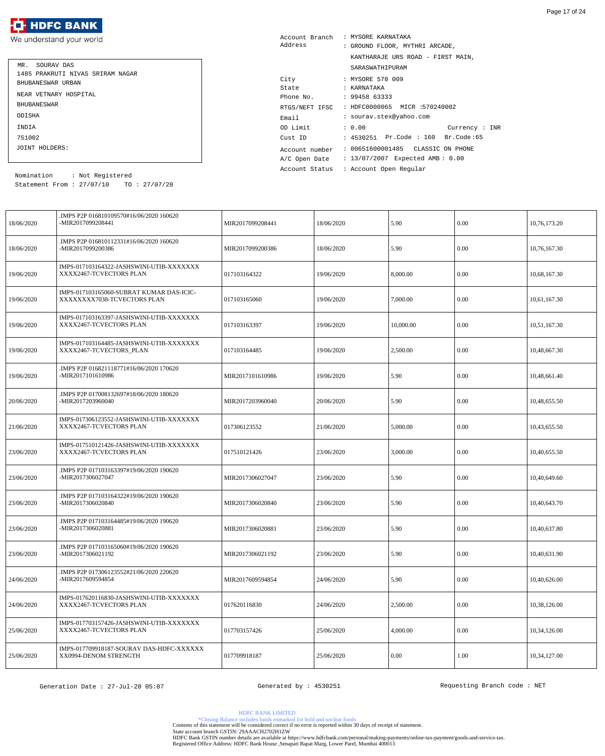MR. SOURAV DAS
1485 PRAKRUTI NIVAS SRIRAM NAGAR
BHUBANESWAR URBAN
NEAR VETNARY HOSPITAL
BHUBANESWAR
ODISHA
INDIA
751002
JOINT HOLDERS:

Nomination : Not Registered
Statement From : 27/07/10 TO : 27/07/20

Account Branch : MYSORE KARNATAKA
Address : GROUND FLOOR, MYTHRI ARCADE,
KANTHARAJE URS ROAD - FIRST MAIN,
SARASWATHIPURAM
City : MYSORE 570 009
State : KARNATAKA
Phone No. : 99458 63333
RTGS/NEFT IFSC : HDFC0000065 MICR :570240002
Email : sourav.stex@yahoo.com
OD Limit : 0.00 Currency : INR
Cust ID : 4530251 Pr.Code : 160 Br.Code:65
Account number : 00651600001485 CLASSIC ON PHONE
A/C Open Date : 13/07/2007 Expected AMB : 0.00
Account Status : Account Open Regular

| | | | | | | |
|---|---|---|---|---|---|---|
| 18/06/2020 | .IMPS P2P 016810109570#16/06/2020 160620 -MIR2017099208441 | MIR2017099208441 | 18/06/2020 | 5.90 | 0.00 | 10,76,173.20 |
| 18/06/2020 | .IMPS P2P 016810112331#16/06/2020 160620 -MIR2017099200386 | MIR2017099200386 | 18/06/2020 | 5.90 | 0.00 | 10,76,167.30 |
| 19/06/2020 | IMPS-017103164322-JASHSWINI-UTIB-XXXXXXX XXXX2467-TCVECTORS PLAN | 017103164322 | 19/06/2020 | 8,000.00 | 0.00 | 10,68,167.30 |
| 19/06/2020 | IMPS-017103165060-SUBRAT KUMAR DAS-ICIC-XXXXXXXX7038-TCVECTORS PLAN | 017103165060 | 19/06/2020 | 7,000.00 | 0.00 | 10,61,167.30 |
| 19/06/2020 | IMPS-017103163397-JASHSWINI-UTIB-XXXXXXX XXXX2467-TCVECTORS PLAN | 017103163397 | 19/06/2020 | 10,000.00 | 0.00 | 10,51,167.30 |
| 19/06/2020 | IMPS-017103164485-JASHSWINI-UTIB-XXXXXXX XXXX2467-TCVECTORS_PLAN | 017103164485 | 19/06/2020 | 2,500.00 | 0.00 | 10,48,667.30 |
| 19/06/2020 | .IMPS P2P 016821118771#16/06/2020 170620 -MIR2017101610986 | MIR2017101610986 | 19/06/2020 | 5.90 | 0.00 | 10,48,661.40 |
| 20/06/2020 | .IMPS P2P 017008132697#18/06/2020 180620 -MIR2017203960040 | MIR2017203960040 | 20/06/2020 | 5.90 | 0.00 | 10,48,655.50 |
| 21/06/2020 | IMPS-017306123552-JASHSWINI-UTIB-XXXXXXX XXXX2467-TCVECTORS PLAN | 017306123552 | 21/06/2020 | 5,000.00 | 0.00 | 10,43,655.50 |
| 23/06/2020 | IMPS-017510121426-JASHSWINI-UTIB-XXXXXXX XXXX2467-TCVECTORS PLAN | 017510121426 | 23/06/2020 | 3,000.00 | 0.00 | 10,40,655.50 |
| 23/06/2020 | .IMPS P2P 017103163397#19/06/2020 190620 -MIR2017306027047 | MIR2017306027047 | 23/06/2020 | 5.90 | 0.00 | 10,40,649.60 |
| 23/06/2020 | .IMPS P2P 017103164322#19/06/2020 190620 -MIR2017306020840 | MIR2017306020840 | 23/06/2020 | 5.90 | 0.00 | 10,40,643.70 |
| 23/06/2020 | .IMPS P2P 017103164485#19/06/2020 190620 -MIR2017306020881 | MIR2017306020881 | 23/06/2020 | 5.90 | 0.00 | 10,40,637.80 |
| 23/06/2020 | .IMPS P2P 017103165060#19/06/2020 190620 -MIR2017306021192 | MIR2017306021192 | 23/06/2020 | 5.90 | 0.00 | 10,40,631.90 |
| 24/06/2020 | .IMPS P2P 017306123552#21/06/2020 220620 -MIR2017609594854 | MIR2017609594854 | 24/06/2020 | 5.90 | 0.00 | 10,40,626.00 |
| 24/06/2020 | IMPS-017620116830-JASHSWINI-UTIB-XXXXXXX XXXX2467-TCVECTORS PLAN | 017620116830 | 24/06/2020 | 2,500.00 | 0.00 | 10,38,126.00 |
| 25/06/2020 | IMPS-017703157426-JASHSWINI-UTIB-XXXXXXX XXXX2467-TCVECTORS PLAN | 017703157426 | 25/06/2020 | 4,000.00 | 0.00 | 10,34,126.00 |
| 25/06/2020 | IMPS-017709918187-SOURAV DAS-HDFC-XXXXXX XX0994-DENOM STRENGTH | 017709918187 | 25/06/2020 | 0.00 | 1.00 | 10,34,127.00 |

Generation Date : 27-Jul-20 05:07 Generated by : 4530251 Requesting Branch code : NET

HDFC BANK LIMITED
*Closing Balance includes funds earmarked for hold and unclear funds
Contents of this statement will be considered correct if no error is reported within 30 days of receipt of statement.
State account branch GSTIN: 29AAACH2702H1ZW
HDFC Bank GSTIN number details are available at https://www.hdfcbank.com/personal/making-payments/online-tax-payment/goods-and-service-tax.
Registered Office Address: HDFC Bank House ,Senapati Bapat Marg, Lower Parel, Mumbai 400013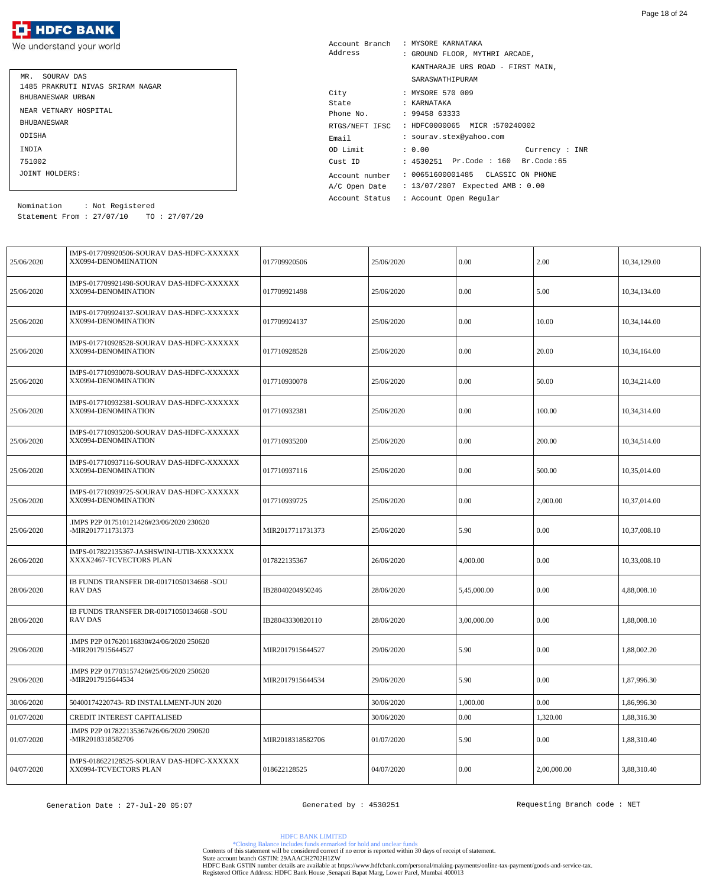**HDFC BANK**
We understand your world

MR. SOURAV DAS
1485 PRAKRUTI NIVAS SRIRAM NAGAR
BHUBANESWAR URBAN
NEAR VETNARY HOSPITAL
BHUBANESWAR
ODISHA
INDIA
751002
JOINT HOLDERS:

Nomination : Not Registered
Statement From : 27/07/10 TO : 27/07/20

Account Branch : MYSORE KARNATAKA
Address : GROUND FLOOR, MYTHRI ARCADE,
KANTHARAJE URS ROAD - FIRST MAIN,
SARASWATHIPURAM
City : MYSORE 570 009
State : KARNATAKA
Phone No. : 99458 63333
RTGS/NEFT IFSC : HDFC0000065 MICR :570240002
Email : sourav.stex@yahoo.com
OD Limit : 0.00 Currency : INR
Cust ID : 4530251 Pr.Code : 160 Br.Code :65
Account number : 00651600001485 CLASSIC ON PHONE
A/C Open Date : 13/07/2007 Expected AMB : 0.00
Account Status : Account Open Regular

| | | | | | | |
|---|---|---|---|---|---|---|
| 25/06/2020 | IMPS-017709920506-SOURAV DAS-HDFC-XXXXXXXX0994-DENOMIINATION | 017709920506 | 25/06/2020 | 0.00 | 2.00 | 10,34,129.00 |
| 25/06/2020 | IMPS-017709921498-SOURAV DAS-HDFC-XXXXXXXX0994-DENOMINATION | 017709921498 | 25/06/2020 | 0.00 | 5.00 | 10,34,134.00 |
| 25/06/2020 | IMPS-017709924137-SOURAV DAS-HDFC-XXXXXXXX0994-DENOMINATION | 017709924137 | 25/06/2020 | 0.00 | 10.00 | 10,34,144.00 |
| 25/06/2020 | IMPS-017710928528-SOURAV DAS-HDFC-XXXXXXXX0994-DENOMINATION | 017710928528 | 25/06/2020 | 0.00 | 20.00 | 10,34,164.00 |
| 25/06/2020 | IMPS-017710930078-SOURAV DAS-HDFC-XXXXXXXX0994-DENOMINATION | 017710930078 | 25/06/2020 | 0.00 | 50.00 | 10,34,214.00 |
| 25/06/2020 | IMPS-017710932381-SOURAV DAS-HDFC-XXXXXXXX0994-DENOMINATION | 017710932381 | 25/06/2020 | 0.00 | 100.00 | 10,34,314.00 |
| 25/06/2020 | IMPS-017710935200-SOURAV DAS-HDFC-XXXXXXXX0994-DENOMINATION | 017710935200 | 25/06/2020 | 0.00 | 200.00 | 10,34,514.00 |
| 25/06/2020 | IMPS-017710937116-SOURAV DAS-HDFC-XXXXXXXX0994-DENOMINATION | 017710937116 | 25/06/2020 | 0.00 | 500.00 | 10,35,014.00 |
| 25/06/2020 | IMPS-017710939725-SOURAV DAS-HDFC-XXXXXXXX0994-DENOMINATION | 017710939725 | 25/06/2020 | 0.00 | 2,000.00 | 10,37,014.00 |
| 25/06/2020 | .IMPS P2P 017510121426#23/06/2020 230620 -MIR2017711731373 | MIR2017711731373 | 25/06/2020 | 5.90 | 0.00 | 10,37,008.10 |
| 26/06/2020 | IMPS-017822135367-JASHSWINI-UTIB-XXXXXXXXXXX2467-TCVECTORS PLAN | 017822135367 | 26/06/2020 | 4,000.00 | 0.00 | 10,33,008.10 |
| 28/06/2020 | IB FUNDS TRANSFER DR-00171050134668 -SOURAV DAS | IB28040204950246 | 28/06/2020 | 5,45,000.00 | 0.00 | 4,88,008.10 |
| 28/06/2020 | IB FUNDS TRANSFER DR-00171050134668 -SOURAV DAS | IB28043330820110 | 28/06/2020 | 3,00,000.00 | 0.00 | 1,88,008.10 |
| 29/06/2020 | .IMPS P2P 017620116830#24/06/2020 250620 -MIR2017915644527 | MIR2017915644527 | 29/06/2020 | 5.90 | 0.00 | 1,88,002.20 |
| 29/06/2020 | .IMPS P2P 017703157426#25/06/2020 250620 -MIR2017915644534 | MIR2017915644534 | 29/06/2020 | 5.90 | 0.00 | 1,87,996.30 |
| 30/06/2020 | 50400174220743- RD INSTALLMENT-JUN 2020 | | 30/06/2020 | 1,000.00 | 0.00 | 1,86,996.30 |
| 01/07/2020 | CREDIT INTEREST CAPITALISED | | 30/06/2020 | 0.00 | 1,320.00 | 1,88,316.30 |
| 01/07/2020 | .IMPS P2P 017822135367#26/06/2020 290620 -MIR2018318582706 | MIR2018318582706 | 01/07/2020 | 5.90 | 0.00 | 1,88,310.40 |
| 04/07/2020 | IMPS-018622128525-SOURAV DAS-HDFC-XXXXXXXX0994-TCVECTORS PLAN | 018622128525 | 04/07/2020 | 0.00 | 2,00,000.00 | 3,88,310.40 |

Generation Date : 27-Jul-20 05:07 Generated by : 4530251 Requesting Branch code : NET

HDFC BANK LIMITED
*Closing Balance includes funds earmarked for hold and unclear funds
Contents of this statement will be considered correct if no error is reported within 30 days of receipt of statement.
State account branch GSTIN: 29AAACH2702H1ZW
HDFC Bank GSTIN number details are available at https://www.hdfcbank.com/personal/making-payments/online-tax-payment/goods-and-service-tax.
Registered Office Address: HDFC Bank House ,Senapati Bapat Marg, Lower Parel, Mumbai 400013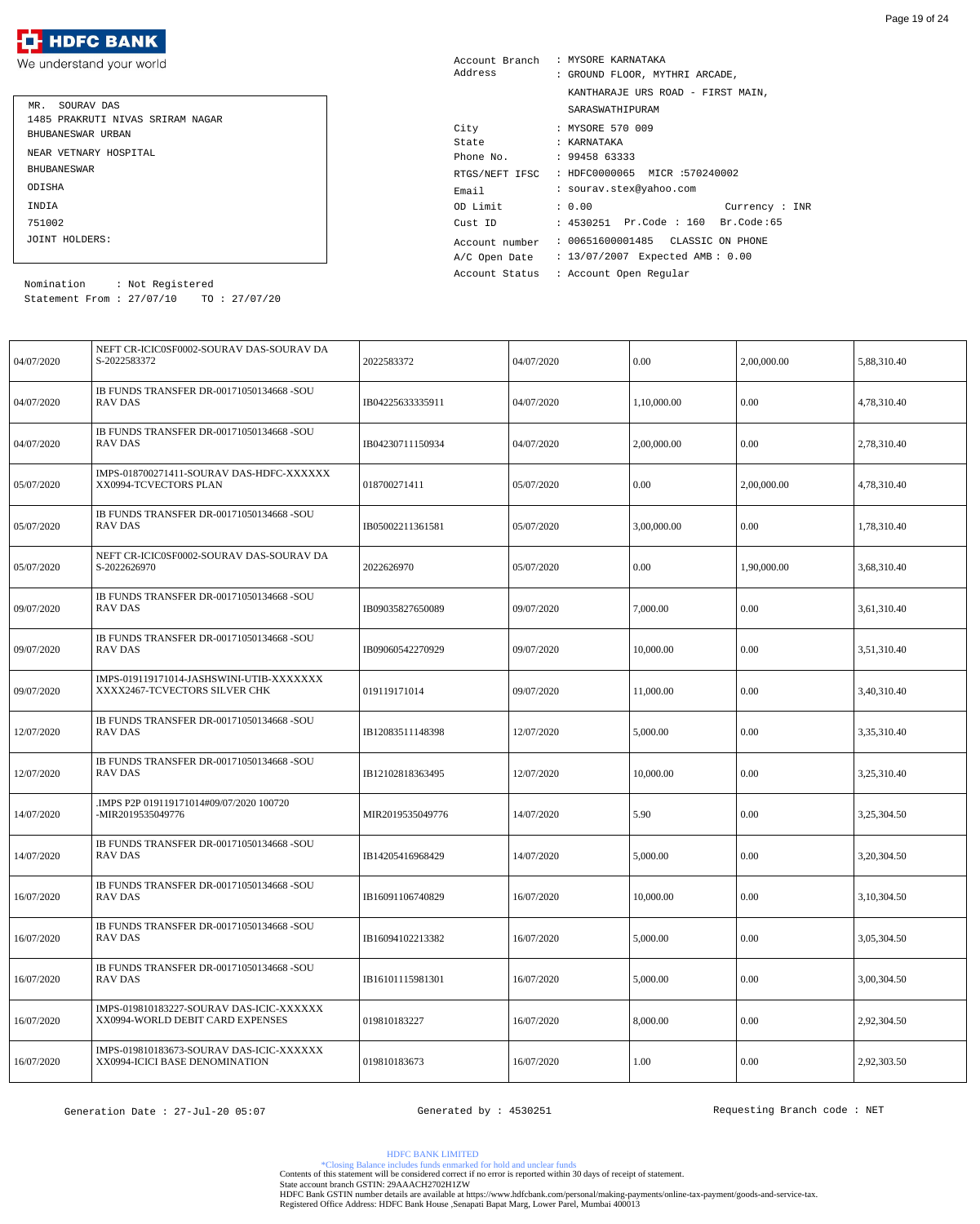**HDFC BANK**
We understand your world

MR. SOURAV DAS
1485 PRAKRUTI NIVAS SRIRAM NAGAR
BHUBANESWAR URBAN
NEAR VETNARY HOSPITAL
BHUBANESWAR
ODISHA
INDIA
751002
JOINT HOLDERS:

Nomination : Not Registered
Statement From : 27/07/10 TO : 27/07/20

Account Branch : MYSORE KARNATAKA
Address : GROUND FLOOR, MYTHRI ARCADE, KANTHARAJE URS ROAD - FIRST MAIN, SARASWATHIPURAM
City : MYSORE 570 009
State : KARNATAKA
Phone No. : 99458 63333
RTGS/NEFT IFSC : HDFC0000065 MICR :570240002
Email : sourav.stex@yahoo.com
OD Limit : 0.00 Currency : INR
Cust ID : 4530251 Pr.Code : 160 Br.Code:65
Account number : 00651600001485 CLASSIC ON PHONE
A/C Open Date : 13/07/2007 Expected AMB : 0.00
Account Status : Account Open Regular

| | | | | | | |
|---|---|---|---|---|---|---|
| 04/07/2020 | NEFT CR-ICIC0SF0002-SOURAV DAS-SOURAV DAS-2022583372 | 2022583372 | 04/07/2020 | 0.00 | 2,00,000.00 | 5,88,310.40 |
| 04/07/2020 | IB FUNDS TRANSFER DR-00171050134668 -SOURAV DAS | IB04225633335911 | 04/07/2020 | 1,10,000.00 | 0.00 | 4,78,310.40 |
| 04/07/2020 | IB FUNDS TRANSFER DR-00171050134668 -SOURAV DAS | IB04230711150934 | 04/07/2020 | 2,00,000.00 | 0.00 | 2,78,310.40 |
| 05/07/2020 | IMPS-018700271411-SOURAV DAS-HDFC-XXXXXXXX0994-TCVECTORS PLAN | 018700271411 | 05/07/2020 | 0.00 | 2,00,000.00 | 4,78,310.40 |
| 05/07/2020 | IB FUNDS TRANSFER DR-00171050134668 -SOURAV DAS | IB05002211361581 | 05/07/2020 | 3,00,000.00 | 0.00 | 1,78,310.40 |
| 05/07/2020 | NEFT CR-ICIC0SF0002-SOURAV DAS-SOURAV DAS-2022626970 | 2022626970 | 05/07/2020 | 0.00 | 1,90,000.00 | 3,68,310.40 |
| 09/07/2020 | IB FUNDS TRANSFER DR-00171050134668 -SOURAV DAS | IB09035827650089 | 09/07/2020 | 7,000.00 | 0.00 | 3,61,310.40 |
| 09/07/2020 | IB FUNDS TRANSFER DR-00171050134668 -SOURAV DAS | IB09060542270929 | 09/07/2020 | 10,000.00 | 0.00 | 3,51,310.40 |
| 09/07/2020 | IMPS-019119171014-JASHSWINI-UTIB-XXXXXXXXXXX2467-TCVECTORS SILVER CHK | 019119171014 | 09/07/2020 | 11,000.00 | 0.00 | 3,40,310.40 |
| 12/07/2020 | IB FUNDS TRANSFER DR-00171050134668 -SOURAV DAS | IB12083511148398 | 12/07/2020 | 5,000.00 | 0.00 | 3,35,310.40 |
| 12/07/2020 | IB FUNDS TRANSFER DR-00171050134668 -SOURAV DAS | IB12102818363495 | 12/07/2020 | 10,000.00 | 0.00 | 3,25,310.40 |
| 14/07/2020 | .IMPS P2P 019119171014#09/07/2020 100720 -MIR2019535049776 | MIR2019535049776 | 14/07/2020 | 5.90 | 0.00 | 3,25,304.50 |
| 14/07/2020 | IB FUNDS TRANSFER DR-00171050134668 -SOURAV DAS | IB14205416968429 | 14/07/2020 | 5,000.00 | 0.00 | 3,20,304.50 |
| 16/07/2020 | IB FUNDS TRANSFER DR-00171050134668 -SOURAV DAS | IB16091106740829 | 16/07/2020 | 10,000.00 | 0.00 | 3,10,304.50 |
| 16/07/2020 | IB FUNDS TRANSFER DR-00171050134668 -SOURAV DAS | IB16094102213382 | 16/07/2020 | 5,000.00 | 0.00 | 3,05,304.50 |
| 16/07/2020 | IB FUNDS TRANSFER DR-00171050134668 -SOURAV DAS | IB16101115981301 | 16/07/2020 | 5,000.00 | 0.00 | 3,00,304.50 |
| 16/07/2020 | IMPS-019810183227-SOURAV DAS-ICIC-XXXXXXXX0994-WORLD DEBIT CARD EXPENSES | 019810183227 | 16/07/2020 | 8,000.00 | 0.00 | 2,92,304.50 |
| 16/07/2020 | IMPS-019810183673-SOURAV DAS-ICIC-XXXXXXXX0994-ICICI BASE DENOMINATION | 019810183673 | 16/07/2020 | 1.00 | 0.00 | 2,92,303.50 |

Generation Date : 27-Jul-20 05:07 Generated by : 4530251 Requesting Branch code : NET

HDFC BANK LIMITED
*Closing Balance includes funds earmarked for hold and unclear funds
Contents of this statement will be considered correct if no error is reported within 30 days of receipt of statement.
State account branch GSTIN: 29AAACH2702H1ZW
HDFC Bank GSTIN number details are available at https://www.hdfcbank.com/personal/making-payments/online-tax-payment/goods-and-service-tax.
Registered Office Address: HDFC Bank House ,Senapati Bapat Marg, Lower Parel, Mumbai 400013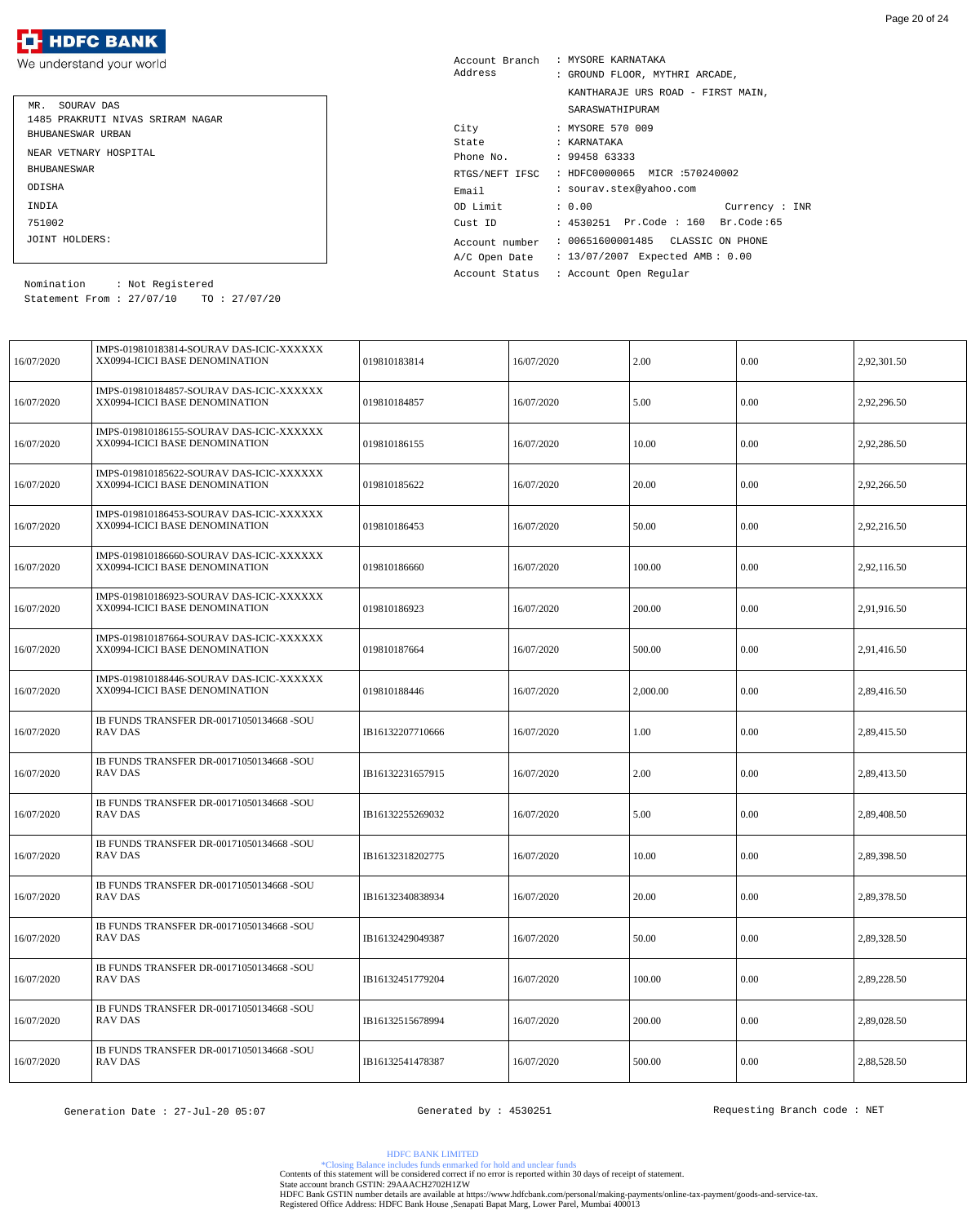MR. SOURAV DAS
1485 PRAKRUTI NIVAS SRIRAM NAGAR
BHUBANESWAR URBAN
NEAR VETNARY HOSPITAL
BHUBANESWAR
ODISHA
INDIA
751002
JOINT HOLDERS:

Nomination : Not Registered
Statement From : 27/07/10 TO : 27/07/20

Account Branch : MYSORE KARNATAKA
Address : GROUND FLOOR, MYTHRI ARCADE, KANTHARAJE URS ROAD - FIRST MAIN, SARASWATHIPURAM
City : MYSORE 570 009
State : KARNATAKA
Phone No. : 99458 63333
RTGS/NEFT IFSC : HDFC0000065 MICR :570240002
Email : sourav.stex@yahoo.com
OD Limit : 0.00 Currency : INR
Cust ID : 4530251 Pr.Code : 160 Br.Code :65
Account number : 00651600001485 CLASSIC ON PHONE
A/C Open Date : 13/07/2007 Expected AMB : 0.00
Account Status : Account Open Regular

| | | | | | | |
|---|---|---|---|---|---|---|
| 16/07/2020 | IMPS-019810183814-SOURAV DAS-ICIC-XXXXXX XX0994-ICICI BASE DENOMINATION | 019810183814 | 16/07/2020 | 2.00 | 0.00 | 2,92,301.50 |
| 16/07/2020 | IMPS-019810184857-SOURAV DAS-ICIC-XXXXXX XX0994-ICICI BASE DENOMINATION | 019810184857 | 16/07/2020 | 5.00 | 0.00 | 2,92,296.50 |
| 16/07/2020 | IMPS-019810186155-SOURAV DAS-ICIC-XXXXXX XX0994-ICICI BASE DENOMINATION | 019810186155 | 16/07/2020 | 10.00 | 0.00 | 2,92,286.50 |
| 16/07/2020 | IMPS-019810185622-SOURAV DAS-ICIC-XXXXXX XX0994-ICICI BASE DENOMINATION | 019810185622 | 16/07/2020 | 20.00 | 0.00 | 2,92,266.50 |
| 16/07/2020 | IMPS-019810186453-SOURAV DAS-ICIC-XXXXXX XX0994-ICICI BASE DENOMINATION | 019810186453 | 16/07/2020 | 50.00 | 0.00 | 2,92,216.50 |
| 16/07/2020 | IMPS-019810186660-SOURAV DAS-ICIC-XXXXXX XX0994-ICICI BASE DENOMINATION | 019810186660 | 16/07/2020 | 100.00 | 0.00 | 2,92,116.50 |
| 16/07/2020 | IMPS-019810186923-SOURAV DAS-ICIC-XXXXXX XX0994-ICICI BASE DENOMINATION | 019810186923 | 16/07/2020 | 200.00 | 0.00 | 2,91,916.50 |
| 16/07/2020 | IMPS-019810187664-SOURAV DAS-ICIC-XXXXXX XX0994-ICICI BASE DENOMINATION | 019810187664 | 16/07/2020 | 500.00 | 0.00 | 2,91,416.50 |
| 16/07/2020 | IMPS-019810188446-SOURAV DAS-ICIC-XXXXXX XX0994-ICICI BASE DENOMINATION | 019810188446 | 16/07/2020 | 2,000.00 | 0.00 | 2,89,416.50 |
| 16/07/2020 | IB FUNDS TRANSFER DR-00171050134668 -SOURAV DAS | IB16132207710666 | 16/07/2020 | 1.00 | 0.00 | 2,89,415.50 |
| 16/07/2020 | IB FUNDS TRANSFER DR-00171050134668 -SOURAV DAS | IB16132231657915 | 16/07/2020 | 2.00 | 0.00 | 2,89,413.50 |
| 16/07/2020 | IB FUNDS TRANSFER DR-00171050134668 -SOURAV DAS | IB16132255269032 | 16/07/2020 | 5.00 | 0.00 | 2,89,408.50 |
| 16/07/2020 | IB FUNDS TRANSFER DR-00171050134668 -SOURAV DAS | IB16132318202775 | 16/07/2020 | 10.00 | 0.00 | 2,89,398.50 |
| 16/07/2020 | IB FUNDS TRANSFER DR-00171050134668 -SOURAV DAS | IB16132340838934 | 16/07/2020 | 20.00 | 0.00 | 2,89,378.50 |
| 16/07/2020 | IB FUNDS TRANSFER DR-00171050134668 -SOURAV DAS | IB16132429049387 | 16/07/2020 | 50.00 | 0.00 | 2,89,328.50 |
| 16/07/2020 | IB FUNDS TRANSFER DR-00171050134668 -SOURAV DAS | IB16132451779204 | 16/07/2020 | 100.00 | 0.00 | 2,89,228.50 |
| 16/07/2020 | IB FUNDS TRANSFER DR-00171050134668 -SOURAV DAS | IB16132515678994 | 16/07/2020 | 200.00 | 0.00 | 2,89,028.50 |
| 16/07/2020 | IB FUNDS TRANSFER DR-00171050134668 -SOURAV DAS | IB16132541478387 | 16/07/2020 | 500.00 | 0.00 | 2,88,528.50 |

Generation Date : 27-Jul-20 05:07 Generated by : 4530251 Requesting Branch code : NET

HDFC BANK LIMITED
*Closing Balance includes funds earmarked for hold and unclear funds
Contents of this statement will be considered correct if no error is reported within 30 days of receipt of statement.
State account branch GSTIN: 29AAACH2702H1ZW
HDFC Bank GSTIN number details are available at https://www.hdfcbank.com/personal/making-payments/online-tax-payment/goods-and-service-tax.
Registered Office Address: HDFC Bank House ,Senapati Bapat Marg, Lower Parel, Mumbai 400013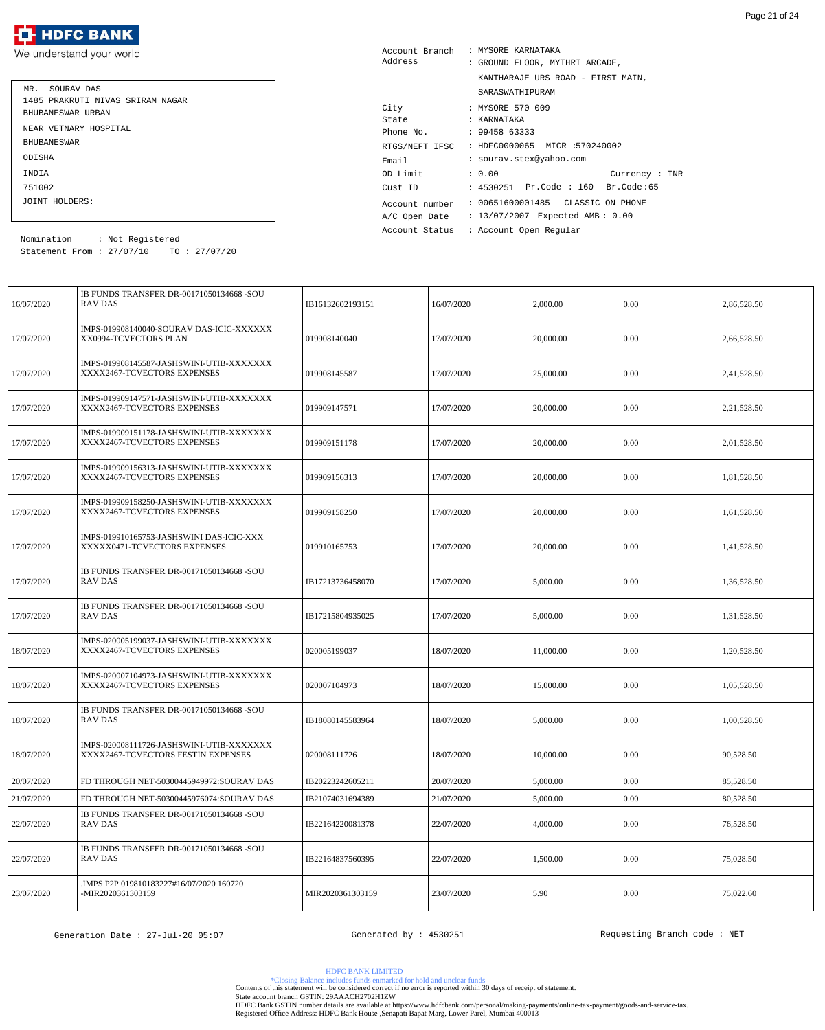**HDFC BANK**
We understand your world

MR. SOURAV DAS
1485 PRAKRUTI NIVAS SRIRAM NAGAR
BHUBANESWAR URBAN
NEAR VETNARY HOSPITAL
BHUBANESWAR
ODISHA
INDIA
751002
JOINT HOLDERS:

Nomination : Not Registered
Statement From : 27/07/10 TO : 27/07/20

Account Branch : MYSORE KARNATAKA
Address : GROUND FLOOR, MYTHRI ARCADE, KANTHARAJE URS ROAD - FIRST MAIN, SARASWATHIPURAM
City : MYSORE 570 009
State : KARNATAKA
Phone No. : 99458 63333
RTGS/NEFT IFSC : HDFC0000065 MICR :570240002
Email : sourav.stex@yahoo.com
OD Limit : 0.00 Currency : INR
Cust ID : 4530251 Pr.Code : 160 Br.Code:65
Account number : 00651600001485 CLASSIC ON PHONE
A/C Open Date : 13/07/2007 Expected AMB : 0.00
Account Status : Account Open Regular

| Date | Narration | Chq./Ref.No. | Value Dt | Withdrawal Amt. | Deposit Amt. | Closing Balance |
|---|---|---|---|---|---|---|
| 16/07/2020 | IB FUNDS TRANSFER DR-00171050134668 -SOURAV DAS | IB16132602193151 | 16/07/2020 | 2,000.00 | 0.00 | 2,86,528.50 |
| 17/07/2020 | IMPS-019908140040-SOURAV DAS-ICIC-XXXXXXXX0994-TCVECTORS PLAN | 019908140040 | 17/07/2020 | 20,000.00 | 0.00 | 2,66,528.50 |
| 17/07/2020 | IMPS-019908145587-JASHSWINI-UTIB-XXXXXXXXXXX2467-TCVECTORS EXPENSES | 019908145587 | 17/07/2020 | 25,000.00 | 0.00 | 2,41,528.50 |
| 17/07/2020 | IMPS-019909147571-JASHSWINI-UTIB-XXXXXXXXXXX2467-TCVECTORS EXPENSES | 019909147571 | 17/07/2020 | 20,000.00 | 0.00 | 2,21,528.50 |
| 17/07/2020 | IMPS-019909151178-JASHSWINI-UTIB-XXXXXXXXXXX2467-TCVECTORS EXPENSES | 019909151178 | 17/07/2020 | 20,000.00 | 0.00 | 2,01,528.50 |
| 17/07/2020 | IMPS-019909156313-JASHSWINI-UTIB-XXXXXXXXXXX2467-TCVECTORS EXPENSES | 019909156313 | 17/07/2020 | 20,000.00 | 0.00 | 1,81,528.50 |
| 17/07/2020 | IMPS-019909158250-JASHSWINI-UTIB-XXXXXXXXXXX2467-TCVECTORS EXPENSES | 019909158250 | 17/07/2020 | 20,000.00 | 0.00 | 1,61,528.50 |
| 17/07/2020 | IMPS-019910165753-JASHSWINI DAS-ICIC-XXXXXXXX0471-TCVECTORS EXPENSES | 019910165753 | 17/07/2020 | 20,000.00 | 0.00 | 1,41,528.50 |
| 17/07/2020 | IB FUNDS TRANSFER DR-00171050134668 -SOURAV DAS | IB17213736458070 | 17/07/2020 | 5,000.00 | 0.00 | 1,36,528.50 |
| 17/07/2020 | IB FUNDS TRANSFER DR-00171050134668 -SOURAV DAS | IB17215804935025 | 17/07/2020 | 5,000.00 | 0.00 | 1,31,528.50 |
| 18/07/2020 | IMPS-020005199037-JASHSWINI-UTIB-XXXXXXXXXXX2467-TCVECTORS EXPENSES | 020005199037 | 18/07/2020 | 11,000.00 | 0.00 | 1,20,528.50 |
| 18/07/2020 | IMPS-020007104973-JASHSWINI-UTIB-XXXXXXXXXXX2467-TCVECTORS EXPENSES | 020007104973 | 18/07/2020 | 15,000.00 | 0.00 | 1,05,528.50 |
| 18/07/2020 | IB FUNDS TRANSFER DR-00171050134668 -SOURAV DAS | IB18080145583964 | 18/07/2020 | 5,000.00 | 0.00 | 1,00,528.50 |
| 18/07/2020 | IMPS-020008111726-JASHSWINI-UTIB-XXXXXXXXXXX2467-TCVECTORS FESTIN EXPENSES | 020008111726 | 18/07/2020 | 10,000.00 | 0.00 | 90,528.50 |
| 20/07/2020 | FD THROUGH NET-50300445949972:SOURAV DAS | IB20223242605211 | 20/07/2020 | 5,000.00 | 0.00 | 85,528.50 |
| 21/07/2020 | FD THROUGH NET-50300445976074:SOURAV DAS | IB21074031694389 | 21/07/2020 | 5,000.00 | 0.00 | 80,528.50 |
| 22/07/2020 | IB FUNDS TRANSFER DR-00171050134668 -SOURAV DAS | IB22164220081378 | 22/07/2020 | 4,000.00 | 0.00 | 76,528.50 |
| 22/07/2020 | IB FUNDS TRANSFER DR-00171050134668 -SOURAV DAS | IB22164837560395 | 22/07/2020 | 1,500.00 | 0.00 | 75,028.50 |
| 23/07/2020 | .IMPS P2P 019810183227#16/07/2020 160720 -MIR2020361303159 | MIR2020361303159 | 23/07/2020 | 5.90 | 0.00 | 75,022.60 |

Generation Date : 27-Jul-20 05:07 Generated by : 4530251 Requesting Branch code : NET

HDFC BANK LIMITED
*Closing Balance includes funds earmarked for hold and unclear funds
Contents of this statement will be considered correct if no error is reported within 30 days of receipt of statement.
State account branch GSTIN: 29AAACH2702H1ZW
HDFC Bank GSTIN number details are available at https://www.hdfcbank.com/personal/making-payments/online-tax-payment/goods-and-service-tax.
Registered Office Address: HDFC Bank House ,Senapati Bapat Marg, Lower Parel, Mumbai 400013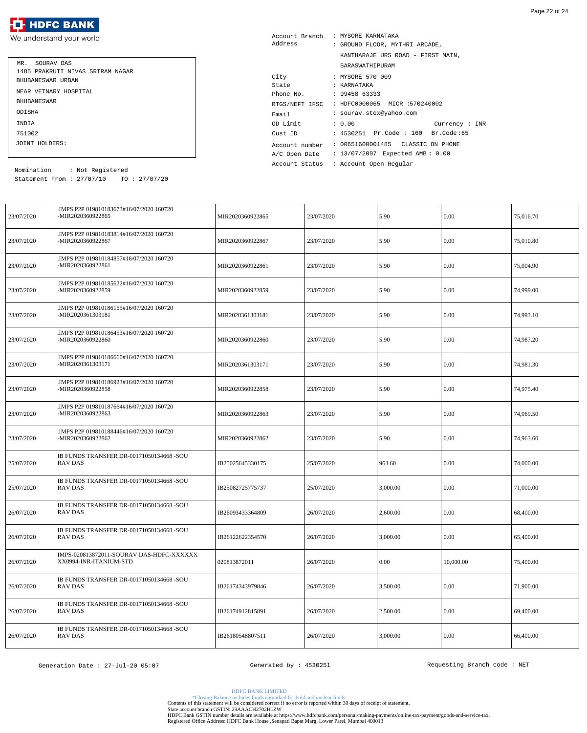![HDFC BANK](logo)

We understand your world

MR. SOURAV DAS
1485 PRAKRUTI NIVAS SRIRAM NAGAR
BHUBANESWAR URBAN
NEAR VETNARY HOSPITAL
BHUBANESWAR
ODISHA
INDIA
751002
JOINT HOLDERS:

Nomination : Not Registered
Statement From : 27/07/10 TO : 27/07/20

Account Branch : MYSORE KARNATAKA
Address : GROUND FLOOR, MYTHRI ARCADE,
KANTHARAJE URS ROAD - FIRST MAIN,
SARASWATHIPURAM
City : MYSORE 570 009
State : KARNATAKA
Phone No. : 99458 63333
RTGS/NEFT IFSC : HDFC0000065 MICR :570240002
Email : sourav.stex@yahoo.com
OD Limit : 0.00 Currency : INR
Cust ID : 4530251 Pr.Code : 160 Br.Code:65
Account number : 00651600001485 CLASSIC ON PHONE
A/C Open Date : 13/07/2007 Expected AMB : 0.00
Account Status : Account Open Regular

| | | | | | | |
|---|---|---|---|---|---|---|
| 23/07/2020 | .IMPS P2P 019810183673#16/07/2020 160720 -MIR2020360922865 | MIR2020360922865 | 23/07/2020 | 5.90 | 0.00 | 75,016.70 |
| 23/07/2020 | .IMPS P2P 019810183814#16/07/2020 160720 -MIR2020360922867 | MIR2020360922867 | 23/07/2020 | 5.90 | 0.00 | 75,010.80 |
| 23/07/2020 | .IMPS P2P 019810184857#16/07/2020 160720 -MIR2020360922861 | MIR2020360922861 | 23/07/2020 | 5.90 | 0.00 | 75,004.90 |
| 23/07/2020 | .IMPS P2P 019810185622#16/07/2020 160720 -MIR2020360922859 | MIR2020360922859 | 23/07/2020 | 5.90 | 0.00 | 74,999.00 |
| 23/07/2020 | .IMPS P2P 019810186155#16/07/2020 160720 -MIR2020361303181 | MIR2020361303181 | 23/07/2020 | 5.90 | 0.00 | 74,993.10 |
| 23/07/2020 | .IMPS P2P 019810186453#16/07/2020 160720 -MIR2020360922860 | MIR2020360922860 | 23/07/2020 | 5.90 | 0.00 | 74,987.20 |
| 23/07/2020 | .IMPS P2P 019810186660#16/07/2020 160720 -MIR2020361303171 | MIR2020361303171 | 23/07/2020 | 5.90 | 0.00 | 74,981.30 |
| 23/07/2020 | .IMPS P2P 019810186923#16/07/2020 160720 -MIR2020360922858 | MIR2020360922858 | 23/07/2020 | 5.90 | 0.00 | 74,975.40 |
| 23/07/2020 | .IMPS P2P 019810187664#16/07/2020 160720 -MIR2020360922863 | MIR2020360922863 | 23/07/2020 | 5.90 | 0.00 | 74,969.50 |
| 23/07/2020 | .IMPS P2P 019810188446#16/07/2020 160720 -MIR2020360922862 | MIR2020360922862 | 23/07/2020 | 5.90 | 0.00 | 74,963.60 |
| 25/07/2020 | IB FUNDS TRANSFER DR-00171050134668 -SOURAV DAS | IB25025645330175 | 25/07/2020 | 963.60 | 0.00 | 74,000.00 |
| 25/07/2020 | IB FUNDS TRANSFER DR-00171050134668 -SOURAV DAS | IB25082725775737 | 25/07/2020 | 3,000.00 | 0.00 | 71,000.00 |
| 26/07/2020 | IB FUNDS TRANSFER DR-00171050134668 -SOURAV DAS | IB26093433364809 | 26/07/2020 | 2,600.00 | 0.00 | 68,400.00 |
| 26/07/2020 | IB FUNDS TRANSFER DR-00171050134668 -SOURAV DAS | IB26122622354570 | 26/07/2020 | 3,000.00 | 0.00 | 65,400.00 |
| 26/07/2020 | IMPS-020813872011-SOURAV DAS-HDFC-XXXXXXXX0994-INR-ITANIUM-STD | 020813872011 | 26/07/2020 | 0.00 | 10,000.00 | 75,400.00 |
| 26/07/2020 | IB FUNDS TRANSFER DR-00171050134668 -SOURAV DAS | IB26174343979846 | 26/07/2020 | 3,500.00 | 0.00 | 71,900.00 |
| 26/07/2020 | IB FUNDS TRANSFER DR-00171050134668 -SOURAV DAS | IB26174912815891 | 26/07/2020 | 2,500.00 | 0.00 | 69,400.00 |
| 26/07/2020 | IB FUNDS TRANSFER DR-00171050134668 -SOURAV DAS | IB26180548807511 | 26/07/2020 | 3,000.00 | 0.00 | 66,400.00 |

Generation Date : 27-Jul-20 05:07 Generated by : 4530251 Requesting Branch code : NET

HDFC BANK LIMITED
*Closing Balance includes funds earmarked for hold and unclear funds
Contents of this statement will be considered correct if no error is reported within 30 days of receipt of statement.
State account branch GSTIN: 29AAACH2702H1ZW
HDFC Bank GSTIN number details are available at https://www.hdfcbank.com/personal/making-payments/online-tax-payment/goods-and-service-tax.
Registered Office Address: HDFC Bank House ,Senapati Bapat Marg, Lower Parel, Mumbai 400013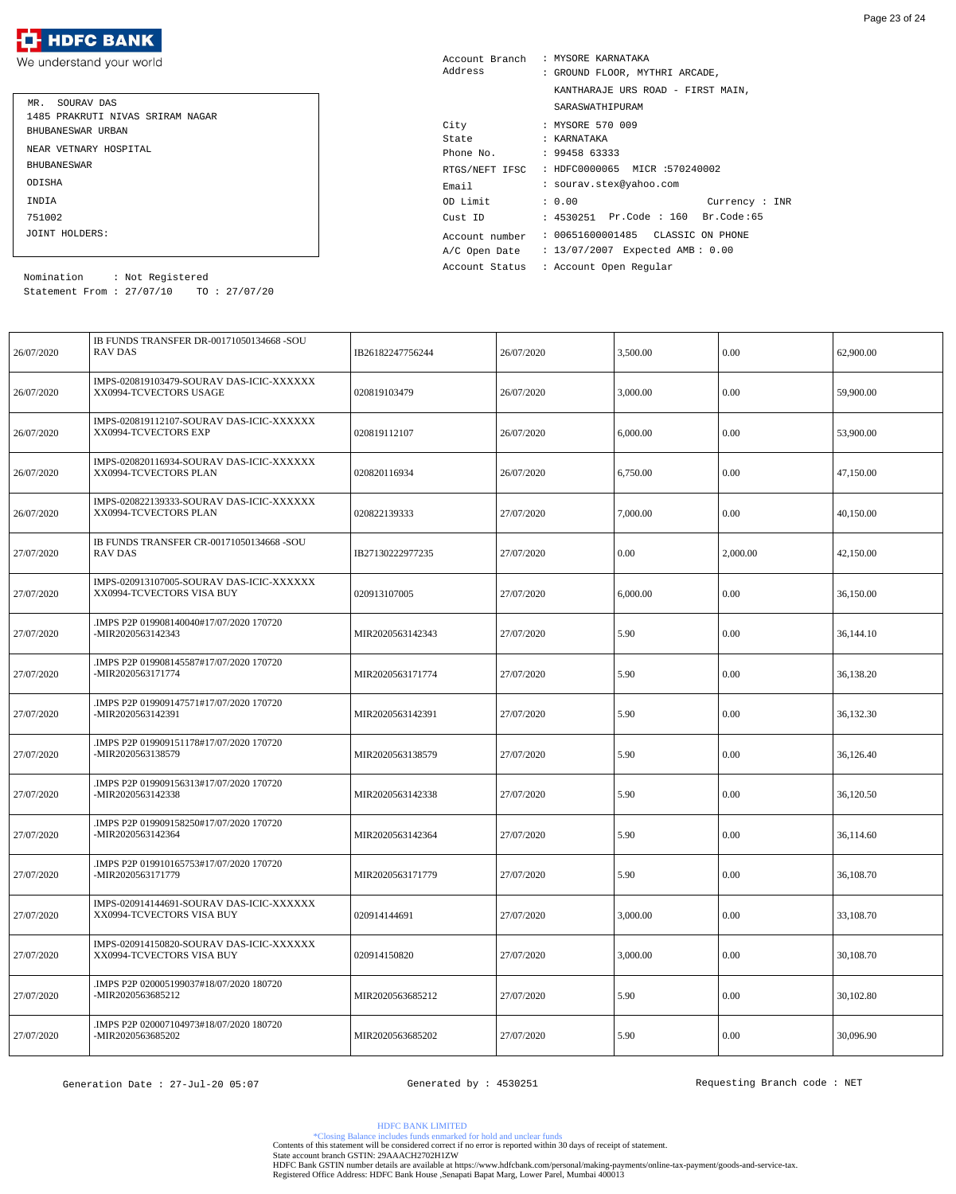**HDFC BANK**
We understand your world

MR. SOURAV DAS
1485 PRAKRUTI NIVAS SRIRAM NAGAR
BHUBANESWAR URBAN
NEAR VETNARY HOSPITAL
BHUBANESWAR
ODISHA
INDIA
751002
JOINT HOLDERS:

Nomination : Not Registered
Statement From : 27/07/10 TO : 27/07/20

Account Branch : MYSORE KARNATAKA
Address : GROUND FLOOR, MYTHRI ARCADE, KANTHARAJE URS ROAD - FIRST MAIN, SARASWATHIPURAM
City : MYSORE 570 009
State : KARNATAKA
Phone No. : 99458 63333
RTGS/NEFT IFSC : HDFC0000065 MICR :570240002
Email : sourav.stex@yahoo.com
OD Limit : 0.00 Currency : INR
Cust ID : 4530251 Pr.Code : 160 Br.Code :65
Account number : 00651600001485 CLASSIC ON PHONE
A/C Open Date : 13/07/2007 Expected AMB : 0.00
Account Status : Account Open Regular

| | | | | | | |
|---|---|---|---|---|---|---|
| 26/07/2020 | IB FUNDS TRANSFER DR-00171050134668 -SOURAV DAS | IB26182247756244 | 26/07/2020 | 3,500.00 | 0.00 | 62,900.00 |
| 26/07/2020 | IMPS-020819103479-SOURAV DAS-ICIC-XXXXXXXX0994-TCVECTORS USAGE | 020819103479 | 26/07/2020 | 3,000.00 | 0.00 | 59,900.00 |
| 26/07/2020 | IMPS-020819112107-SOURAV DAS-ICIC-XXXXXXXX0994-TCVECTORS EXP | 020819112107 | 26/07/2020 | 6,000.00 | 0.00 | 53,900.00 |
| 26/07/2020 | IMPS-020820116934-SOURAV DAS-ICIC-XXXXXXXX0994-TCVECTORS PLAN | 020820116934 | 26/07/2020 | 6,750.00 | 0.00 | 47,150.00 |
| 26/07/2020 | IMPS-020822139333-SOURAV DAS-ICIC-XXXXXXXX0994-TCVECTORS PLAN | 020822139333 | 27/07/2020 | 7,000.00 | 0.00 | 40,150.00 |
| 27/07/2020 | IB FUNDS TRANSFER CR-00171050134668 -SOURAV DAS | IB27130222977235 | 27/07/2020 | 0.00 | 2,000.00 | 42,150.00 |
| 27/07/2020 | IMPS-020913107005-SOURAV DAS-ICIC-XXXXXXXX0994-TCVECTORS VISA BUY | 020913107005 | 27/07/2020 | 6,000.00 | 0.00 | 36,150.00 |
| 27/07/2020 | .IMPS P2P 019908140040#17/07/2020 170720 -MIR2020563142343 | MIR2020563142343 | 27/07/2020 | 5.90 | 0.00 | 36,144.10 |
| 27/07/2020 | .IMPS P2P 019908145587#17/07/2020 170720 -MIR2020563171774 | MIR2020563171774 | 27/07/2020 | 5.90 | 0.00 | 36,138.20 |
| 27/07/2020 | .IMPS P2P 019909147571#17/07/2020 170720 -MIR2020563142391 | MIR2020563142391 | 27/07/2020 | 5.90 | 0.00 | 36,132.30 |
| 27/07/2020 | .IMPS P2P 019909151178#17/07/2020 170720 -MIR2020563138579 | MIR2020563138579 | 27/07/2020 | 5.90 | 0.00 | 36,126.40 |
| 27/07/2020 | .IMPS P2P 019909156313#17/07/2020 170720 -MIR2020563142338 | MIR2020563142338 | 27/07/2020 | 5.90 | 0.00 | 36,120.50 |
| 27/07/2020 | .IMPS P2P 019909158250#17/07/2020 170720 -MIR2020563142364 | MIR2020563142364 | 27/07/2020 | 5.90 | 0.00 | 36,114.60 |
| 27/07/2020 | .IMPS P2P 019910165753#17/07/2020 170720 -MIR2020563171779 | MIR2020563171779 | 27/07/2020 | 5.90 | 0.00 | 36,108.70 |
| 27/07/2020 | IMPS-020914144691-SOURAV DAS-ICIC-XXXXXXXX0994-TCVECTORS VISA BUY | 020914144691 | 27/07/2020 | 3,000.00 | 0.00 | 33,108.70 |
| 27/07/2020 | IMPS-020914150820-SOURAV DAS-ICIC-XXXXXXXX0994-TCVECTORS VISA BUY | 020914150820 | 27/07/2020 | 3,000.00 | 0.00 | 30,108.70 |
| 27/07/2020 | .IMPS P2P 020005199037#18/07/2020 180720 -MIR2020563685212 | MIR2020563685212 | 27/07/2020 | 5.90 | 0.00 | 30,102.80 |
| 27/07/2020 | .IMPS P2P 020007104973#18/07/2020 180720 -MIR2020563685202 | MIR2020563685202 | 27/07/2020 | 5.90 | 0.00 | 30,096.90 |

Generation Date : 27-Jul-20 05:07 Generated by : 4530251 Requesting Branch code : NET

HDFC BANK LIMITED
*Closing Balance includes funds earmarked for hold and unclear funds
Contents of this statement will be considered correct if no error is reported within 30 days of receipt of statement.
State account branch GSTIN: 29AAACH2702H1ZW
HDFC Bank GSTIN number details are available at https://www.hdfcbank.com/personal/making-payments/online-tax-payment/goods-and-service-tax.
Registered Office Address: HDFC Bank House ,Senapati Bapat Marg, Lower Parel, Mumbai 400013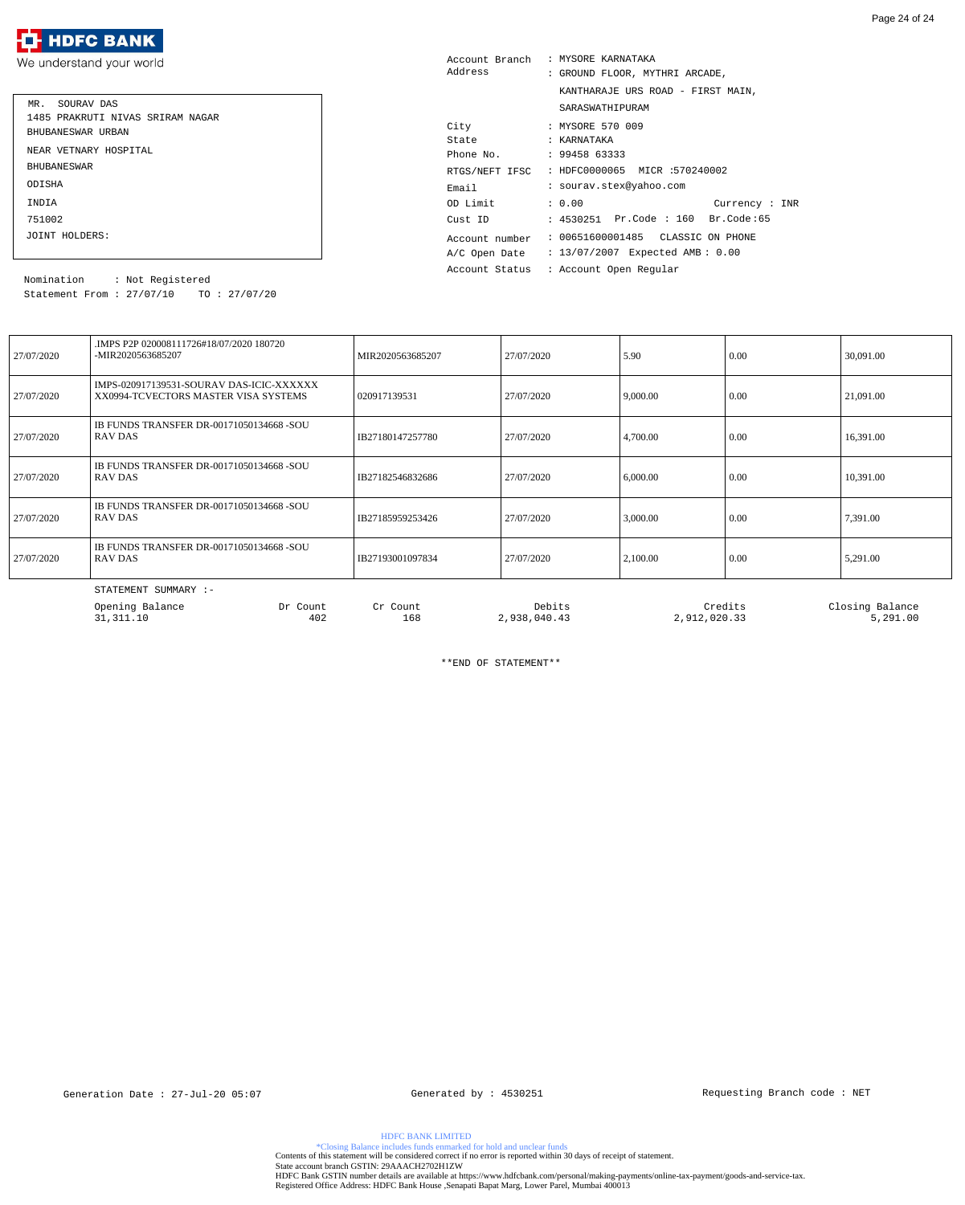HDFC BANK
We understand your world

MR. SOURAV DAS
1485 PRAKRUTI NIVAS SRIRAM NAGAR
BHUBANESWAR URBAN
NEAR VETNARY HOSPITAL
BHUBANESWAR
ODISHA
INDIA
751002
JOINT HOLDERS:

Account Branch : MYSORE KARNATAKA
Address : GROUND FLOOR, MYTHRI ARCADE,
KANTHARAJE URS ROAD - FIRST MAIN,
SARASWATHIPURAM
City : MYSORE 570 009
State : KARNATAKA
Phone No. : 99458 63333
RTGS/NEFT IFSC : HDFC0000065 MICR :570240002
Email : sourav.stex@yahoo.com
OD Limit : 0.00 Currency : INR
Cust ID : 4530251 Pr.Code : 160 Br.Code :65
Account number : 00651600001485 CLASSIC ON PHONE
A/C Open Date : 13/07/2007 Expected AMB : 0.00
Account Status : Account Open Regular

Nomination : Not Registered
Statement From : 27/07/10 TO : 27/07/20

| | | | | | | |
|---|---|---|---|---|---|---|
| 27/07/2020 | .IMPS P2P 020008111726#18/07/2020 180720 -MIR2020563685207 | MIR2020563685207 | 27/07/2020 | 5.90 | 0.00 | 30,091.00 |
| 27/07/2020 | IMPS-020917139531-SOURAV DAS-ICIC-XXXXXX XX0994-TCVECTORS MASTER VISA SYSTEMS | 020917139531 | 27/07/2020 | 9,000.00 | 0.00 | 21,091.00 |
| 27/07/2020 | IB FUNDS TRANSFER DR-00171050134668 -SOU RAV DAS | IB27180147257780 | 27/07/2020 | 4,700.00 | 0.00 | 16,391.00 |
| 27/07/2020 | IB FUNDS TRANSFER DR-00171050134668 -SOU RAV DAS | IB27182546832686 | 27/07/2020 | 6,000.00 | 0.00 | 10,391.00 |
| 27/07/2020 | IB FUNDS TRANSFER DR-00171050134668 -SOU RAV DAS | IB27185959253426 | 27/07/2020 | 3,000.00 | 0.00 | 7,391.00 |
| 27/07/2020 | IB FUNDS TRANSFER DR-00171050134668 -SOU RAV DAS | IB27193001097834 | 27/07/2020 | 2,100.00 | 0.00 | 5,291.00 |

STATEMENT SUMMARY :-

| Opening Balance | Dr Count | Cr Count | Debits | Credits | Closing Balance |
|---|---|---|---|---|---|
| 31,311.10 | 402 | 168 | 2,938,040.43 | 2,912,020.33 | 5,291.00 |

**END OF STATEMENT**

Generation Date : 27-Jul-20 05:07 Generated by : 4530251 Requesting Branch code : NET

HDFC BANK LIMITED
*Closing Balance includes funds enmarked for hold and unclear funds
Contents of this statement will be considered correct if no error is reported within 30 days of receipt of statement.
State account branch GSTIN: 29AAACH2702H1ZW
HDFC Bank GSTIN number details are available at https://www.hdfcbank.com/personal/making-payments/online-tax-payment/goods-and-service-tax.
Registered Office Address: HDFC Bank House ,Senapati Bapat Marg, Lower Parel, Mumbai 400013